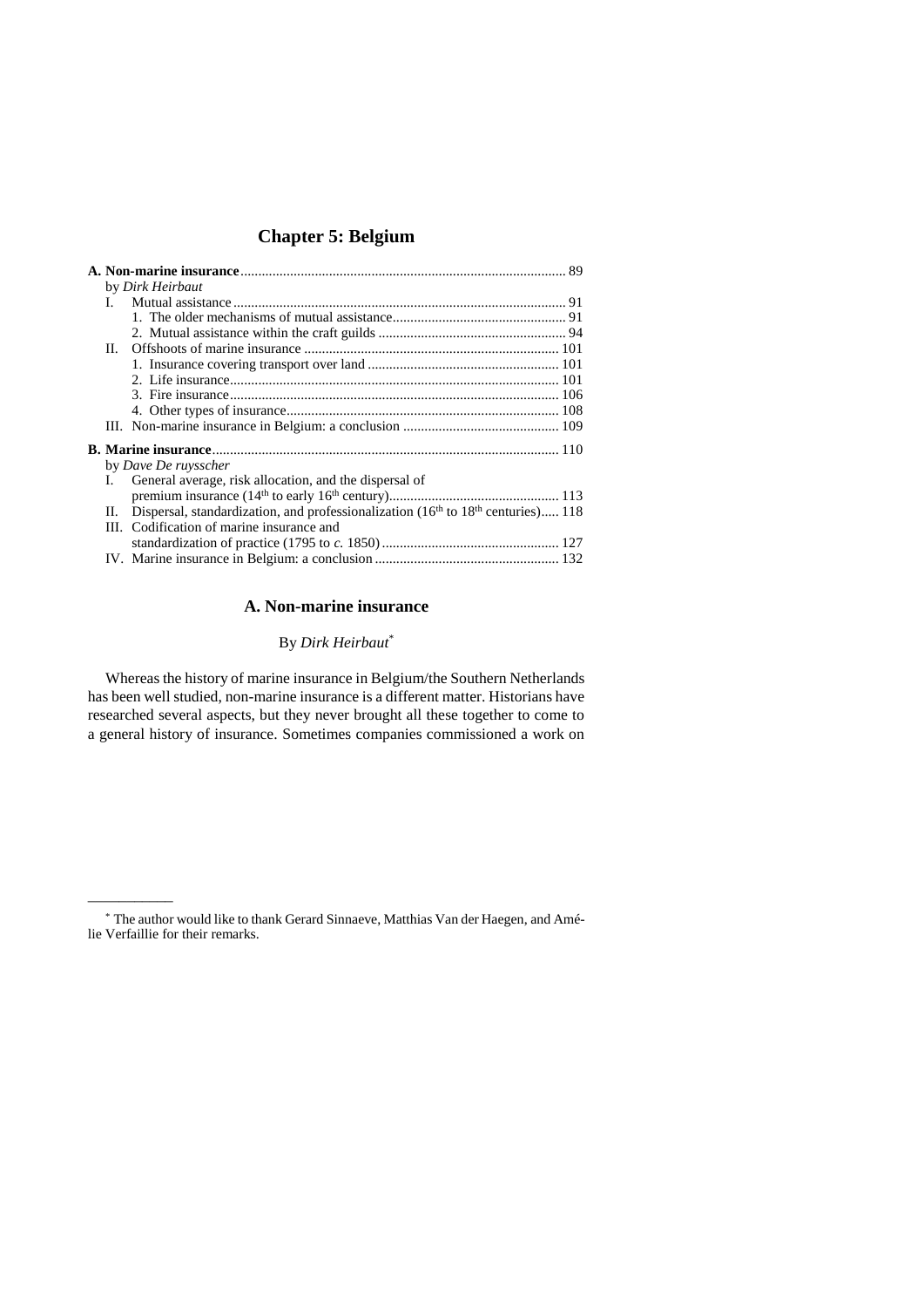# Chapter 5: Belgium

**A. Non-marine insurance** ........ 89
by *Dirk Heirbaut*
- I. Mutual assistance ........ 91
  - 1. The older mechanisms of mutual assistance ........ 91
  - 2. Mutual assistance within the craft guilds ........ 94
- II. Offshoots of marine insurance ........ 101
  - 1. Insurance covering transport over land ........ 101
  - 2. Life insurance ........ 101
  - 3. Fire insurance ........ 106
  - 4. Other types of insurance ........ 108
- III. Non-marine insurance in Belgium: a conclusion ........ 109

**B. Marine insurance** ........ 110
by *Dave De ruysscher*
- I. General average, risk allocation, and the dispersal of premium insurance (14th to early 16th century) ........ 113
- II. Dispersal, standardization, and professionalization (16th to 18th centuries) ........ 118
- III. Codification of marine insurance and standardization of practice (1795 to *c.* 1850) ........ 127
- IV. Marine insurance in Belgium: a conclusion ........ 132

## A. Non-marine insurance

By *Dirk Heirbaut*[*]

Whereas the history of marine insurance in Belgium/the Southern Netherlands has been well studied, non-marine insurance is a different matter. Historians have researched several aspects, but they never brought all these together to come to a general history of insurance. Sometimes companies commissioned a work on

---

[*] The author would like to thank Gerard Sinnaeve, Matthias Van der Haegen, and Amélie Verfaillie for their remarks.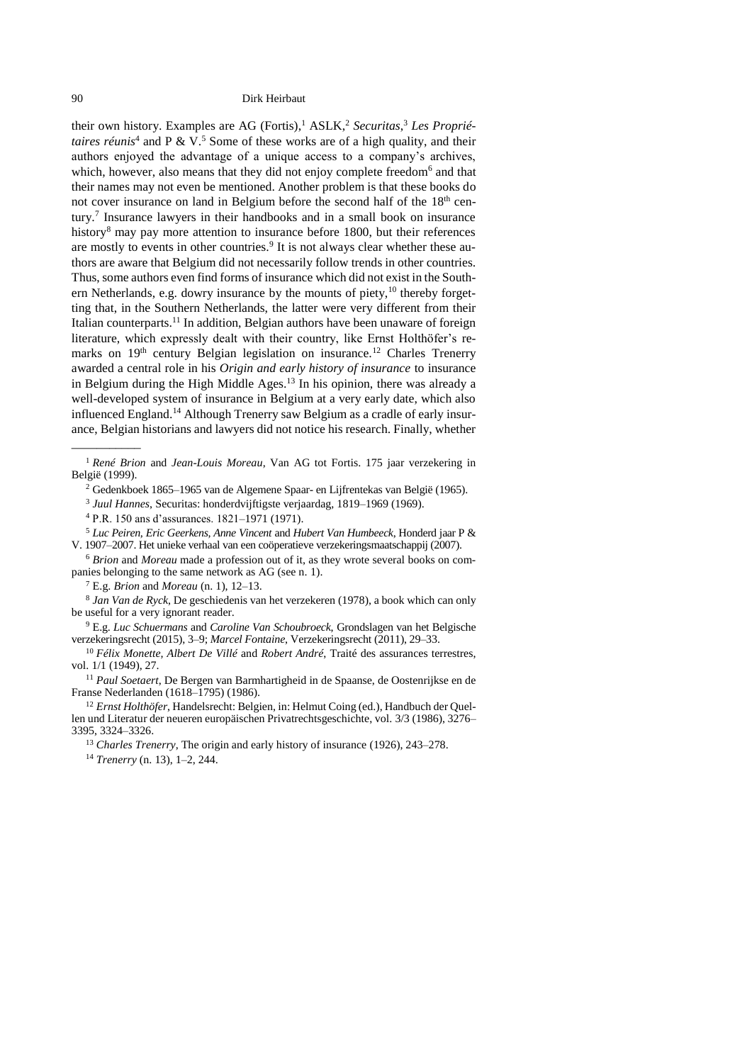their own history. Examples are AG (Fortis),[1] ASLK,[2] *Securitas*,[3] *Les Propriétaires réunis*[4] and P & V.[5] Some of these works are of a high quality, and their authors enjoyed the advantage of a unique access to a company's archives, which, however, also means that they did not enjoy complete freedom[6] and that their names may not even be mentioned. Another problem is that these books do not cover insurance on land in Belgium before the second half of the 18th century.[7] Insurance lawyers in their handbooks and in a small book on insurance history[8] may pay more attention to insurance before 1800, but their references are mostly to events in other countries.[9] It is not always clear whether these authors are aware that Belgium did not necessarily follow trends in other countries. Thus, some authors even find forms of insurance which did not exist in the Southern Netherlands, e.g. dowry insurance by the mounts of piety,[10] thereby forgetting that, in the Southern Netherlands, the latter were very different from their Italian counterparts.[11] In addition, Belgian authors have been unaware of foreign literature, which expressly dealt with their country, like Ernst Holthöfer's remarks on 19th century Belgian legislation on insurance.[12] Charles Trenerry awarded a central role in his *Origin and early history of insurance* to insurance in Belgium during the High Middle Ages.[13] In his opinion, there was already a well-developed system of insurance in Belgium at a very early date, which also influenced England.[14] Although Trenerry saw Belgium as a cradle of early insurance, Belgian historians and lawyers did not notice his research. Finally, whether

---

[1] *René Brion* and *Jean-Louis Moreau*, Van AG tot Fortis. 175 jaar verzekering in België (1999).

[2] Gedenkboek 1865–1965 van de Algemene Spaar- en Lijfrentekas van België (1965).

[3] *Juul Hannes*, Securitas: honderdvijftigste verjaardag, 1819–1969 (1969).

[4] P.R. 150 ans d'assurances. 1821–1971 (1971).

[5] *Luc Peiren*, *Eric Geerkens*, *Anne Vincent* and *Hubert Van Humbeeck*, Honderd jaar P & V. 1907–2007. Het unieke verhaal van een coöperatieve verzekeringsmaatschappij (2007).

[6] *Brion* and *Moreau* made a profession out of it, as they wrote several books on companies belonging to the same network as AG (see n. 1).

[7] E.g. *Brion* and *Moreau* (n. 1), 12–13.

[8] *Jan Van de Ryck*, De geschiedenis van het verzekeren (1978), a book which can only be useful for a very ignorant reader.

[9] E.g. *Luc Schuermans* and *Caroline Van Schoubroeck*, Grondslagen van het Belgische verzekeringsrecht (2015), 3–9; *Marcel Fontaine*, Verzekeringsrecht (2011), 29–33.

[10] *Félix Monette*, *Albert De Villé* and *Robert André*, Traité des assurances terrestres, vol. 1/1 (1949), 27.

[11] *Paul Soetaert*, De Bergen van Barmhartigheid in de Spaanse, de Oostenrijkse en de Franse Nederlanden (1618–1795) (1986).

[12] *Ernst Holthöfer*, Handelsrecht: Belgien, in: Helmut Coing (ed.), Handbuch der Quellen und Literatur der neueren europäischen Privatrechtsgeschichte, vol. 3/3 (1986), 3276–3395, 3324–3326.

[13] *Charles Trenerry*, The origin and early history of insurance (1926), 243–278.

[14] *Trenerry* (n. 13), 1–2, 244.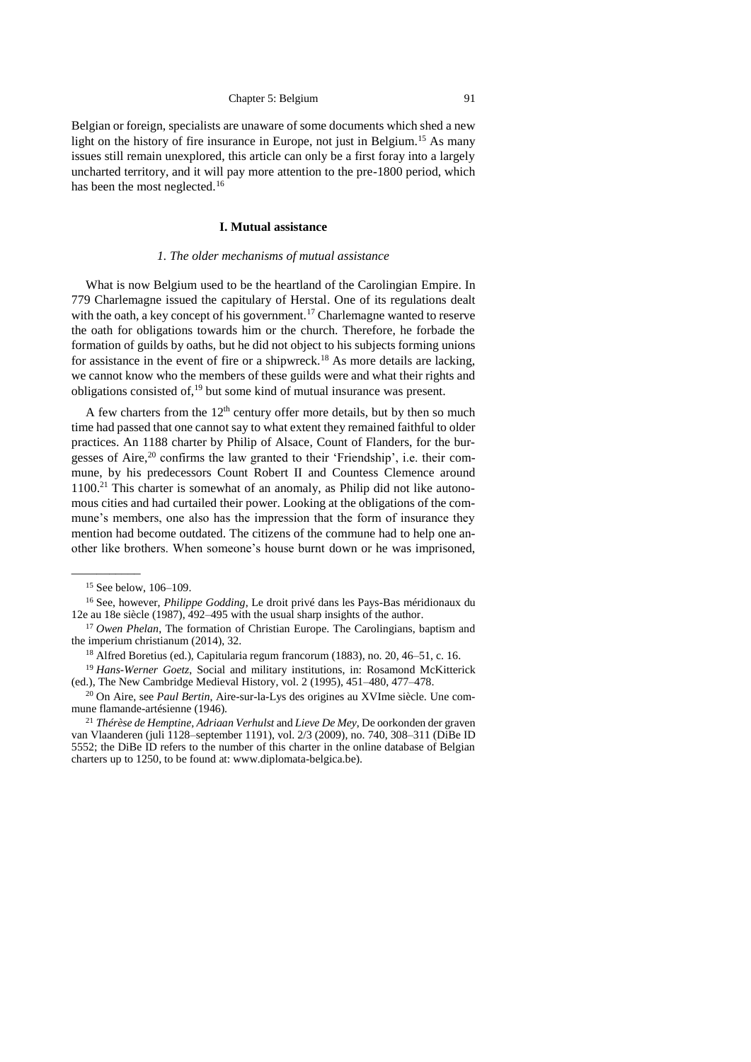Belgian or foreign, specialists are unaware of some documents which shed a new light on the history of fire insurance in Europe, not just in Belgium.[15] As many issues still remain unexplored, this article can only be a first foray into a largely uncharted territory, and it will pay more attention to the pre-1800 period, which has been the most neglected.[16]

## I. Mutual assistance

### *1. The older mechanisms of mutual assistance*

What is now Belgium used to be the heartland of the Carolingian Empire. In 779 Charlemagne issued the capitulary of Herstal. One of its regulations dealt with the oath, a key concept of his government.[17] Charlemagne wanted to reserve the oath for obligations towards him or the church. Therefore, he forbade the formation of guilds by oaths, but he did not object to his subjects forming unions for assistance in the event of fire or a shipwreck.[18] As more details are lacking, we cannot know who the members of these guilds were and what their rights and obligations consisted of,[19] but some kind of mutual insurance was present.

A few charters from the 12th century offer more details, but by then so much time had passed that one cannot say to what extent they remained faithful to older practices. An 1188 charter by Philip of Alsace, Count of Flanders, for the burgesses of Aire,[20] confirms the law granted to their 'Friendship', i.e. their commune, by his predecessors Count Robert II and Countess Clemence around 1100.[21] This charter is somewhat of an anomaly, as Philip did not like autonomous cities and had curtailed their power. Looking at the obligations of the commune's members, one also has the impression that the form of insurance they mention had become outdated. The citizens of the commune had to help one another like brothers. When someone's house burnt down or he was imprisoned,

---

[15] See below, 106–109.

[16] See, however, *Philippe Godding*, Le droit privé dans les Pays-Bas méridionaux du 12e au 18e siècle (1987), 492–495 with the usual sharp insights of the author.

[17] *Owen Phelan*, The formation of Christian Europe. The Carolingians, baptism and the imperium christianum (2014), 32.

[18] Alfred Boretius (ed.), Capitularia regum francorum (1883), no. 20, 46–51, c. 16.

[19] *Hans-Werner Goetz*, Social and military institutions, in: Rosamond McKitterick (ed.), The New Cambridge Medieval History, vol. 2 (1995), 451–480, 477–478.

[20] On Aire, see *Paul Bertin*, Aire-sur-la-Lys des origines au XVIme siècle. Une commune flamande-artésienne (1946).

[21] *Thérèse de Hemptine, Adriaan Verhulst* and *Lieve De Mey*, De oorkonden der graven van Vlaanderen (juli 1128–september 1191), vol. 2/3 (2009), no. 740, 308–311 (DiBe ID 5552; the DiBe ID refers to the number of this charter in the online database of Belgian charters up to 1250, to be found at: www.diplomata-belgica.be).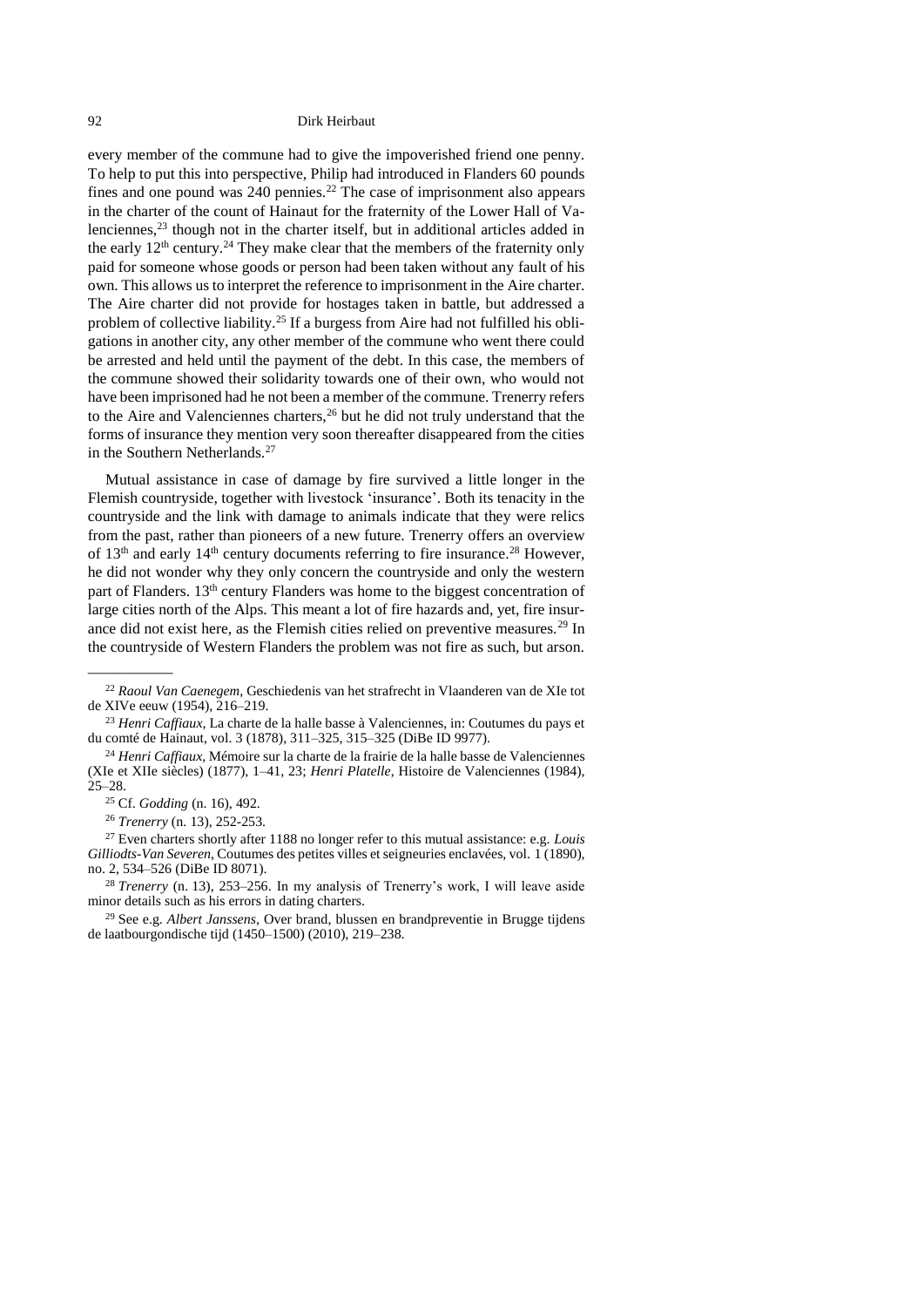every member of the commune had to give the impoverished friend one penny. To help to put this into perspective, Philip had introduced in Flanders 60 pounds fines and one pound was 240 pennies.[22] The case of imprisonment also appears in the charter of the count of Hainaut for the fraternity of the Lower Hall of Valenciennes,[23] though not in the charter itself, but in additional articles added in the early 12th century.[24] They make clear that the members of the fraternity only paid for someone whose goods or person had been taken without any fault of his own. This allows us to interpret the reference to imprisonment in the Aire charter. The Aire charter did not provide for hostages taken in battle, but addressed a problem of collective liability.[25] If a burgess from Aire had not fulfilled his obligations in another city, any other member of the commune who went there could be arrested and held until the payment of the debt. In this case, the members of the commune showed their solidarity towards one of their own, who would not have been imprisoned had he not been a member of the commune. Trenerry refers to the Aire and Valenciennes charters,[26] but he did not truly understand that the forms of insurance they mention very soon thereafter disappeared from the cities in the Southern Netherlands.[27]

Mutual assistance in case of damage by fire survived a little longer in the Flemish countryside, together with livestock 'insurance'. Both its tenacity in the countryside and the link with damage to animals indicate that they were relics from the past, rather than pioneers of a new future. Trenerry offers an overview of 13th and early 14th century documents referring to fire insurance.[28] However, he did not wonder why they only concern the countryside and only the western part of Flanders. 13th century Flanders was home to the biggest concentration of large cities north of the Alps. This meant a lot of fire hazards and, yet, fire insurance did not exist here, as the Flemish cities relied on preventive measures.[29] In the countryside of Western Flanders the problem was not fire as such, but arson.

---

[22] *Raoul Van Caenegem*, Geschiedenis van het strafrecht in Vlaanderen van de XIe tot de XIVe eeuw (1954), 216–219.

[23] *Henri Caffiaux*, La charte de la halle basse à Valenciennes, in: Coutumes du pays et du comté de Hainaut, vol. 3 (1878), 311–325, 315–325 (DiBe ID 9977).

[24] *Henri Caffiaux*, Mémoire sur la charte de la frairie de la halle basse de Valenciennes (XIe et XIIe siècles) (1877), 1–41, 23; *Henri Platelle*, Histoire de Valenciennes (1984), 25–28.

[25] Cf. *Godding* (n. 16), 492.

[26] *Trenerry* (n. 13), 252-253.

[27] Even charters shortly after 1188 no longer refer to this mutual assistance: e.g. *Louis Gilliodts-Van Severen*, Coutumes des petites villes et seigneuries enclavées, vol. 1 (1890), no. 2, 534–526 (DiBe ID 8071).

[28] *Trenerry* (n. 13), 253–256. In my analysis of Trenerry's work, I will leave aside minor details such as his errors in dating charters.

[29] See e.g. *Albert Janssens*, Over brand, blussen en brandpreventie in Brugge tijdens de laatbourgondische tijd (1450–1500) (2010), 219–238.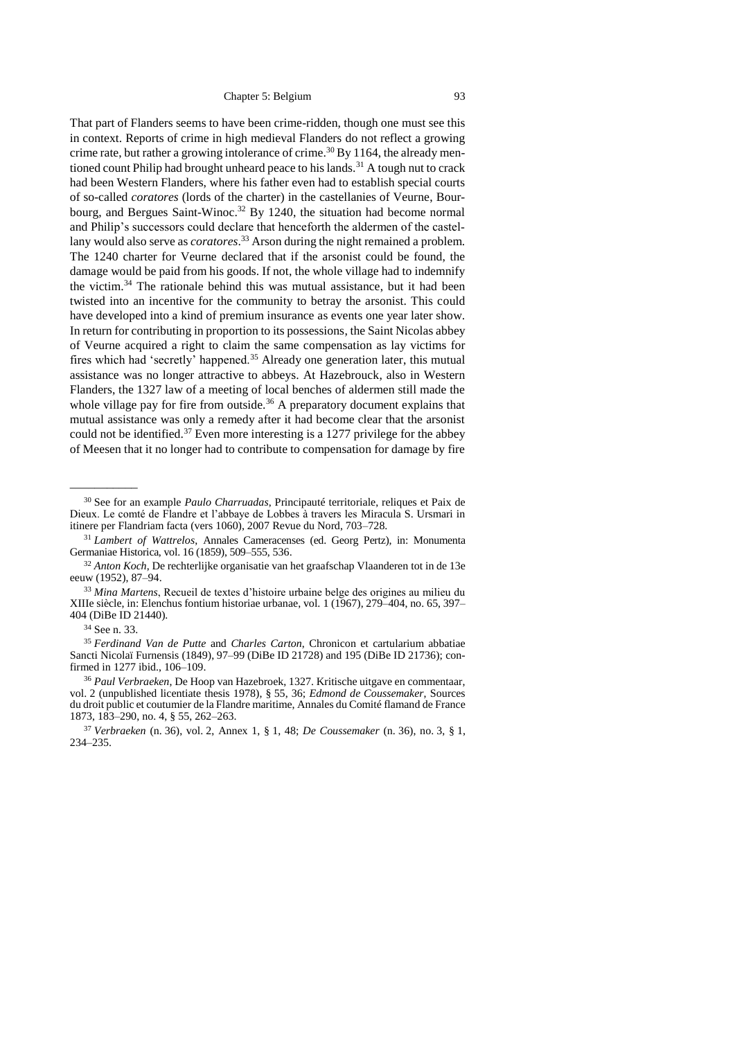That part of Flanders seems to have been crime-ridden, though one must see this in context. Reports of crime in high medieval Flanders do not reflect a growing crime rate, but rather a growing intolerance of crime.[30] By 1164, the already mentioned count Philip had brought unheard peace to his lands.[31] A tough nut to crack had been Western Flanders, where his father even had to establish special courts of so-called *coratores* (lords of the charter) in the castellanies of Veurne, Bourbourg, and Bergues Saint-Winoc.[32] By 1240, the situation had become normal and Philip's successors could declare that henceforth the aldermen of the castellany would also serve as *coratores*.[33] Arson during the night remained a problem. The 1240 charter for Veurne declared that if the arsonist could be found, the damage would be paid from his goods. If not, the whole village had to indemnify the victim.[34] The rationale behind this was mutual assistance, but it had been twisted into an incentive for the community to betray the arsonist. This could have developed into a kind of premium insurance as events one year later show. In return for contributing in proportion to its possessions, the Saint Nicolas abbey of Veurne acquired a right to claim the same compensation as lay victims for fires which had 'secretly' happened.[35] Already one generation later, this mutual assistance was no longer attractive to abbeys. At Hazebrouck, also in Western Flanders, the 1327 law of a meeting of local benches of aldermen still made the whole village pay for fire from outside.[36] A preparatory document explains that mutual assistance was only a remedy after it had become clear that the arsonist could not be identified.[37] Even more interesting is a 1277 privilege for the abbey of Meesen that it no longer had to contribute to compensation for damage by fire

---

[30] See for an example *Paulo Charruadas*, Principauté territoriale, reliques et Paix de Dieux. Le comté de Flandre et l'abbaye de Lobbes à travers les Miracula S. Ursmari in itinere per Flandriam facta (vers 1060), 2007 Revue du Nord, 703–728.

[31] *Lambert of Wattrelos*, Annales Cameracenses (ed. Georg Pertz), in: Monumenta Germaniae Historica, vol. 16 (1859), 509–555, 536.

[32] *Anton Koch*, De rechterlijke organisatie van het graafschap Vlaanderen tot in de 13e eeuw (1952), 87–94.

[33] *Mina Martens*, Recueil de textes d'histoire urbaine belge des origines au milieu du XIIIe siècle, in: Elenchus fontium historiae urbanae, vol. 1 (1967), 279–404, no. 65, 397–404 (DiBe ID 21440).

[34] See n. 33.

[35] *Ferdinand Van de Putte* and *Charles Carton*, Chronicon et cartularium abbatiae Sancti Nicolaï Furnensis (1849), 97–99 (DiBe ID 21728) and 195 (DiBe ID 21736); confirmed in 1277 ibid., 106–109.

[36] *Paul Verbraeken*, De Hoop van Hazebroek, 1327. Kritische uitgave en commentaar, vol. 2 (unpublished licentiate thesis 1978), § 55, 36; *Edmond de Coussemaker*, Sources du droit public et coutumier de la Flandre maritime, Annales du Comité flamand de France 1873, 183–290, no. 4, § 55, 262–263.

[37] *Verbraeken* (n. 36), vol. 2, Annex 1, § 1, 48; *De Coussemaker* (n. 36), no. 3, § 1, 234–235.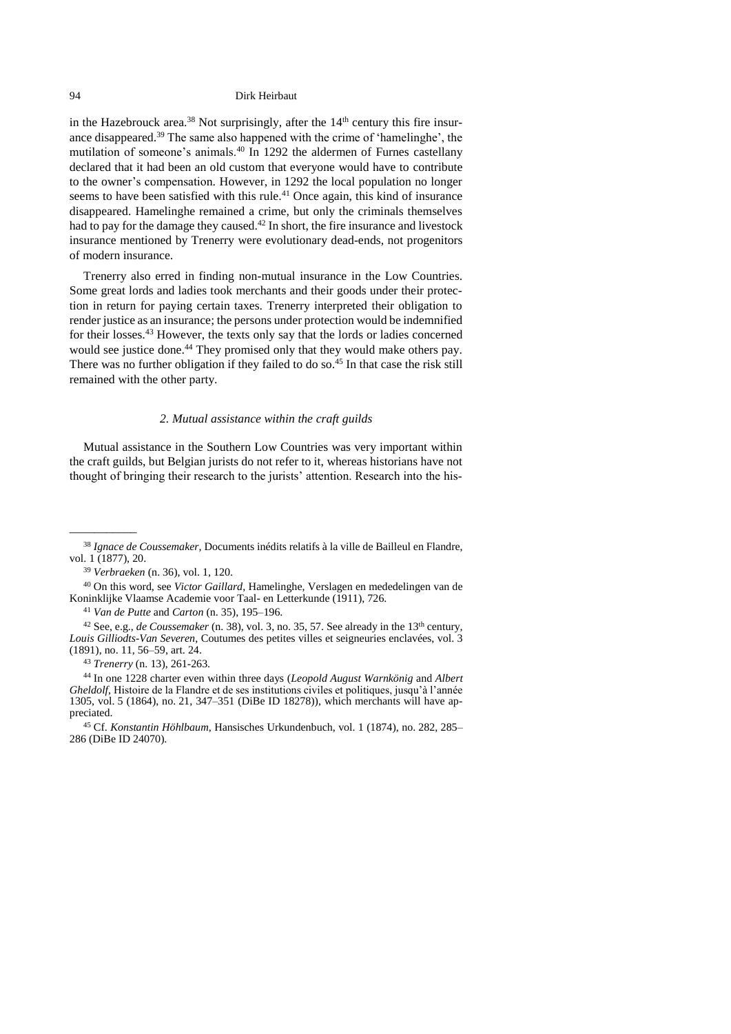in the Hazebrouck area.[38] Not surprisingly, after the 14th century this fire insurance disappeared.[39] The same also happened with the crime of 'hamelinghe', the mutilation of someone's animals.[40] In 1292 the aldermen of Furnes castellany declared that it had been an old custom that everyone would have to contribute to the owner's compensation. However, in 1292 the local population no longer seems to have been satisfied with this rule.[41] Once again, this kind of insurance disappeared. Hamelinghe remained a crime, but only the criminals themselves had to pay for the damage they caused.[42] In short, the fire insurance and livestock insurance mentioned by Trenerry were evolutionary dead-ends, not progenitors of modern insurance.

Trenerry also erred in finding non-mutual insurance in the Low Countries. Some great lords and ladies took merchants and their goods under their protection in return for paying certain taxes. Trenerry interpreted their obligation to render justice as an insurance; the persons under protection would be indemnified for their losses.[43] However, the texts only say that the lords or ladies concerned would see justice done.[44] They promised only that they would make others pay. There was no further obligation if they failed to do so.[45] In that case the risk still remained with the other party.

### *2. Mutual assistance within the craft guilds*

Mutual assistance in the Southern Low Countries was very important within the craft guilds, but Belgian jurists do not refer to it, whereas historians have not thought of bringing their research to the jurists' attention. Research into the his-

---

[38] *Ignace de Coussemaker*, Documents inédits relatifs à la ville de Bailleul en Flandre, vol. 1 (1877), 20.

[39] *Verbraeken* (n. 36), vol. 1, 120.

[40] On this word, see *Victor Gaillard*, Hamelinghe, Verslagen en mededelingen van de Koninklijke Vlaamse Academie voor Taal- en Letterkunde (1911), 726.

[41] *Van de Putte* and *Carton* (n. 35), 195–196.

[42] See, e.g., *de Coussemaker* (n. 38), vol. 3, no. 35, 57. See already in the 13th century, *Louis Gilliodts-Van Severen*, Coutumes des petites villes et seigneuries enclavées, vol. 3 (1891), no. 11, 56–59, art. 24.

[43] *Trenerry* (n. 13), 261-263.

[44] In one 1228 charter even within three days (*Leopold August Warnkönig* and *Albert Gheldolf*, Histoire de la Flandre et de ses institutions civiles et politiques, jusqu'à l'année 1305, vol. 5 (1864), no. 21, 347–351 (DiBe ID 18278)), which merchants will have appreciated.

[45] Cf. *Konstantin Höhlbaum*, Hansisches Urkundenbuch, vol. 1 (1874), no. 282, 285–286 (DiBe ID 24070).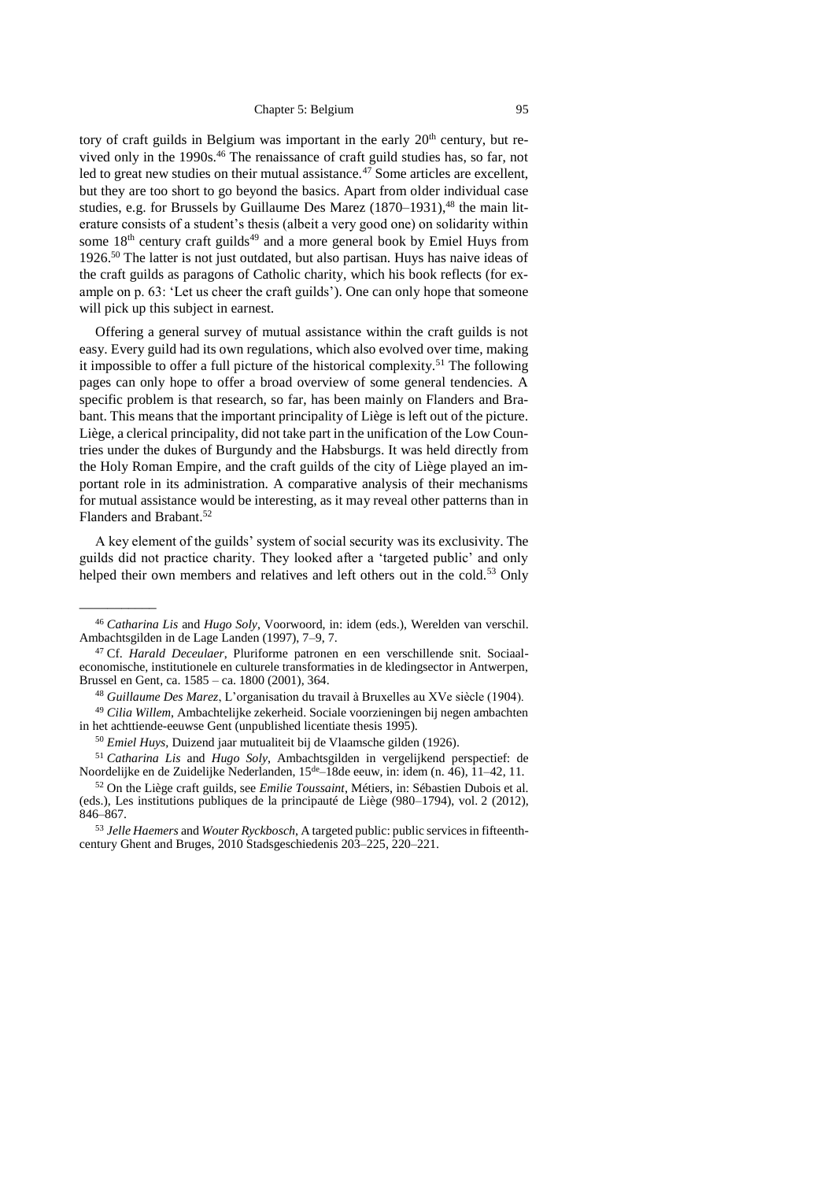tory of craft guilds in Belgium was important in the early 20th century, but revived only in the 1990s.[46] The renaissance of craft guild studies has, so far, not led to great new studies on their mutual assistance.[47] Some articles are excellent, but they are too short to go beyond the basics. Apart from older individual case studies, e.g. for Brussels by Guillaume Des Marez (1870–1931),[48] the main literature consists of a student's thesis (albeit a very good one) on solidarity within some 18th century craft guilds[49] and a more general book by Emiel Huys from 1926.[50] The latter is not just outdated, but also partisan. Huys has naive ideas of the craft guilds as paragons of Catholic charity, which his book reflects (for example on p. 63: 'Let us cheer the craft guilds'). One can only hope that someone will pick up this subject in earnest.

Offering a general survey of mutual assistance within the craft guilds is not easy. Every guild had its own regulations, which also evolved over time, making it impossible to offer a full picture of the historical complexity.[51] The following pages can only hope to offer a broad overview of some general tendencies. A specific problem is that research, so far, has been mainly on Flanders and Brabant. This means that the important principality of Liège is left out of the picture. Liège, a clerical principality, did not take part in the unification of the Low Countries under the dukes of Burgundy and the Habsburgs. It was held directly from the Holy Roman Empire, and the craft guilds of the city of Liège played an important role in its administration. A comparative analysis of their mechanisms for mutual assistance would be interesting, as it may reveal other patterns than in Flanders and Brabant.[52]

A key element of the guilds' system of social security was its exclusivity. The guilds did not practice charity. They looked after a 'targeted public' and only helped their own members and relatives and left others out in the cold.[53] Only

---

[46] *Catharina Lis* and *Hugo Soly*, Voorwoord, in: idem (eds.), Werelden van verschil. Ambachtsgilden in de Lage Landen (1997), 7–9, 7.

[47] Cf. *Harald Deceulaer*, Pluriforme patronen en een verschillende snit. Sociaal-economische, institutionele en culturele transformaties in de kledingsector in Antwerpen, Brussel en Gent, ca. 1585 – ca. 1800 (2001), 364.

[48] *Guillaume Des Marez*, L'organisation du travail à Bruxelles au XVe siècle (1904).

[49] *Cilia Willem*, Ambachtelijke zekerheid. Sociale voorzieningen bij negen ambachten in het achttiende-eeuwse Gent (unpublished licentiate thesis 1995).

[50] *Emiel Huys*, Duizend jaar mutualiteit bij de Vlaamsche gilden (1926).

[51] *Catharina Lis* and *Hugo Soly*, Ambachtsgilden in vergelijkend perspectief: de Noordelijke en de Zuidelijke Nederlanden, 15de–18de eeuw, in: idem (n. 46), 11–42, 11.

[52] On the Liège craft guilds, see *Emilie Toussaint*, Métiers, in: Sébastien Dubois et al. (eds.), Les institutions publiques de la principauté de Liège (980–1794), vol. 2 (2012), 846–867.

[53] *Jelle Haemers* and *Wouter Ryckbosch*, A targeted public: public services in fifteenth-century Ghent and Bruges, 2010 Stadsgeschiedenis 203–225, 220–221.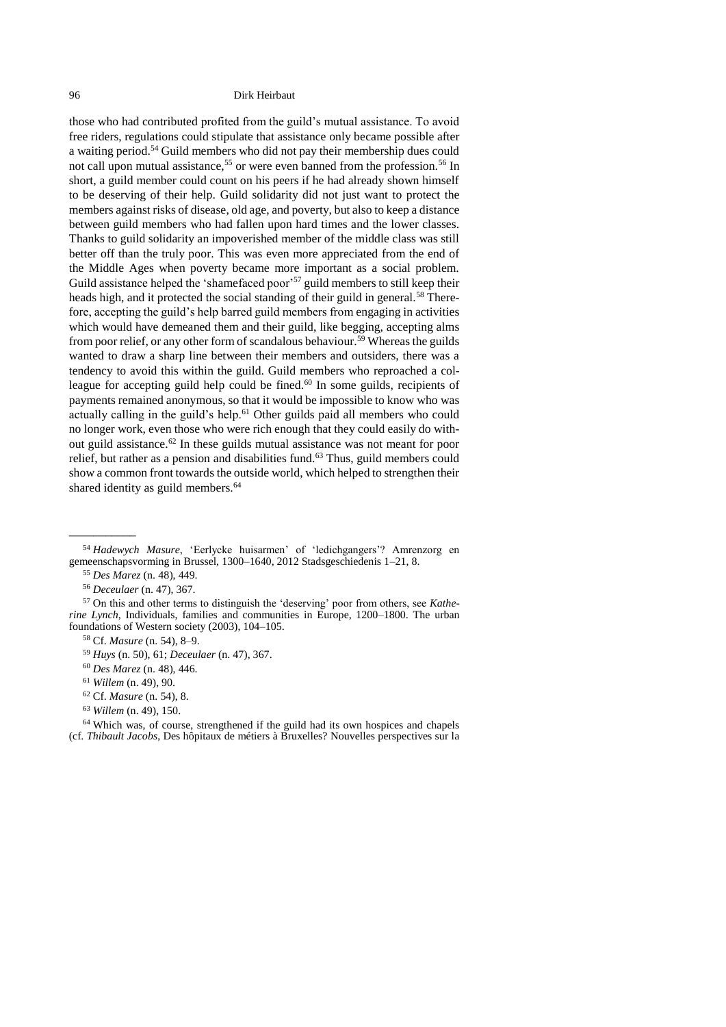those who had contributed profited from the guild's mutual assistance. To avoid free riders, regulations could stipulate that assistance only became possible after a waiting period.[54] Guild members who did not pay their membership dues could not call upon mutual assistance,[55] or were even banned from the profession.[56] In short, a guild member could count on his peers if he had already shown himself to be deserving of their help. Guild solidarity did not just want to protect the members against risks of disease, old age, and poverty, but also to keep a distance between guild members who had fallen upon hard times and the lower classes. Thanks to guild solidarity an impoverished member of the middle class was still better off than the truly poor. This was even more appreciated from the end of the Middle Ages when poverty became more important as a social problem. Guild assistance helped the 'shamefaced poor'[57] guild members to still keep their heads high, and it protected the social standing of their guild in general.[58] Therefore, accepting the guild's help barred guild members from engaging in activities which would have demeaned them and their guild, like begging, accepting alms from poor relief, or any other form of scandalous behaviour.[59] Whereas the guilds wanted to draw a sharp line between their members and outsiders, there was a tendency to avoid this within the guild. Guild members who reproached a colleague for accepting guild help could be fined.[60] In some guilds, recipients of payments remained anonymous, so that it would be impossible to know who was actually calling in the guild's help.[61] Other guilds paid all members who could no longer work, even those who were rich enough that they could easily do without guild assistance.[62] In these guilds mutual assistance was not meant for poor relief, but rather as a pension and disabilities fund.[63] Thus, guild members could show a common front towards the outside world, which helped to strengthen their shared identity as guild members.[64]

---

[54] *Hadewych Masure*, 'Eerlycke huisarmen' of 'ledichgangers'? Amrenzorg en gemeenschapsvorming in Brussel, 1300–1640, 2012 Stadsgeschiedenis 1–21, 8.

[55] *Des Marez* (n. 48), 449.

[56] *Deceulaer* (n. 47), 367.

[57] On this and other terms to distinguish the 'deserving' poor from others, see *Katherine Lynch*, Individuals, families and communities in Europe, 1200–1800. The urban foundations of Western society (2003), 104–105.

[58] Cf. *Masure* (n. 54), 8–9.

[59] *Huys* (n. 50), 61; *Deceulaer* (n. 47), 367.

[60] *Des Marez* (n. 48), 446.

[61] *Willem* (n. 49), 90.

[62] Cf. *Masure* (n. 54), 8.

[63] *Willem* (n. 49), 150.

[64] Which was, of course, strengthened if the guild had its own hospices and chapels (cf. *Thibault Jacobs*, Des hôpitaux de métiers à Bruxelles? Nouvelles perspectives sur la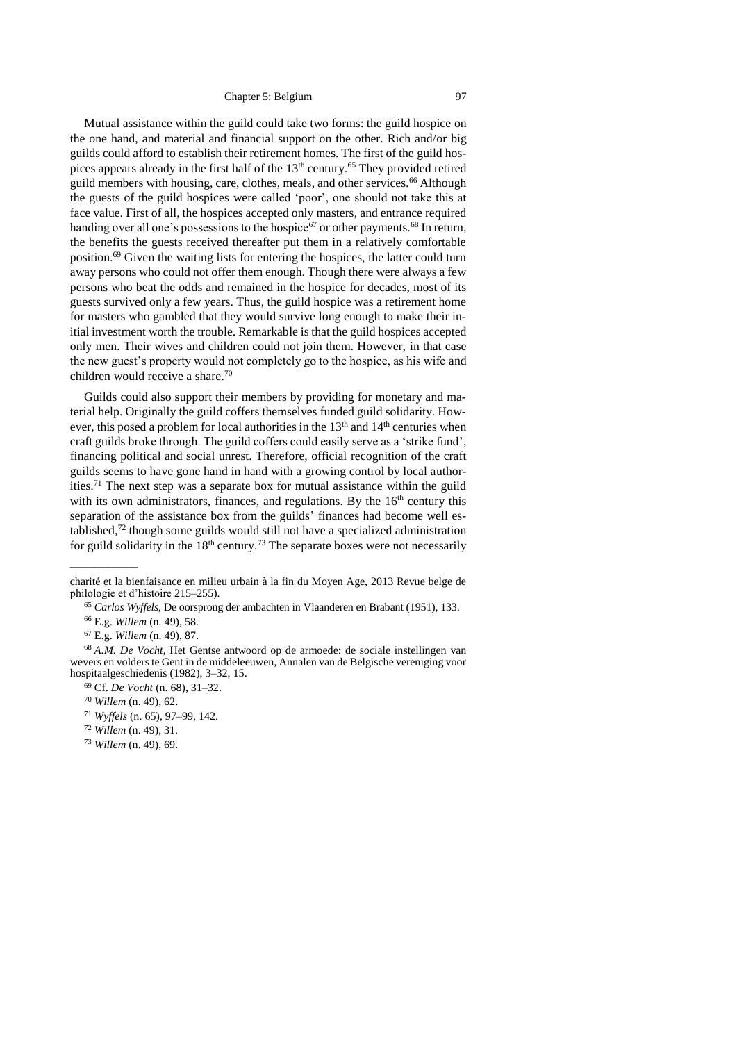Mutual assistance within the guild could take two forms: the guild hospice on the one hand, and material and financial support on the other. Rich and/or big guilds could afford to establish their retirement homes. The first of the guild hospices appears already in the first half of the 13th century.[65] They provided retired guild members with housing, care, clothes, meals, and other services.[66] Although the guests of the guild hospices were called 'poor', one should not take this at face value. First of all, the hospices accepted only masters, and entrance required handing over all one's possessions to the hospice[67] or other payments.[68] In return, the benefits the guests received thereafter put them in a relatively comfortable position.[69] Given the waiting lists for entering the hospices, the latter could turn away persons who could not offer them enough. Though there were always a few persons who beat the odds and remained in the hospice for decades, most of its guests survived only a few years. Thus, the guild hospice was a retirement home for masters who gambled that they would survive long enough to make their initial investment worth the trouble. Remarkable is that the guild hospices accepted only men. Their wives and children could not join them. However, in that case the new guest's property would not completely go to the hospice, as his wife and children would receive a share.[70]

Guilds could also support their members by providing for monetary and material help. Originally the guild coffers themselves funded guild solidarity. However, this posed a problem for local authorities in the 13th and 14th centuries when craft guilds broke through. The guild coffers could easily serve as a 'strike fund', financing political and social unrest. Therefore, official recognition of the craft guilds seems to have gone hand in hand with a growing control by local authorities.[71] The next step was a separate box for mutual assistance within the guild with its own administrators, finances, and regulations. By the 16th century this separation of the assistance box from the guilds' finances had become well established,[72] though some guilds would still not have a specialized administration for guild solidarity in the 18th century.[73] The separate boxes were not necessarily

---

charité et la bienfaisance en milieu urbain à la fin du Moyen Age, 2013 Revue belge de philologie et d'histoire 215–255).

[65] *Carlos Wyffels*, De oorsprong der ambachten in Vlaanderen en Brabant (1951), 133.

[66] E.g. *Willem* (n. 49), 58.

[67] E.g. *Willem* (n. 49), 87.

[68] *A.M. De Vocht*, Het Gentse antwoord op de armoede: de sociale instellingen van wevers en volders te Gent in de middeleeuwen, Annalen van de Belgische vereniging voor hospitaalgeschiedenis (1982), 3–32, 15.

[69] Cf. *De Vocht* (n. 68), 31–32.

[70] *Willem* (n. 49), 62.

[71] *Wyffels* (n. 65), 97–99, 142.

[72] *Willem* (n. 49), 31.

[73] *Willem* (n. 49), 69.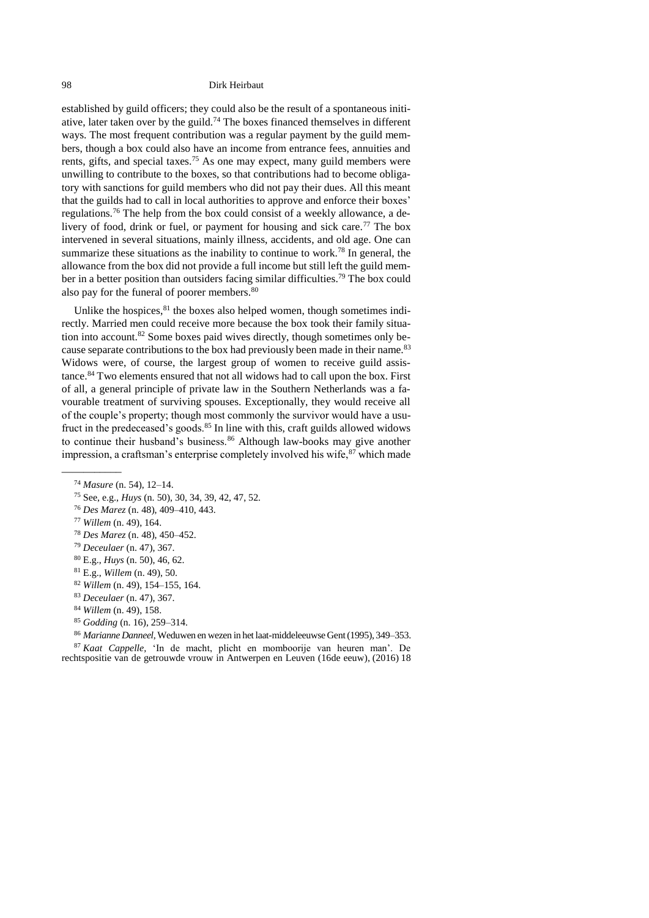established by guild officers; they could also be the result of a spontaneous initiative, later taken over by the guild.[74] The boxes financed themselves in different ways. The most frequent contribution was a regular payment by the guild members, though a box could also have an income from entrance fees, annuities and rents, gifts, and special taxes.[75] As one may expect, many guild members were unwilling to contribute to the boxes, so that contributions had to become obligatory with sanctions for guild members who did not pay their dues. All this meant that the guilds had to call in local authorities to approve and enforce their boxes' regulations.[76] The help from the box could consist of a weekly allowance, a delivery of food, drink or fuel, or payment for housing and sick care.[77] The box intervened in several situations, mainly illness, accidents, and old age. One can summarize these situations as the inability to continue to work.[78] In general, the allowance from the box did not provide a full income but still left the guild member in a better position than outsiders facing similar difficulties.[79] The box could also pay for the funeral of poorer members.[80]

Unlike the hospices,[81] the boxes also helped women, though sometimes indirectly. Married men could receive more because the box took their family situation into account.[82] Some boxes paid wives directly, though sometimes only because separate contributions to the box had previously been made in their name.[83] Widows were, of course, the largest group of women to receive guild assistance.[84] Two elements ensured that not all widows had to call upon the box. First of all, a general principle of private law in the Southern Netherlands was a favourable treatment of surviving spouses. Exceptionally, they would receive all of the couple's property; though most commonly the survivor would have a usufruct in the predeceased's goods.[85] In line with this, craft guilds allowed widows to continue their husband's business.[86] Although law-books may give another impression, a craftsman's enterprise completely involved his wife,[87] which made

---

[74] *Masure* (n. 54), 12–14.

[75] See, e.g., *Huys* (n. 50), 30, 34, 39, 42, 47, 52.

[76] *Des Marez* (n. 48), 409–410, 443.

[77] *Willem* (n. 49), 164.

[78] *Des Marez* (n. 48), 450–452.

[79] *Deceulaer* (n. 47), 367.

[80] E.g., *Huys* (n. 50), 46, 62.

[81] E.g., *Willem* (n. 49), 50.

[82] *Willem* (n. 49), 154–155, 164.

[83] *Deceulaer* (n. 47), 367.

[84] *Willem* (n. 49), 158.

[85] *Godding* (n. 16), 259–314.

[86] *Marianne Danneel*, Weduwen en wezen in het laat-middeleeuwse Gent (1995), 349–353.

[87] *Kaat Cappelle*, 'In de macht, plicht en momboorije van heuren man'. De rechtspositie van de getrouwde vrouw in Antwerpen en Leuven (16de eeuw), (2016) 18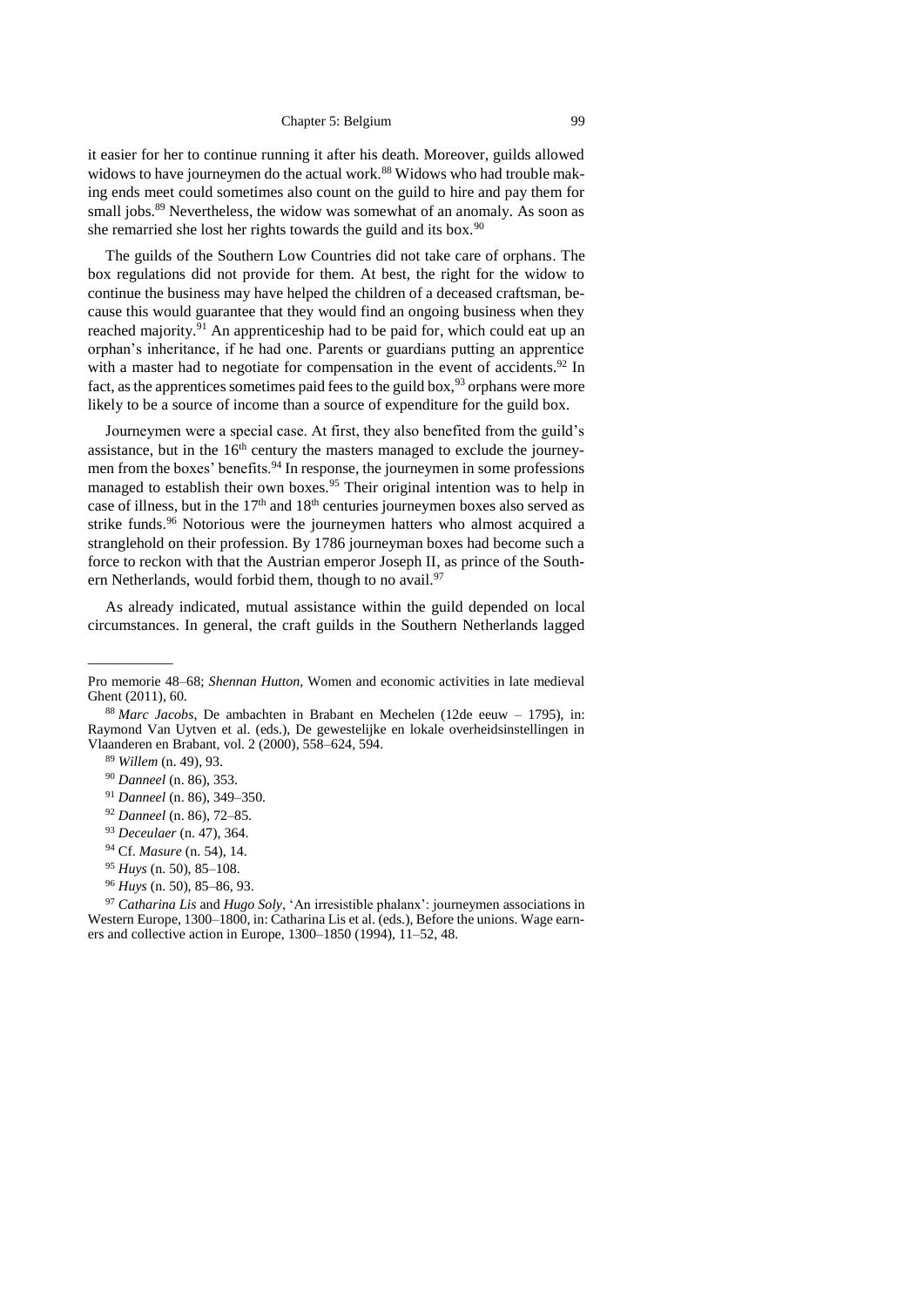it easier for her to continue running it after his death. Moreover, guilds allowed widows to have journeymen do the actual work.[88] Widows who had trouble making ends meet could sometimes also count on the guild to hire and pay them for small jobs.[89] Nevertheless, the widow was somewhat of an anomaly. As soon as she remarried she lost her rights towards the guild and its box.[90]

The guilds of the Southern Low Countries did not take care of orphans. The box regulations did not provide for them. At best, the right for the widow to continue the business may have helped the children of a deceased craftsman, because this would guarantee that they would find an ongoing business when they reached majority.[91] An apprenticeship had to be paid for, which could eat up an orphan's inheritance, if he had one. Parents or guardians putting an apprentice with a master had to negotiate for compensation in the event of accidents.[92] In fact, as the apprentices sometimes paid fees to the guild box,[93] orphans were more likely to be a source of income than a source of expenditure for the guild box.

Journeymen were a special case. At first, they also benefited from the guild's assistance, but in the 16th century the masters managed to exclude the journeymen from the boxes' benefits.[94] In response, the journeymen in some professions managed to establish their own boxes.[95] Their original intention was to help in case of illness, but in the 17th and 18th centuries journeymen boxes also served as strike funds.[96] Notorious were the journeymen hatters who almost acquired a stranglehold on their profession. By 1786 journeyman boxes had become such a force to reckon with that the Austrian emperor Joseph II, as prince of the Southern Netherlands, would forbid them, though to no avail.[97]

As already indicated, mutual assistance within the guild depended on local circumstances. In general, the craft guilds in the Southern Netherlands lagged

---

Pro memorie 48–68; *Shennan Hutton*, Women and economic activities in late medieval Ghent (2011), 60.

[88] *Marc Jacobs*, De ambachten in Brabant en Mechelen (12de eeuw – 1795), in: Raymond Van Uytven et al. (eds.), De gewestelijke en lokale overheidsinstellingen in Vlaanderen en Brabant, vol. 2 (2000), 558–624, 594.

[89] *Willem* (n. 49), 93.

[90] *Danneel* (n. 86), 353.

[91] *Danneel* (n. 86), 349–350.

[92] *Danneel* (n. 86), 72–85.

[93] *Deceulaer* (n. 47), 364.

[94] Cf. *Masure* (n. 54), 14.

[95] *Huys* (n. 50), 85–108.

[96] *Huys* (n. 50), 85–86, 93.

[97] *Catharina Lis* and *Hugo Soly*, 'An irresistible phalanx': journeymen associations in Western Europe, 1300–1800, in: Catharina Lis et al. (eds.), Before the unions. Wage earners and collective action in Europe, 1300–1850 (1994), 11–52, 48.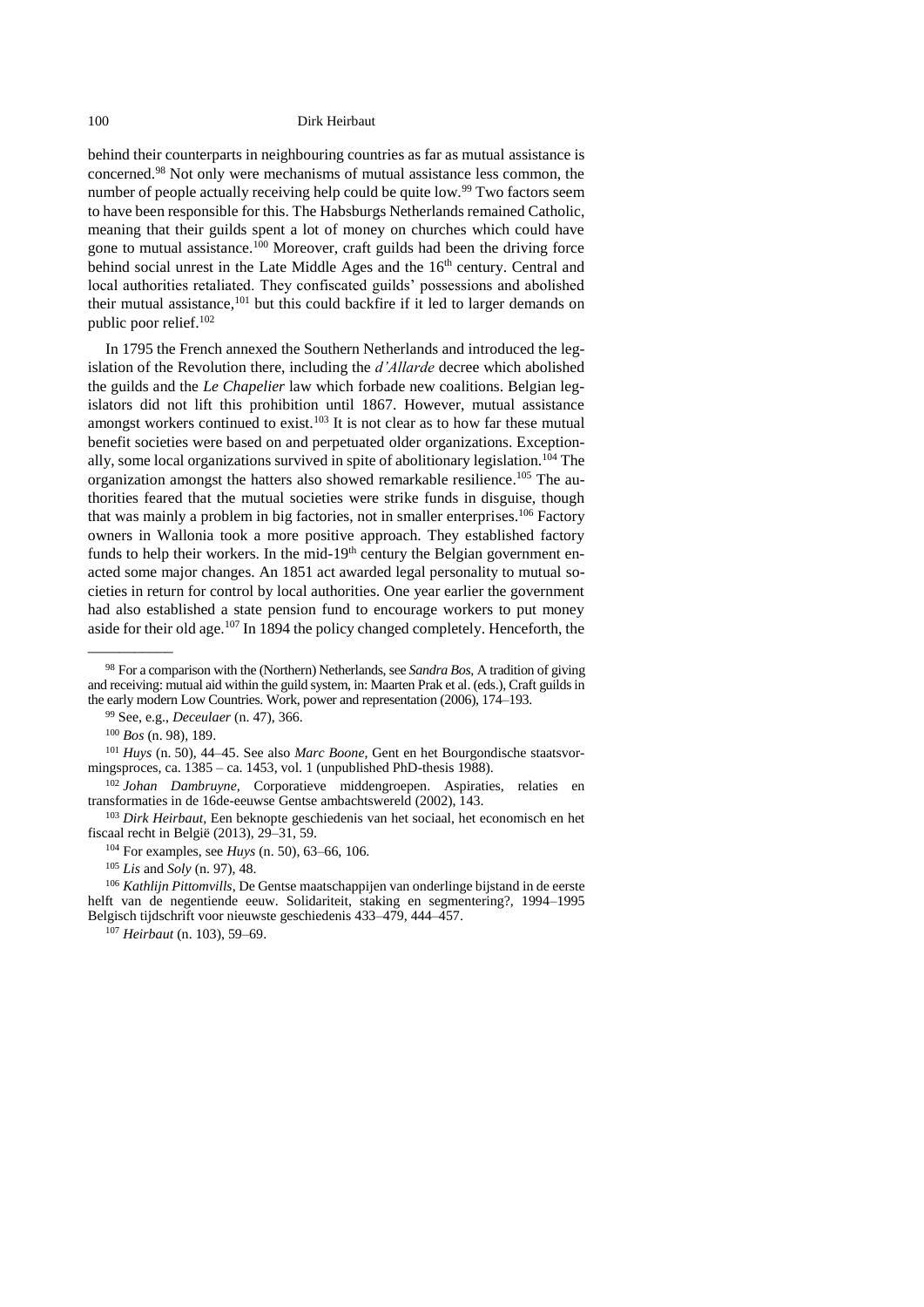behind their counterparts in neighbouring countries as far as mutual assistance is concerned.[98] Not only were mechanisms of mutual assistance less common, the number of people actually receiving help could be quite low.[99] Two factors seem to have been responsible for this. The Habsburgs Netherlands remained Catholic, meaning that their guilds spent a lot of money on churches which could have gone to mutual assistance.[100] Moreover, craft guilds had been the driving force behind social unrest in the Late Middle Ages and the 16th century. Central and local authorities retaliated. They confiscated guilds' possessions and abolished their mutual assistance,[101] but this could backfire if it led to larger demands on public poor relief.[102]

In 1795 the French annexed the Southern Netherlands and introduced the legislation of the Revolution there, including the *d'Allarde* decree which abolished the guilds and the *Le Chapelier* law which forbade new coalitions. Belgian legislators did not lift this prohibition until 1867. However, mutual assistance amongst workers continued to exist.[103] It is not clear as to how far these mutual benefit societies were based on and perpetuated older organizations. Exceptionally, some local organizations survived in spite of abolitionary legislation.[104] The organization amongst the hatters also showed remarkable resilience.[105] The authorities feared that the mutual societies were strike funds in disguise, though that was mainly a problem in big factories, not in smaller enterprises.[106] Factory owners in Wallonia took a more positive approach. They established factory funds to help their workers. In the mid-19th century the Belgian government enacted some major changes. An 1851 act awarded legal personality to mutual societies in return for control by local authorities. One year earlier the government had also established a state pension fund to encourage workers to put money aside for their old age.[107] In 1894 the policy changed completely. Henceforth, the

---

[98] For a comparison with the (Northern) Netherlands, see *Sandra Bos*, A tradition of giving and receiving: mutual aid within the guild system, in: Maarten Prak et al. (eds.), Craft guilds in the early modern Low Countries. Work, power and representation (2006), 174–193.

[99] See, e.g., *Deceulaer* (n. 47), 366.

[100] *Bos* (n. 98), 189.

[101] *Huys* (n. 50), 44–45. See also *Marc Boone*, Gent en het Bourgondische staatsvormingsproces, ca. 1385 – ca. 1453, vol. 1 (unpublished PhD-thesis 1988).

[102] *Johan Dambruyne*, Corporatieve middengroepen. Aspiraties, relaties en transformaties in de 16de-eeuwse Gentse ambachtswereld (2002), 143.

[103] *Dirk Heirbaut*, Een beknopte geschiedenis van het sociaal, het economisch en het fiscaal recht in België (2013), 29–31, 59.

[104] For examples, see *Huys* (n. 50), 63–66, 106.

[105] *Lis* and *Soly* (n. 97), 48.

[106] *Kathlijn Pittomvills*, De Gentse maatschappijen van onderlinge bijstand in de eerste helft van de negentiende eeuw. Solidariteit, staking en segmentering?, 1994–1995 Belgisch tijdschrift voor nieuwste geschiedenis 433–479, 444–457.

[107] *Heirbaut* (n. 103), 59–69.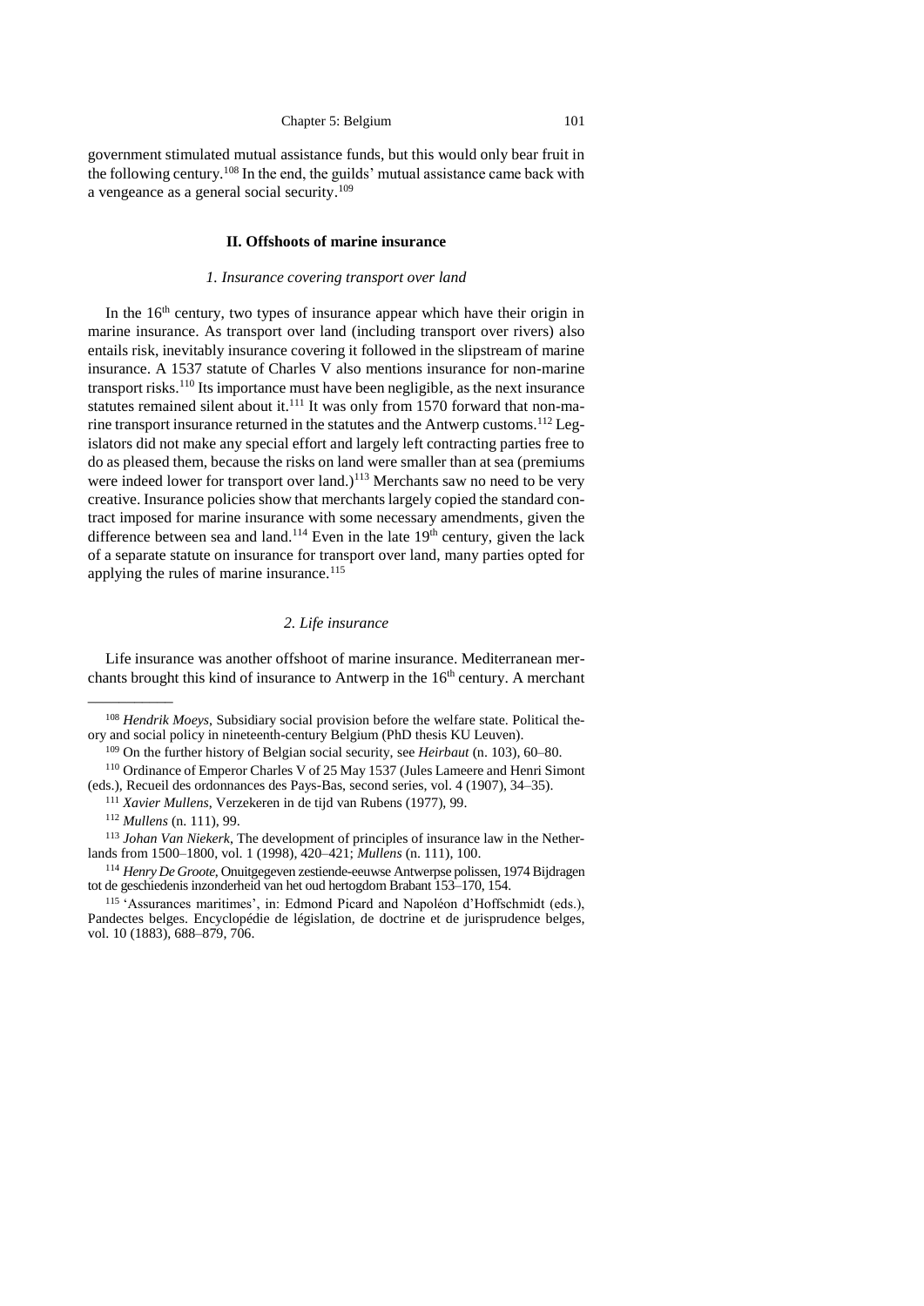government stimulated mutual assistance funds, but this would only bear fruit in the following century.[108] In the end, the guilds' mutual assistance came back with a vengeance as a general social security.[109]

## II. Offshoots of marine insurance

### *1. Insurance covering transport over land*

In the 16th century, two types of insurance appear which have their origin in marine insurance. As transport over land (including transport over rivers) also entails risk, inevitably insurance covering it followed in the slipstream of marine insurance. A 1537 statute of Charles V also mentions insurance for non-marine transport risks.[110] Its importance must have been negligible, as the next insurance statutes remained silent about it.[111] It was only from 1570 forward that non-marine transport insurance returned in the statutes and the Antwerp customs.[112] Legislators did not make any special effort and largely left contracting parties free to do as pleased them, because the risks on land were smaller than at sea (premiums were indeed lower for transport over land.)[113] Merchants saw no need to be very creative. Insurance policies show that merchants largely copied the standard contract imposed for marine insurance with some necessary amendments, given the difference between sea and land.[114] Even in the late 19th century, given the lack of a separate statute on insurance for transport over land, many parties opted for applying the rules of marine insurance.[115]

### *2. Life insurance*

Life insurance was another offshoot of marine insurance. Mediterranean merchants brought this kind of insurance to Antwerp in the 16th century. A merchant

---

[108] *Hendrik Moeys*, Subsidiary social provision before the welfare state. Political theory and social policy in nineteenth-century Belgium (PhD thesis KU Leuven).

[109] On the further history of Belgian social security, see *Heirbaut* (n. 103), 60–80.

[110] Ordinance of Emperor Charles V of 25 May 1537 (Jules Lameere and Henri Simont (eds.), Recueil des ordonnances des Pays-Bas, second series, vol. 4 (1907), 34–35).

[111] *Xavier Mullens*, Verzekeren in de tijd van Rubens (1977), 99.

[112] *Mullens* (n. 111), 99.

[113] *Johan Van Niekerk*, The development of principles of insurance law in the Netherlands from 1500–1800, vol. 1 (1998), 420–421; *Mullens* (n. 111), 100.

[114] *Henry De Groote*, Onuitgegeven zestiende-eeuwse Antwerpse polissen, 1974 Bijdragen tot de geschiedenis inzonderheid van het oud hertogdom Brabant 153–170, 154.

[115] 'Assurances maritimes', in: Edmond Picard and Napoléon d'Hoffschmidt (eds.), Pandectes belges. Encyclopédie de législation, de doctrine et de jurisprudence belges, vol. 10 (1883), 688–879, 706.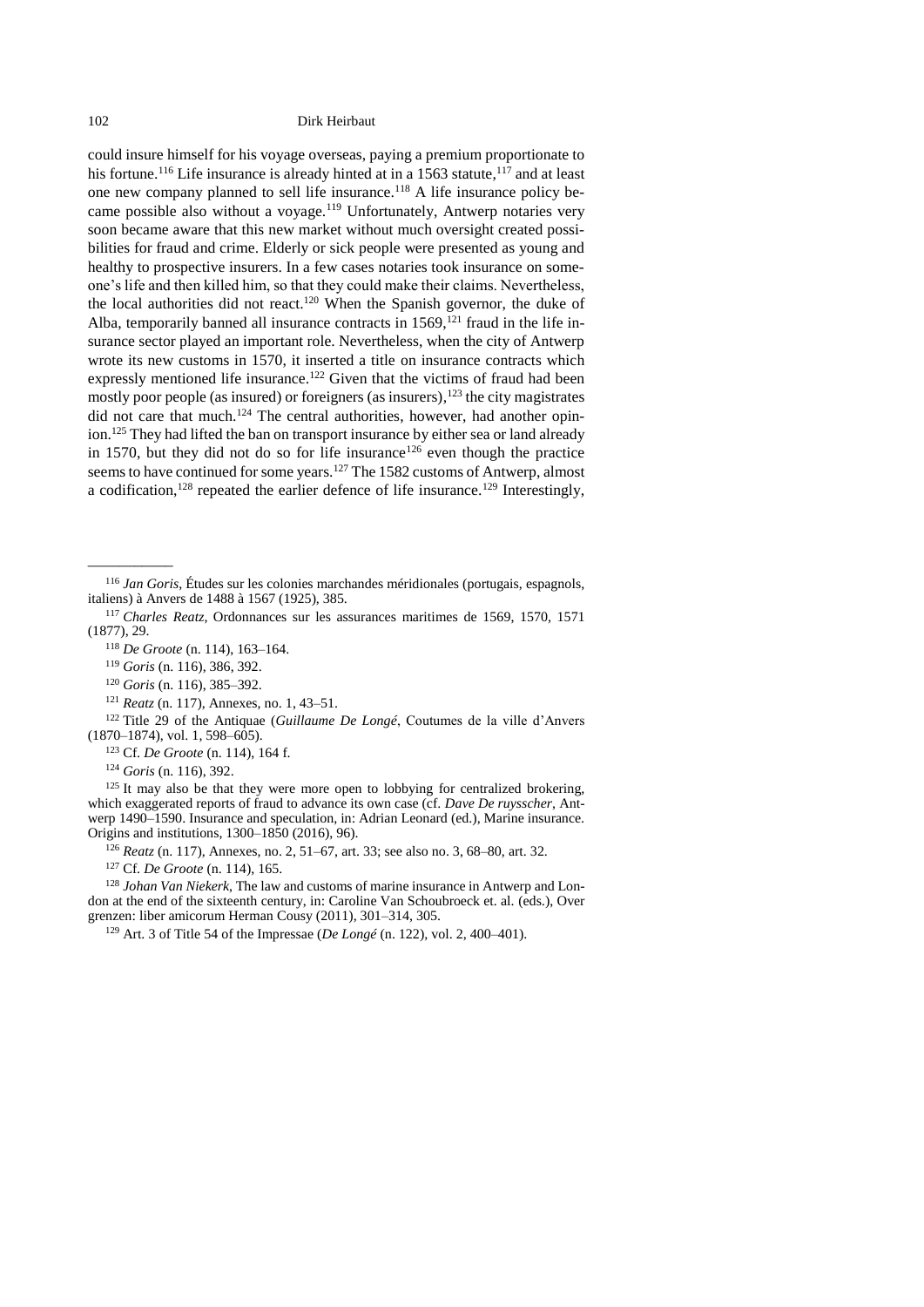could insure himself for his voyage overseas, paying a premium proportionate to his fortune.[116] Life insurance is already hinted at in a 1563 statute,[117] and at least one new company planned to sell life insurance.[118] A life insurance policy became possible also without a voyage.[119] Unfortunately, Antwerp notaries very soon became aware that this new market without much oversight created possibilities for fraud and crime. Elderly or sick people were presented as young and healthy to prospective insurers. In a few cases notaries took insurance on someone's life and then killed him, so that they could make their claims. Nevertheless, the local authorities did not react.[120] When the Spanish governor, the duke of Alba, temporarily banned all insurance contracts in 1569,[121] fraud in the life insurance sector played an important role. Nevertheless, when the city of Antwerp wrote its new customs in 1570, it inserted a title on insurance contracts which expressly mentioned life insurance.[122] Given that the victims of fraud had been mostly poor people (as insured) or foreigners (as insurers),[123] the city magistrates did not care that much.[124] The central authorities, however, had another opinion.[125] They had lifted the ban on transport insurance by either sea or land already in 1570, but they did not do so for life insurance[126] even though the practice seems to have continued for some years.[127] The 1582 customs of Antwerp, almost a codification,[128] repeated the earlier defence of life insurance.[129] Interestingly,

---

[116] *Jan Goris*, Études sur les colonies marchandes méridionales (portugais, espagnols, italiens) à Anvers de 1488 à 1567 (1925), 385.

[117] *Charles Reatz*, Ordonnances sur les assurances maritimes de 1569, 1570, 1571 (1877), 29.

[118] *De Groote* (n. 114), 163–164.

[119] *Goris* (n. 116), 386, 392.

[120] *Goris* (n. 116), 385–392.

[121] *Reatz* (n. 117), Annexes, no. 1, 43–51.

[122] Title 29 of the Antiquae (*Guillaume De Longé*, Coutumes de la ville d'Anvers (1870–1874), vol. 1, 598–605).

[123] Cf. *De Groote* (n. 114), 164 f.

[124] *Goris* (n. 116), 392.

[125] It may also be that they were more open to lobbying for centralized brokering, which exaggerated reports of fraud to advance its own case (cf. *Dave De ruysscher*, Antwerp 1490–1590. Insurance and speculation, in: Adrian Leonard (ed.), Marine insurance. Origins and institutions, 1300–1850 (2016), 96).

[126] *Reatz* (n. 117), Annexes, no. 2, 51–67, art. 33; see also no. 3, 68–80, art. 32.

[127] Cf. *De Groote* (n. 114), 165.

[128] *Johan Van Niekerk*, The law and customs of marine insurance in Antwerp and London at the end of the sixteenth century, in: Caroline Van Schoubroeck et. al. (eds.), Over grenzen: liber amicorum Herman Cousy (2011), 301–314, 305.

[129] Art. 3 of Title 54 of the Impressae (*De Longé* (n. 122), vol. 2, 400–401).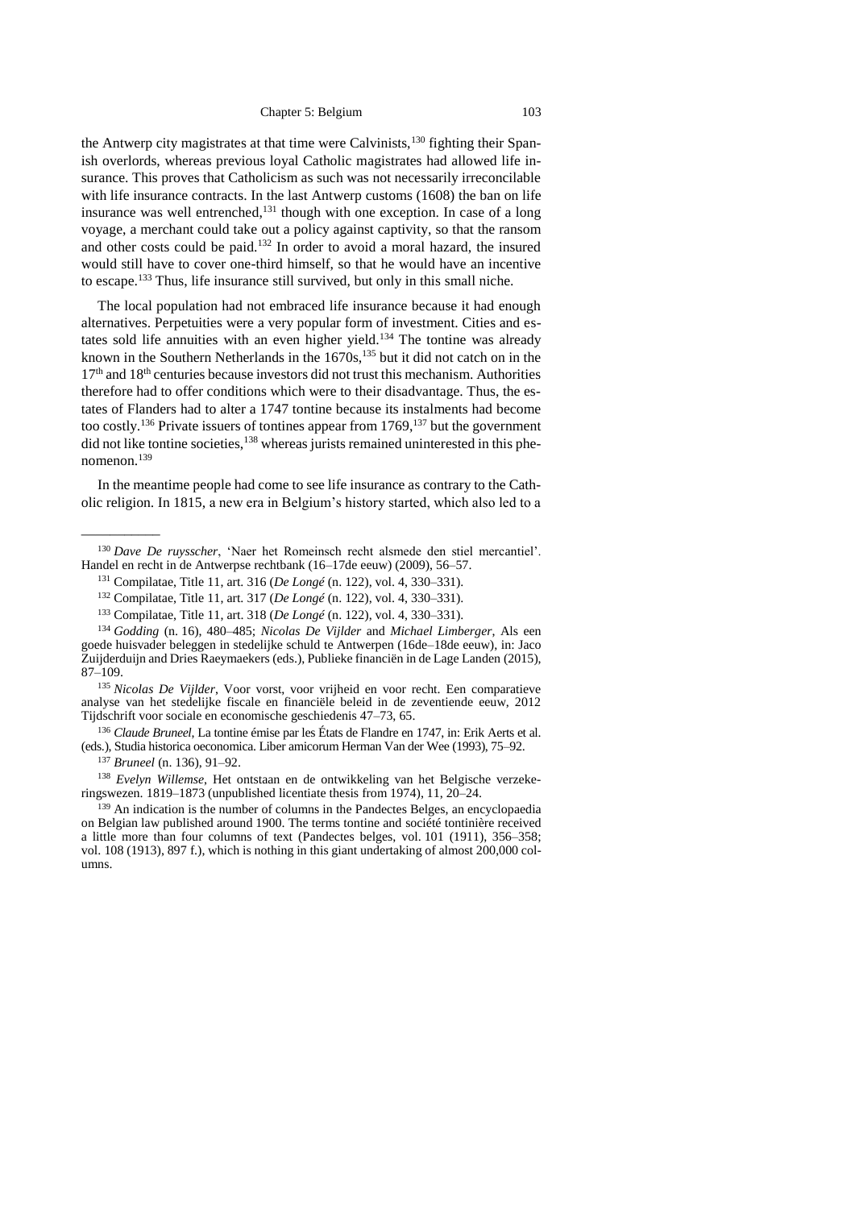the Antwerp city magistrates at that time were Calvinists,[130] fighting their Spanish overlords, whereas previous loyal Catholic magistrates had allowed life insurance. This proves that Catholicism as such was not necessarily irreconcilable with life insurance contracts. In the last Antwerp customs (1608) the ban on life insurance was well entrenched,[131] though with one exception. In case of a long voyage, a merchant could take out a policy against captivity, so that the ransom and other costs could be paid.[132] In order to avoid a moral hazard, the insured would still have to cover one-third himself, so that he would have an incentive to escape.[133] Thus, life insurance still survived, but only in this small niche.

The local population had not embraced life insurance because it had enough alternatives. Perpetuities were a very popular form of investment. Cities and estates sold life annuities with an even higher yield.[134] The tontine was already known in the Southern Netherlands in the 1670s,[135] but it did not catch on in the 17th and 18th centuries because investors did not trust this mechanism. Authorities therefore had to offer conditions which were to their disadvantage. Thus, the estates of Flanders had to alter a 1747 tontine because its instalments had become too costly.[136] Private issuers of tontines appear from 1769,[137] but the government did not like tontine societies,[138] whereas jurists remained uninterested in this phenomenon.[139]

In the meantime people had come to see life insurance as contrary to the Catholic religion. In 1815, a new era in Belgium's history started, which also led to a

---

[130] *Dave De ruysscher*, 'Naer het Romeinsch recht alsmede den stiel mercantiel'. Handel en recht in de Antwerpse rechtbank (16–17de eeuw) (2009), 56–57.

[131] Compilatae, Title 11, art. 316 (*De Longé* (n. 122), vol. 4, 330–331).

[132] Compilatae, Title 11, art. 317 (*De Longé* (n. 122), vol. 4, 330–331).

[133] Compilatae, Title 11, art. 318 (*De Longé* (n. 122), vol. 4, 330–331).

[134] *Godding* (n. 16), 480–485; *Nicolas De Vijlder* and *Michael Limberger*, Als een goede huisvader beleggen in stedelijke schuld te Antwerpen (16de–18de eeuw), in: Jaco Zuijderduijn and Dries Raeymaekers (eds.), Publieke financiën in de Lage Landen (2015), 87–109.

[135] *Nicolas De Vijlder*, Voor vorst, voor vrijheid en voor recht. Een comparatieve analyse van het stedelijke fiscale en financiële beleid in de zeventiende eeuw, 2012 Tijdschrift voor sociale en economische geschiedenis 47–73, 65.

[136] *Claude Bruneel*, La tontine émise par les États de Flandre en 1747, in: Erik Aerts et al. (eds.), Studia historica oeconomica. Liber amicorum Herman Van der Wee (1993), 75–92.

[137] *Bruneel* (n. 136), 91–92.

[138] *Evelyn Willemse*, Het ontstaan en de ontwikkeling van het Belgische verzekeringswezen. 1819–1873 (unpublished licentiate thesis from 1974), 11, 20–24.

[139] An indication is the number of columns in the Pandectes Belges, an encyclopaedia on Belgian law published around 1900. The terms tontine and société tontinière received a little more than four columns of text (Pandectes belges, vol. 101 (1911), 356–358; vol. 108 (1913), 897 f.), which is nothing in this giant undertaking of almost 200,000 columns.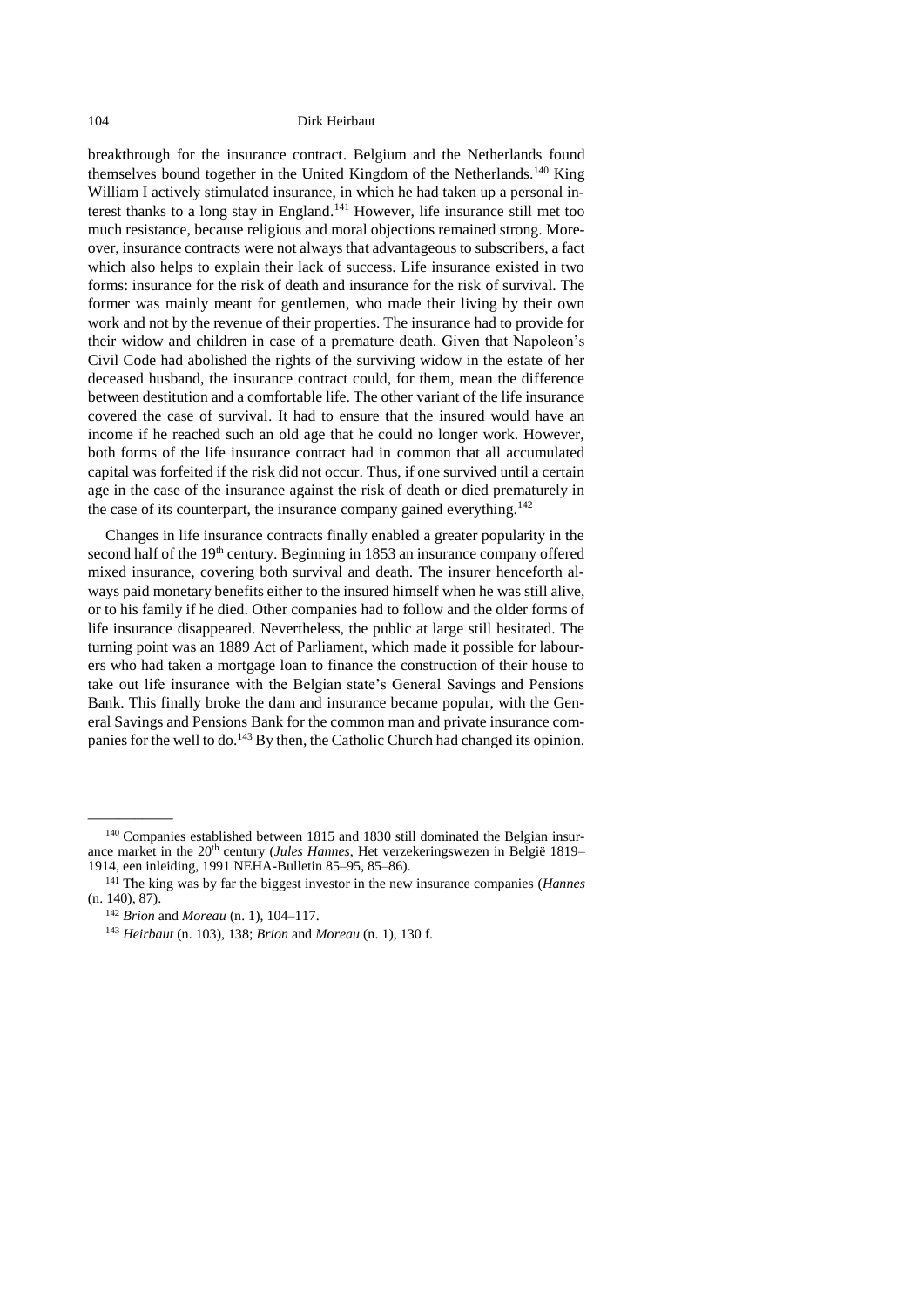breakthrough for the insurance contract. Belgium and the Netherlands found themselves bound together in the United Kingdom of the Netherlands.[140] King William I actively stimulated insurance, in which he had taken up a personal interest thanks to a long stay in England.[141] However, life insurance still met too much resistance, because religious and moral objections remained strong. Moreover, insurance contracts were not always that advantageous to subscribers, a fact which also helps to explain their lack of success. Life insurance existed in two forms: insurance for the risk of death and insurance for the risk of survival. The former was mainly meant for gentlemen, who made their living by their own work and not by the revenue of their properties. The insurance had to provide for their widow and children in case of a premature death. Given that Napoleon's Civil Code had abolished the rights of the surviving widow in the estate of her deceased husband, the insurance contract could, for them, mean the difference between destitution and a comfortable life. The other variant of the life insurance covered the case of survival. It had to ensure that the insured would have an income if he reached such an old age that he could no longer work. However, both forms of the life insurance contract had in common that all accumulated capital was forfeited if the risk did not occur. Thus, if one survived until a certain age in the case of the insurance against the risk of death or died prematurely in the case of its counterpart, the insurance company gained everything.[142]

Changes in life insurance contracts finally enabled a greater popularity in the second half of the 19th century. Beginning in 1853 an insurance company offered mixed insurance, covering both survival and death. The insurer henceforth always paid monetary benefits either to the insured himself when he was still alive, or to his family if he died. Other companies had to follow and the older forms of life insurance disappeared. Nevertheless, the public at large still hesitated. The turning point was an 1889 Act of Parliament, which made it possible for labourers who had taken a mortgage loan to finance the construction of their house to take out life insurance with the Belgian state's General Savings and Pensions Bank. This finally broke the dam and insurance became popular, with the General Savings and Pensions Bank for the common man and private insurance companies for the well to do.[143] By then, the Catholic Church had changed its opinion.

---

[140] Companies established between 1815 and 1830 still dominated the Belgian insurance market in the 20th century (*Jules Hannes*, Het verzekeringswezen in België 1819–1914, een inleiding, 1991 NEHA-Bulletin 85–95, 85–86).

[141] The king was by far the biggest investor in the new insurance companies (*Hannes* (n. 140), 87).

[142] *Brion* and *Moreau* (n. 1), 104–117.

[143] *Heirbaut* (n. 103), 138; *Brion* and *Moreau* (n. 1), 130 f.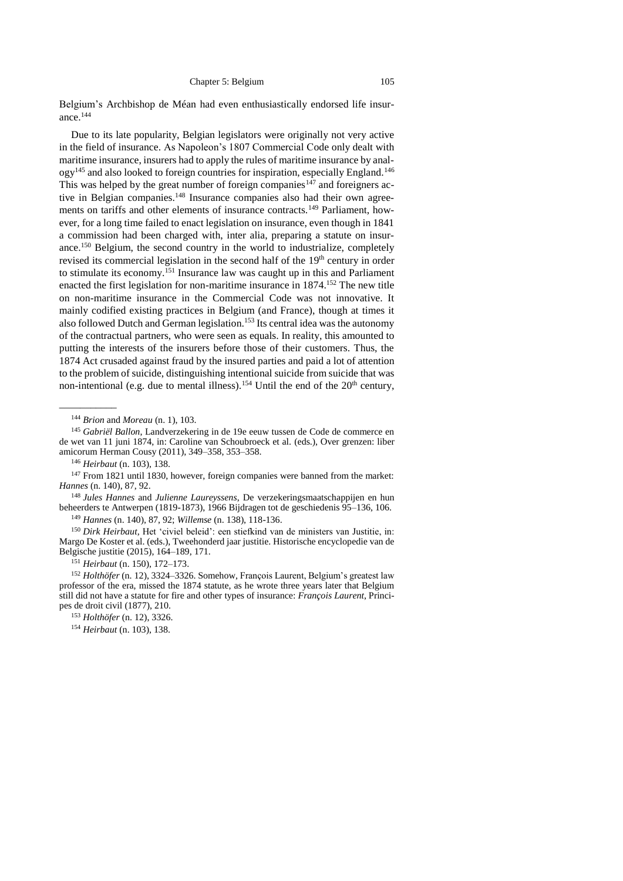Belgium's Archbishop de Méan had even enthusiastically endorsed life insurance.[144]

Due to its late popularity, Belgian legislators were originally not very active in the field of insurance. As Napoleon's 1807 Commercial Code only dealt with maritime insurance, insurers had to apply the rules of maritime insurance by analogy[145] and also looked to foreign countries for inspiration, especially England.[146] This was helped by the great number of foreign companies[147] and foreigners active in Belgian companies.[148] Insurance companies also had their own agreements on tariffs and other elements of insurance contracts.[149] Parliament, however, for a long time failed to enact legislation on insurance, even though in 1841 a commission had been charged with, inter alia, preparing a statute on insurance.[150] Belgium, the second country in the world to industrialize, completely revised its commercial legislation in the second half of the 19th century in order to stimulate its economy.[151] Insurance law was caught up in this and Parliament enacted the first legislation for non-maritime insurance in 1874.[152] The new title on non-maritime insurance in the Commercial Code was not innovative. It mainly codified existing practices in Belgium (and France), though at times it also followed Dutch and German legislation.[153] Its central idea was the autonomy of the contractual partners, who were seen as equals. In reality, this amounted to putting the interests of the insurers before those of their customers. Thus, the 1874 Act crusaded against fraud by the insured parties and paid a lot of attention to the problem of suicide, distinguishing intentional suicide from suicide that was non-intentional (e.g. due to mental illness).[154] Until the end of the 20th century,

---

[144] *Brion* and *Moreau* (n. 1), 103.

[145] *Gabriël Ballon*, Landverzekering in de 19e eeuw tussen de Code de commerce en de wet van 11 juni 1874, in: Caroline van Schoubroeck et al. (eds.), Over grenzen: liber amicorum Herman Cousy (2011), 349–358, 353–358.

[146] *Heirbaut* (n. 103), 138.

[147] From 1821 until 1830, however, foreign companies were banned from the market: *Hannes* (n. 140), 87, 92.

[148] *Jules Hannes* and *Julienne Laureyssens*, De verzekeringsmaatschappijen en hun beheerders te Antwerpen (1819-1873), 1966 Bijdragen tot de geschiedenis 95–136, 106.

[149] *Hannes* (n. 140), 87, 92; *Willemse* (n. 138), 118-136.

[150] *Dirk Heirbaut*, Het 'civiel beleid': een stiefkind van de ministers van Justitie, in: Margo De Koster et al. (eds.), Tweehonderd jaar justitie. Historische encyclopedie van de Belgische justitie (2015), 164–189, 171.

[151] *Heirbaut* (n. 150), 172–173.

[152] *Holthöfer* (n. 12), 3324–3326. Somehow, François Laurent, Belgium's greatest law professor of the era, missed the 1874 statute, as he wrote three years later that Belgium still did not have a statute for fire and other types of insurance: *François Laurent*, Principes de droit civil (1877), 210.

[153] *Holthöfer* (n. 12), 3326.

[154] *Heirbaut* (n. 103), 138.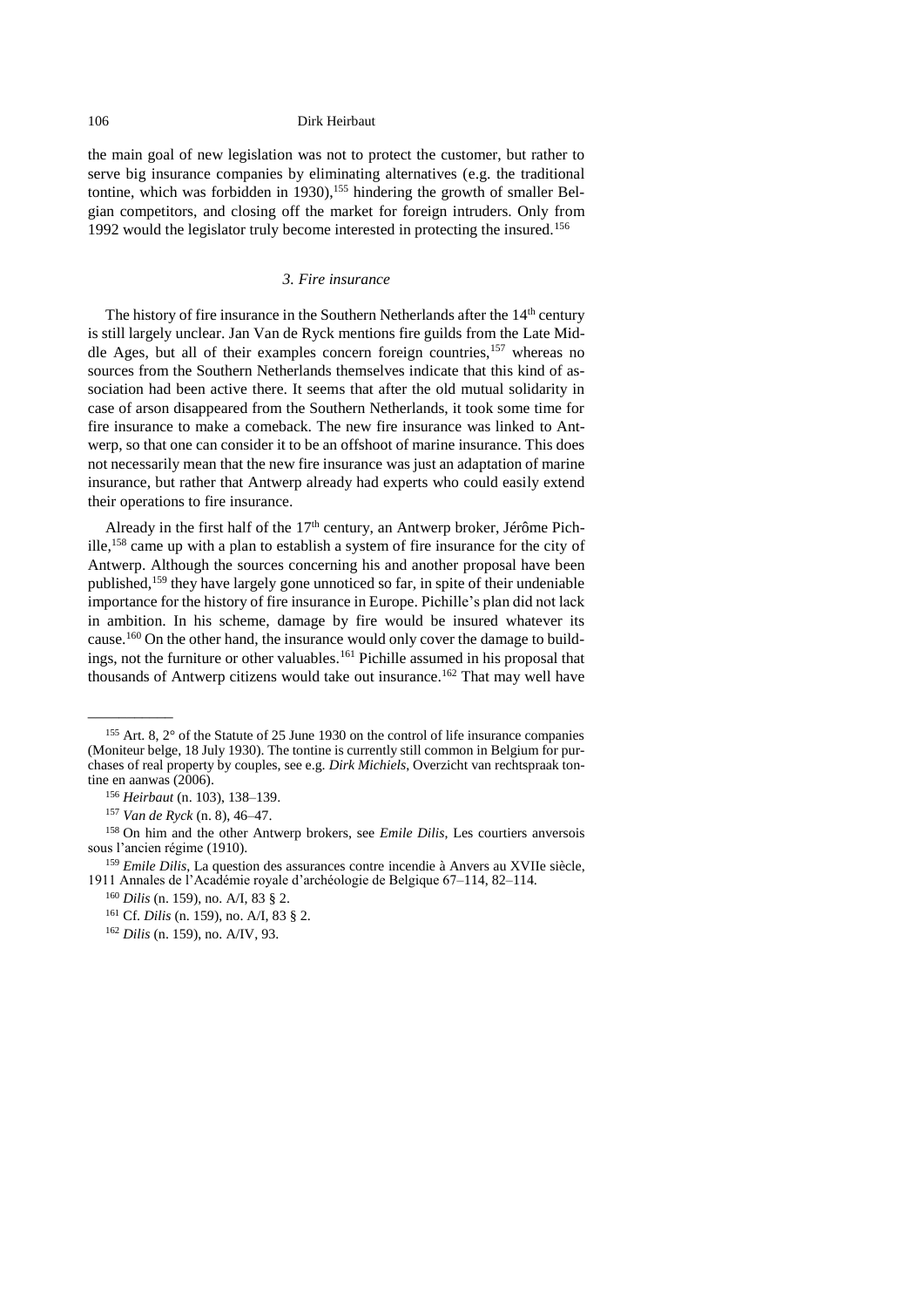the main goal of new legislation was not to protect the customer, but rather to serve big insurance companies by eliminating alternatives (e.g. the traditional tontine, which was forbidden in 1930),[155] hindering the growth of smaller Belgian competitors, and closing off the market for foreign intruders. Only from 1992 would the legislator truly become interested in protecting the insured.[156]

### *3. Fire insurance*

The history of fire insurance in the Southern Netherlands after the 14th century is still largely unclear. Jan Van de Ryck mentions fire guilds from the Late Middle Ages, but all of their examples concern foreign countries,[157] whereas no sources from the Southern Netherlands themselves indicate that this kind of association had been active there. It seems that after the old mutual solidarity in case of arson disappeared from the Southern Netherlands, it took some time for fire insurance to make a comeback. The new fire insurance was linked to Antwerp, so that one can consider it to be an offshoot of marine insurance. This does not necessarily mean that the new fire insurance was just an adaptation of marine insurance, but rather that Antwerp already had experts who could easily extend their operations to fire insurance.

Already in the first half of the 17th century, an Antwerp broker, Jérôme Pichille,[158] came up with a plan to establish a system of fire insurance for the city of Antwerp. Although the sources concerning his and another proposal have been published,[159] they have largely gone unnoticed so far, in spite of their undeniable importance for the history of fire insurance in Europe. Pichille's plan did not lack in ambition. In his scheme, damage by fire would be insured whatever its cause.[160] On the other hand, the insurance would only cover the damage to buildings, not the furniture or other valuables.[161] Pichille assumed in his proposal that thousands of Antwerp citizens would take out insurance.[162] That may well have

---

[155] Art. 8, 2° of the Statute of 25 June 1930 on the control of life insurance companies (Moniteur belge, 18 July 1930). The tontine is currently still common in Belgium for purchases of real property by couples, see e.g. *Dirk Michiels*, Overzicht van rechtspraak tontine en aanwas (2006).

[156] *Heirbaut* (n. 103), 138–139.

[157] *Van de Ryck* (n. 8), 46–47.

[158] On him and the other Antwerp brokers, see *Emile Dilis*, Les courtiers anversois sous l'ancien régime (1910).

[159] *Emile Dilis*, La question des assurances contre incendie à Anvers au XVIIe siècle, 1911 Annales de l'Académie royale d'archéologie de Belgique 67–114, 82–114.

[160] *Dilis* (n. 159), no. A/I, 83 § 2.

[161] Cf. *Dilis* (n. 159), no. A/I, 83 § 2.

[162] *Dilis* (n. 159), no. A/IV, 93.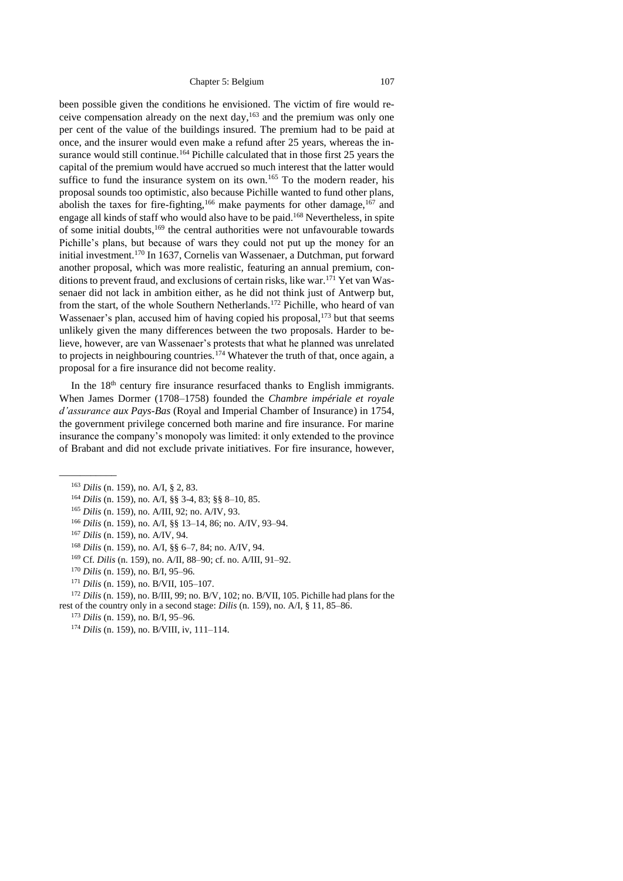been possible given the conditions he envisioned. The victim of fire would receive compensation already on the next day,[163] and the premium was only one per cent of the value of the buildings insured. The premium had to be paid at once, and the insurer would even make a refund after 25 years, whereas the insurance would still continue.[164] Pichille calculated that in those first 25 years the capital of the premium would have accrued so much interest that the latter would suffice to fund the insurance system on its own.[165] To the modern reader, his proposal sounds too optimistic, also because Pichille wanted to fund other plans, abolish the taxes for fire-fighting,[166] make payments for other damage,[167] and engage all kinds of staff who would also have to be paid.[168] Nevertheless, in spite of some initial doubts,[169] the central authorities were not unfavourable towards Pichille's plans, but because of wars they could not put up the money for an initial investment.[170] In 1637, Cornelis van Wassenaer, a Dutchman, put forward another proposal, which was more realistic, featuring an annual premium, conditions to prevent fraud, and exclusions of certain risks, like war.[171] Yet van Wassenaer did not lack in ambition either, as he did not think just of Antwerp but, from the start, of the whole Southern Netherlands.[172] Pichille, who heard of van Wassenaer's plan, accused him of having copied his proposal,[173] but that seems unlikely given the many differences between the two proposals. Harder to believe, however, are van Wassenaer's protests that what he planned was unrelated to projects in neighbouring countries.[174] Whatever the truth of that, once again, a proposal for a fire insurance did not become reality.

In the 18th century fire insurance resurfaced thanks to English immigrants. When James Dormer (1708–1758) founded the *Chambre impériale et royale d'assurance aux Pays-Bas* (Royal and Imperial Chamber of Insurance) in 1754, the government privilege concerned both marine and fire insurance. For marine insurance the company's monopoly was limited: it only extended to the province of Brabant and did not exclude private initiatives. For fire insurance, however,

---

[163] *Dilis* (n. 159), no. A/I, § 2, 83.

[164] *Dilis* (n. 159), no. A/I, §§ 3-4, 83; §§ 8–10, 85.

[165] *Dilis* (n. 159), no. A/III, 92; no. A/IV, 93.

[166] *Dilis* (n. 159), no. A/I, §§ 13–14, 86; no. A/IV, 93–94.

[167] *Dilis* (n. 159), no. A/IV, 94.

[168] *Dilis* (n. 159), no. A/I, §§ 6–7, 84; no. A/IV, 94.

[169] Cf. *Dilis* (n. 159), no. A/II, 88–90; cf. no. A/III, 91–92.

[170] *Dilis* (n. 159), no. B/I, 95–96.

[171] *Dilis* (n. 159), no. B/VII, 105–107.

[172] *Dilis* (n. 159), no. B/III, 99; no. B/V, 102; no. B/VII, 105. Pichille had plans for the rest of the country only in a second stage: *Dilis* (n. 159), no. A/I, § 11, 85–86.

[173] *Dilis* (n. 159), no. B/I, 95–96.

[174] *Dilis* (n. 159), no. B/VIII, iv, 111–114.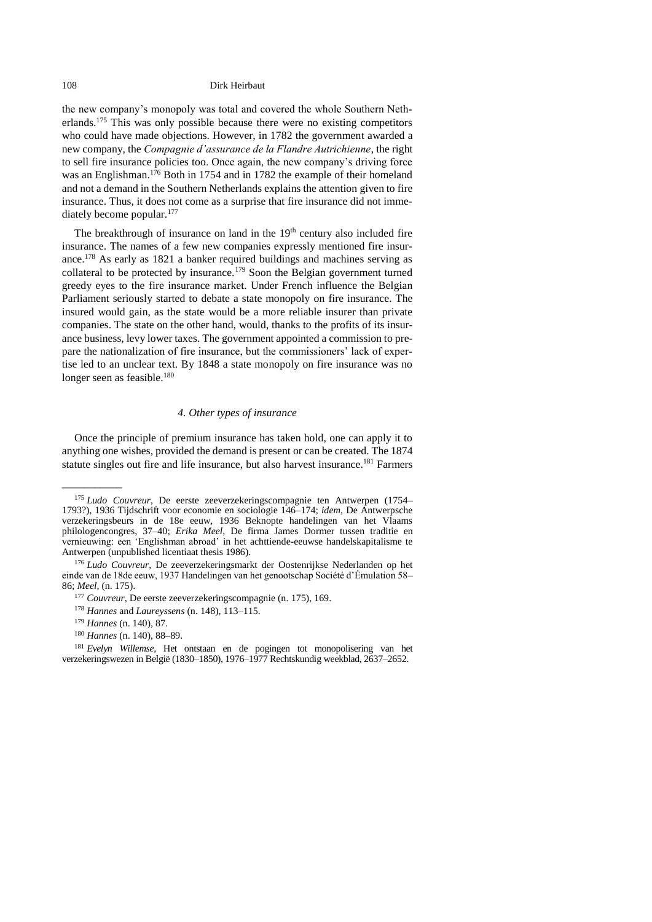the new company's monopoly was total and covered the whole Southern Netherlands.[175] This was only possible because there were no existing competitors who could have made objections. However, in 1782 the government awarded a new company, the *Compagnie d'assurance de la Flandre Autrichienne*, the right to sell fire insurance policies too. Once again, the new company's driving force was an Englishman.[176] Both in 1754 and in 1782 the example of their homeland and not a demand in the Southern Netherlands explains the attention given to fire insurance. Thus, it does not come as a surprise that fire insurance did not immediately become popular.[177]

The breakthrough of insurance on land in the 19th century also included fire insurance. The names of a few new companies expressly mentioned fire insurance.[178] As early as 1821 a banker required buildings and machines serving as collateral to be protected by insurance.[179] Soon the Belgian government turned greedy eyes to the fire insurance market. Under French influence the Belgian Parliament seriously started to debate a state monopoly on fire insurance. The insured would gain, as the state would be a more reliable insurer than private companies. The state on the other hand, would, thanks to the profits of its insurance business, levy lower taxes. The government appointed a commission to prepare the nationalization of fire insurance, but the commissioners' lack of expertise led to an unclear text. By 1848 a state monopoly on fire insurance was no longer seen as feasible.[180]

### 4. Other types of insurance

Once the principle of premium insurance has taken hold, one can apply it to anything one wishes, provided the demand is present or can be created. The 1874 statute singles out fire and life insurance, but also harvest insurance.[181] Farmers

---

[175] *Ludo Couvreur*, De eerste zeeverzekeringscompagnie ten Antwerpen (1754–1793?), 1936 Tijdschrift voor economie en sociologie 146–174; *idem*, De Antwerpsche verzekeringsbeurs in de 18e eeuw, 1936 Beknopte handelingen van het Vlaams philologencongres, 37–40; *Erika Meel*, De firma James Dormer tussen traditie en vernieuwing: een 'Englishman abroad' in het achttiende-eeuwse handelskapitalisme te Antwerpen (unpublished licentiaat thesis 1986).

[176] *Ludo Couvreur*, De zeeverzekeringsmarkt der Oostenrijkse Nederlanden op het einde van de 18de eeuw, 1937 Handelingen van het genootschap Société d'Émulation 58–86; *Meel*, (n. 175).

[177] *Couvreur*, De eerste zeeverzekeringscompagnie (n. 175), 169.

[178] *Hannes* and *Laureyssens* (n. 148), 113–115.

[179] *Hannes* (n. 140), 87.

[180] *Hannes* (n. 140), 88–89.

[181] *Evelyn Willemse*, Het ontstaan en de pogingen tot monopolisering van het verzekeringswezen in België (1830–1850), 1976–1977 Rechtskundig weekblad, 2637–2652.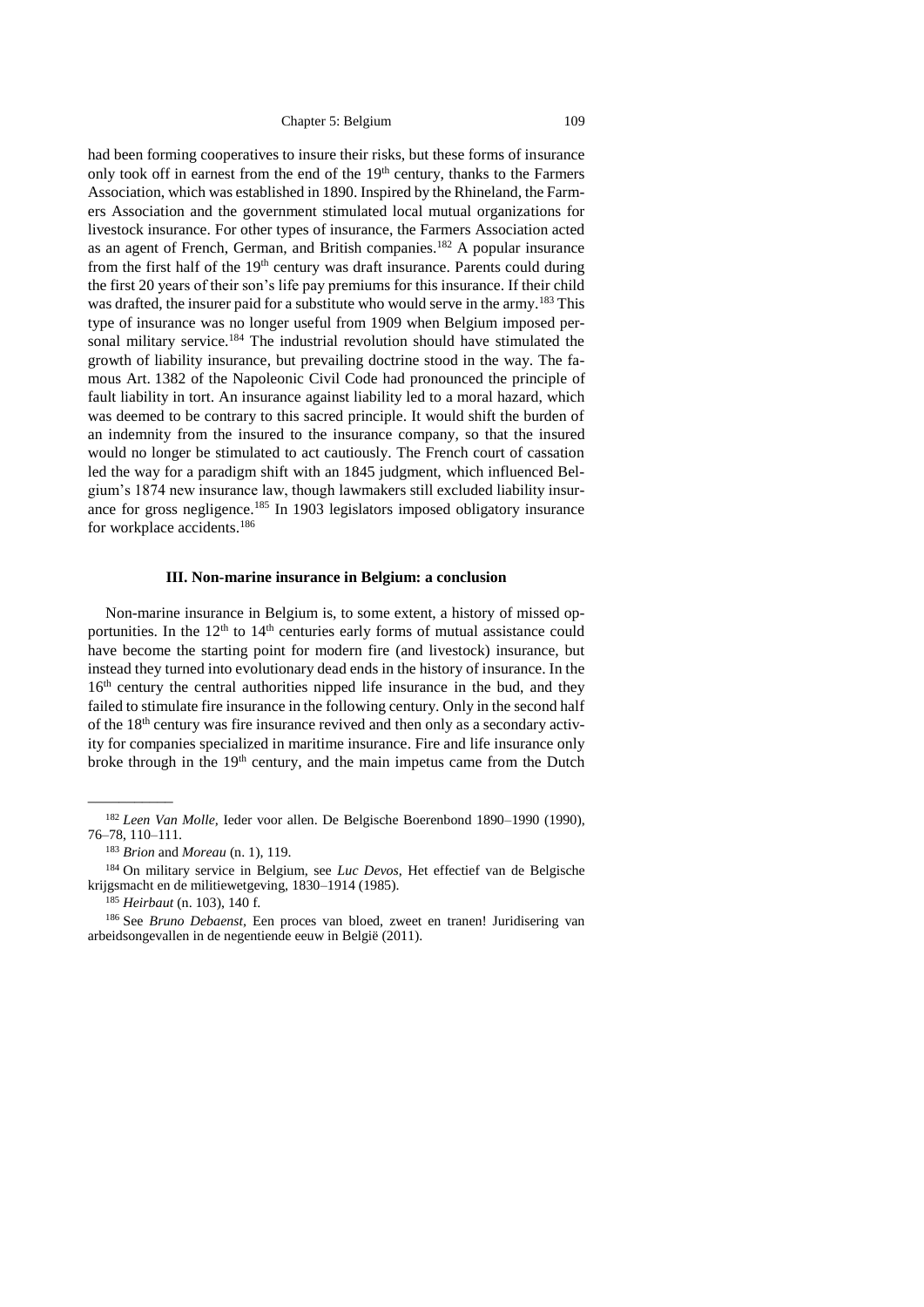had been forming cooperatives to insure their risks, but these forms of insurance only took off in earnest from the end of the 19th century, thanks to the Farmers Association, which was established in 1890. Inspired by the Rhineland, the Farmers Association and the government stimulated local mutual organizations for livestock insurance. For other types of insurance, the Farmers Association acted as an agent of French, German, and British companies.[182] A popular insurance from the first half of the 19th century was draft insurance. Parents could during the first 20 years of their son's life pay premiums for this insurance. If their child was drafted, the insurer paid for a substitute who would serve in the army.[183] This type of insurance was no longer useful from 1909 when Belgium imposed personal military service.[184] The industrial revolution should have stimulated the growth of liability insurance, but prevailing doctrine stood in the way. The famous Art. 1382 of the Napoleonic Civil Code had pronounced the principle of fault liability in tort. An insurance against liability led to a moral hazard, which was deemed to be contrary to this sacred principle. It would shift the burden of an indemnity from the insured to the insurance company, so that the insured would no longer be stimulated to act cautiously. The French court of cassation led the way for a paradigm shift with an 1845 judgment, which influenced Belgium's 1874 new insurance law, though lawmakers still excluded liability insurance for gross negligence.[185] In 1903 legislators imposed obligatory insurance for workplace accidents.[186]

### III. Non-marine insurance in Belgium: a conclusion

Non-marine insurance in Belgium is, to some extent, a history of missed opportunities. In the 12th to 14th centuries early forms of mutual assistance could have become the starting point for modern fire (and livestock) insurance, but instead they turned into evolutionary dead ends in the history of insurance. In the 16th century the central authorities nipped life insurance in the bud, and they failed to stimulate fire insurance in the following century. Only in the second half of the 18th century was fire insurance revived and then only as a secondary activity for companies specialized in maritime insurance. Fire and life insurance only broke through in the 19th century, and the main impetus came from the Dutch

---

[182] *Leen Van Molle*, Ieder voor allen. De Belgische Boerenbond 1890–1990 (1990), 76–78, 110–111.

[183] *Brion* and *Moreau* (n. 1), 119.

[184] On military service in Belgium, see *Luc Devos*, Het effectief van de Belgische krijgsmacht en de militiewetgeving, 1830–1914 (1985).

[185] *Heirbaut* (n. 103), 140 f.

[186] See *Bruno Debaenst*, Een proces van bloed, zweet en tranen! Juridisering van arbeidsongevallen in de negentiende eeuw in België (2011).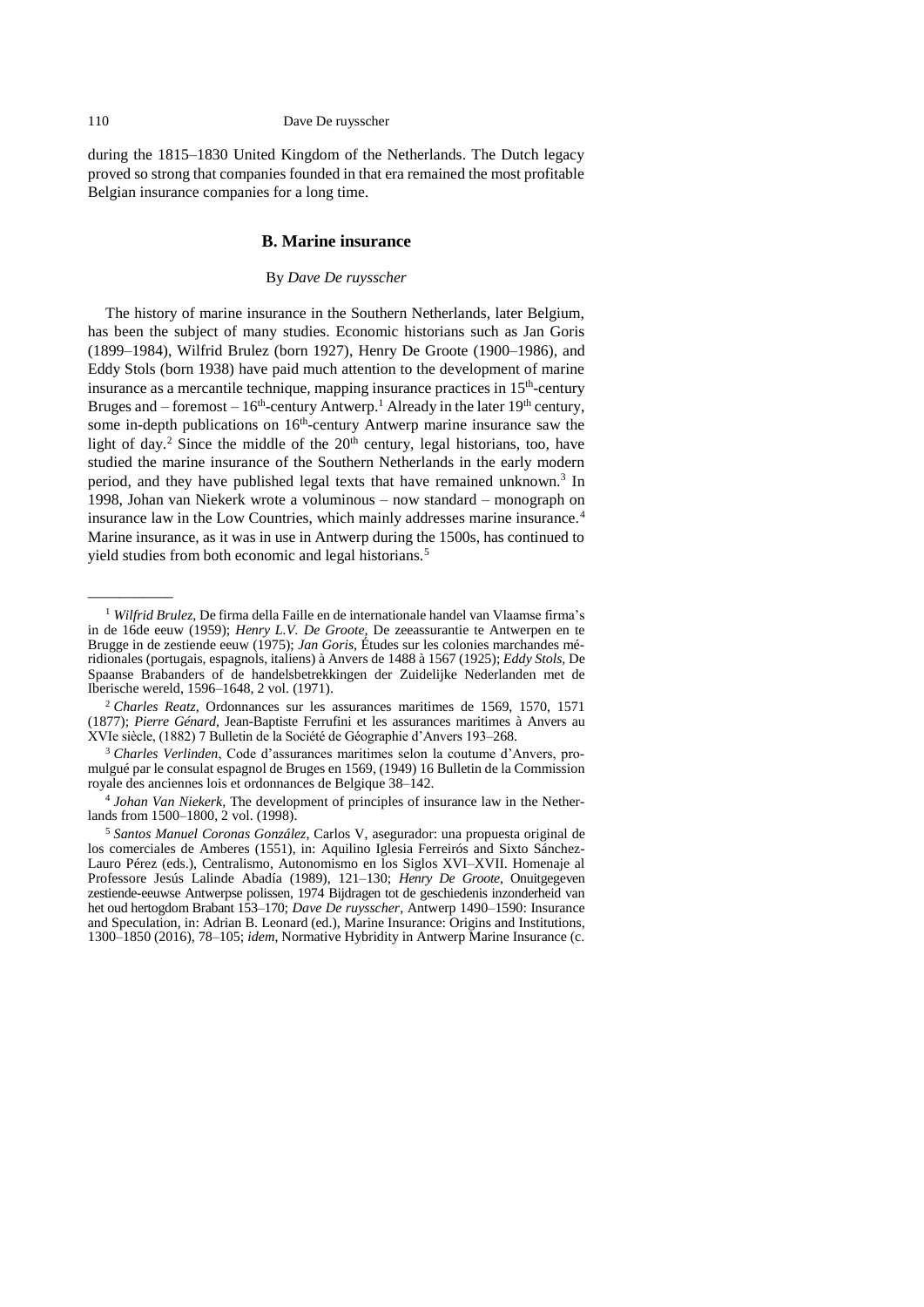during the 1815–1830 United Kingdom of the Netherlands. The Dutch legacy proved so strong that companies founded in that era remained the most profitable Belgian insurance companies for a long time.

### B. Marine insurance

By *Dave De ruysscher*

The history of marine insurance in the Southern Netherlands, later Belgium, has been the subject of many studies. Economic historians such as Jan Goris (1899–1984), Wilfrid Brulez (born 1927), Henry De Groote (1900–1986), and Eddy Stols (born 1938) have paid much attention to the development of marine insurance as a mercantile technique, mapping insurance practices in 15th-century Bruges and – foremost – 16th-century Antwerp.[1] Already in the later 19th century, some in-depth publications on 16th-century Antwerp marine insurance saw the light of day.[2] Since the middle of the 20th century, legal historians, too, have studied the marine insurance of the Southern Netherlands in the early modern period, and they have published legal texts that have remained unknown.[3] In 1998, Johan van Niekerk wrote a voluminous – now standard – monograph on insurance law in the Low Countries, which mainly addresses marine insurance.[4] Marine insurance, as it was in use in Antwerp during the 1500s, has continued to yield studies from both economic and legal historians.[5]

---

[1] *Wilfrid Brulez*, De firma della Faille en de internationale handel van Vlaamse firma's in de 16de eeuw (1959); *Henry L.V. De Groote*, De zeeassurantie te Antwerpen en te Brugge in de zestiende eeuw (1975); *Jan Goris*, Études sur les colonies marchandes méridionales (portugais, espagnols, italiens) à Anvers de 1488 à 1567 (1925); *Eddy Stols*, De Spaanse Brabanders of de handelsbetrekkingen der Zuidelijke Nederlanden met de Iberische wereld, 1596–1648, 2 vol. (1971).

[2] *Charles Reatz*, Ordonnances sur les assurances maritimes de 1569, 1570, 1571 (1877); *Pierre Génard*, Jean-Baptiste Ferrufini et les assurances maritimes à Anvers au XVIe siècle, (1882) 7 Bulletin de la Société de Géographie d'Anvers 193–268.

[3] *Charles Verlinden*, Code d'assurances maritimes selon la coutume d'Anvers, promulgué par le consulat espagnol de Bruges en 1569, (1949) 16 Bulletin de la Commission royale des anciennes lois et ordonnances de Belgique 38–142.

[4] *Johan Van Niekerk*, The development of principles of insurance law in the Netherlands from 1500–1800, 2 vol. (1998).

[5] *Santos Manuel Coronas González*, Carlos V, asegurador: una propuesta original de los comerciales de Amberes (1551), in: Aquilino Iglesia Ferreirós and Sixto Sánchez-Lauro Pérez (eds.), Centralismo, Autonomismo en los Siglos XVI–XVII. Homenaje al Professore Jesús Lalinde Abadía (1989), 121–130; *Henry De Groote*, Onuitgegeven zestiende-eeuwse Antwerpse polissen, 1974 Bijdragen tot de geschiedenis inzonderheid van het oud hertogdom Brabant 153–170; *Dave De ruysscher*, Antwerp 1490–1590: Insurance and Speculation, in: Adrian B. Leonard (ed.), Marine Insurance: Origins and Institutions, 1300–1850 (2016), 78–105; *idem*, Normative Hybridity in Antwerp Marine Insurance (c.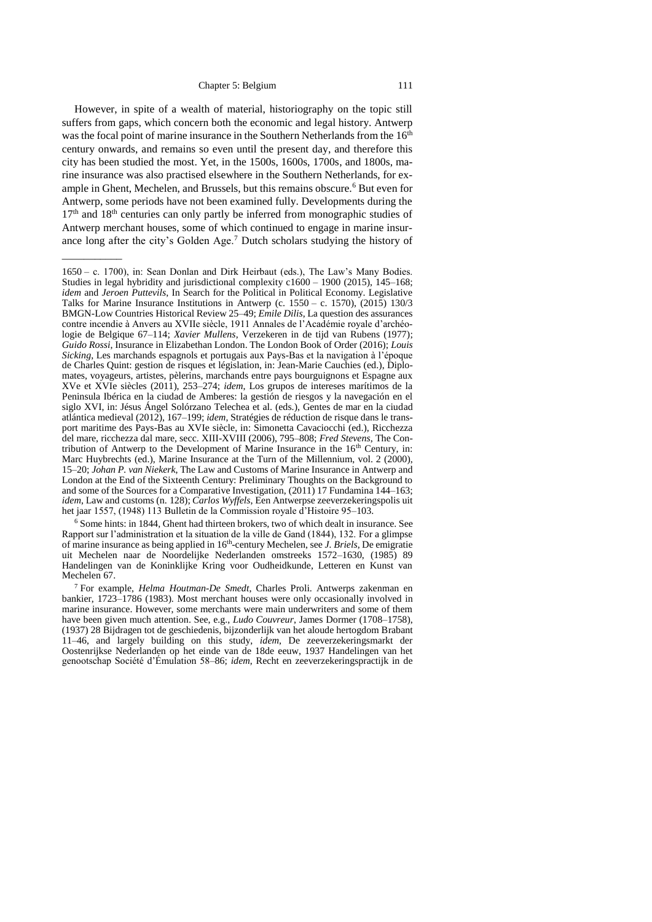However, in spite of a wealth of material, historiography on the topic still suffers from gaps, which concern both the economic and legal history. Antwerp was the focal point of marine insurance in the Southern Netherlands from the 16th century onwards, and remains so even until the present day, and therefore this city has been studied the most. Yet, in the 1500s, 1600s, 1700s, and 1800s, marine insurance was also practised elsewhere in the Southern Netherlands, for example in Ghent, Mechelen, and Brussels, but this remains obscure.[6] But even for Antwerp, some periods have not been examined fully. Developments during the 17th and 18th centuries can only partly be inferred from monographic studies of Antwerp merchant houses, some of which continued to engage in marine insurance long after the city's Golden Age.[7] Dutch scholars studying the history of

---

1650 – c. 1700), in: Sean Donlan and Dirk Heirbaut (eds.), The Law's Many Bodies. Studies in legal hybridity and jurisdictional complexity c1600 – 1900 (2015), 145–168; *idem* and *Jeroen Puttevils*, In Search for the Political in Political Economy. Legislative Talks for Marine Insurance Institutions in Antwerp (c. 1550 – c. 1570), (2015) 130/3 BMGN-Low Countries Historical Review 25–49; *Emile Dilis*, La question des assurances contre incendie à Anvers au XVIIe siècle, 1911 Annales de l'Académie royale d'archéologie de Belgique 67–114; *Xavier Mullens*, Verzekeren in de tijd van Rubens (1977); *Guido Rossi*, Insurance in Elizabethan London. The London Book of Order (2016); *Louis Sicking*, Les marchands espagnols et portugais aux Pays-Bas et la navigation à l'époque de Charles Quint: gestion de risques et législation, in: Jean-Marie Cauchies (ed.), Diplomates, voyageurs, artistes, pèlerins, marchands entre pays bourguignons et Espagne aux XVe et XVIe siècles (2011), 253–274; *idem*, Los grupos de intereses marítimos de la Peninsula Ibérica en la ciudad de Amberes: la gestión de riesgos y la navegación en el siglo XVI, in: Jésus Ángel Solórzano Telechea et al. (eds.), Gentes de mar en la ciudad atlántica medieval (2012), 167–199; *idem*, Stratégies de réduction de risque dans le transport maritime des Pays-Bas au XVIe siècle, in: Simonetta Cavaciocchi (ed.), Ricchezza del mare, ricchezza dal mare, secc. XIII-XVIII (2006), 795–808; *Fred Stevens*, The Contribution of Antwerp to the Development of Marine Insurance in the 16th Century, in: Marc Huybrechts (ed.), Marine Insurance at the Turn of the Millennium, vol. 2 (2000), 15–20; *Johan P. van Niekerk*, The Law and Customs of Marine Insurance in Antwerp and London at the End of the Sixteenth Century: Preliminary Thoughts on the Background to and some of the Sources for a Comparative Investigation, (2011) 17 Fundamina 144–163; *idem*, Law and customs (n. 128); *Carlos Wyffels*, Een Antwerpse zeeverzekeringspolis uit het jaar 1557, (1948) 113 Bulletin de la Commission royale d'Histoire 95–103.

[6] Some hints: in 1844, Ghent had thirteen brokers, two of which dealt in insurance. See Rapport sur l'administration et la situation de la ville de Gand (1844), 132. For a glimpse of marine insurance as being applied in 16th-century Mechelen, see *J. Briels*, De emigratie uit Mechelen naar de Noordelijke Nederlanden omstreeks 1572–1630, (1985) 89 Handelingen van de Koninklijke Kring voor Oudheidkunde, Letteren en Kunst van Mechelen 67.

[7] For example, *Helma Houtman-De Smedt*, Charles Proli. Antwerps zakenman en bankier, 1723–1786 (1983). Most merchant houses were only occasionally involved in marine insurance. However, some merchants were main underwriters and some of them have been given much attention. See, e.g., *Ludo Couvreur*, James Dormer (1708–1758), (1937) 28 Bijdragen tot de geschiedenis, bijzonderlijk van het aloude hertogdom Brabant 11–46, and largely building on this study, *idem*, De zeeverzekeringsmarkt der Oostenrijkse Nederlanden op het einde van de 18de eeuw, 1937 Handelingen van het genootschap Société d'Émulation 58–86; *idem*, Recht en zeeverzekeringspractijk in de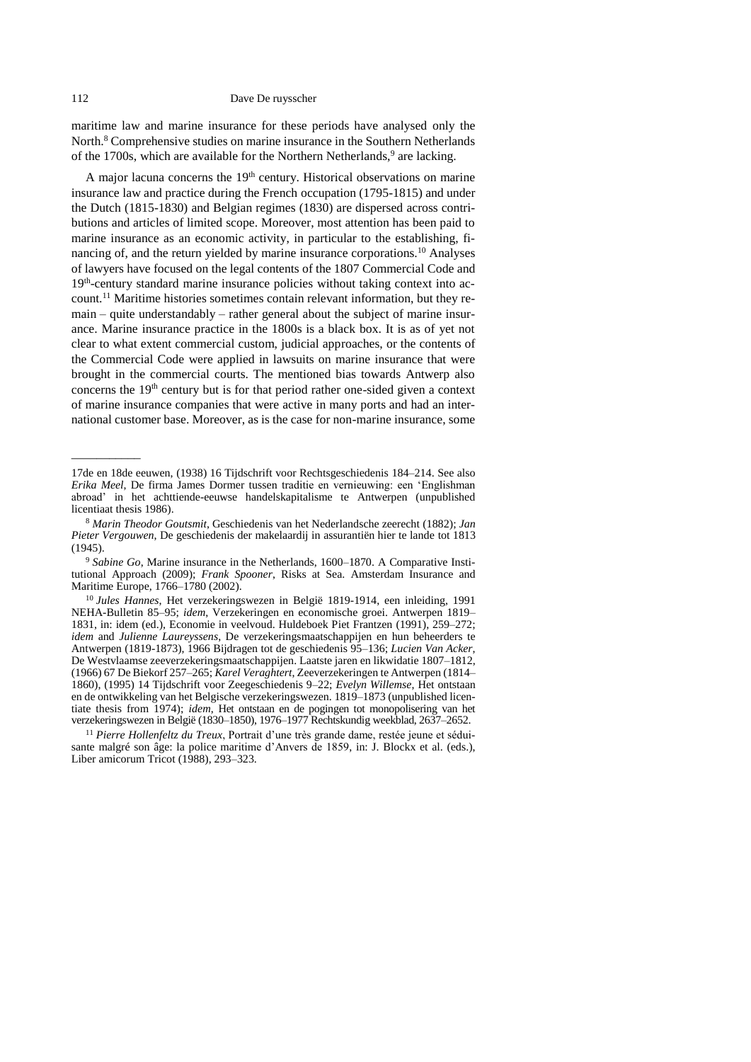maritime law and marine insurance for these periods have analysed only the North.[8] Comprehensive studies on marine insurance in the Southern Netherlands of the 1700s, which are available for the Northern Netherlands,[9] are lacking.

A major lacuna concerns the 19th century. Historical observations on marine insurance law and practice during the French occupation (1795-1815) and under the Dutch (1815-1830) and Belgian regimes (1830) are dispersed across contributions and articles of limited scope. Moreover, most attention has been paid to marine insurance as an economic activity, in particular to the establishing, financing of, and the return yielded by marine insurance corporations.[10] Analyses of lawyers have focused on the legal contents of the 1807 Commercial Code and 19th-century standard marine insurance policies without taking context into account.[11] Maritime histories sometimes contain relevant information, but they remain – quite understandably – rather general about the subject of marine insurance. Marine insurance practice in the 1800s is a black box. It is as of yet not clear to what extent commercial custom, judicial approaches, or the contents of the Commercial Code were applied in lawsuits on marine insurance that were brought in the commercial courts. The mentioned bias towards Antwerp also concerns the 19th century but is for that period rather one-sided given a context of marine insurance companies that were active in many ports and had an international customer base. Moreover, as is the case for non-marine insurance, some

---

17de en 18de eeuwen, (1938) 16 Tijdschrift voor Rechtsgeschiedenis 184–214. See also *Erika Meel*, De firma James Dormer tussen traditie en vernieuwing: een 'Englishman abroad' in het achttiende-eeuwse handelskapitalisme te Antwerpen (unpublished licentiaat thesis 1986).

[8] *Marin Theodor Goutsmit*, Geschiedenis van het Nederlandsche zeerecht (1882); *Jan Pieter Vergouwen*, De geschiedenis der makelaardij in assurantiën hier te lande tot 1813 (1945).

[9] *Sabine Go*, Marine insurance in the Netherlands, 1600–1870. A Comparative Institutional Approach (2009); *Frank Spooner*, Risks at Sea. Amsterdam Insurance and Maritime Europe, 1766–1780 (2002).

[10] *Jules Hannes*, Het verzekeringswezen in België 1819-1914, een inleiding, 1991 NEHA-Bulletin 85–95; *idem*, Verzekeringen en economische groei. Antwerpen 1819–1831, in: idem (ed.), Economie in veelvoud. Huldeboek Piet Frantzen (1991), 259–272; *idem* and *Julienne Laureyssens*, De verzekeringsmaatschappijen en hun beheerders te Antwerpen (1819-1873), 1966 Bijdragen tot de geschiedenis 95–136; *Lucien Van Acker*, De Westvlaamse zeeverzekeringsmaatschappijen. Laatste jaren en likwidatie 1807–1812, (1966) 67 De Biekorf 257–265; *Karel Veraghtert*, Zeeverzekeringen te Antwerpen (1814–1860), (1995) 14 Tijdschrift voor Zeegeschiedenis 9–22; *Evelyn Willemse*, Het ontstaan en de ontwikkeling van het Belgische verzekeringswezen. 1819–1873 (unpublished licentiate thesis from 1974); *idem*, Het ontstaan en de pogingen tot monopolisering van het verzekeringswezen in België (1830–1850), 1976–1977 Rechtskundig weekblad, 2637–2652.

[11] *Pierre Hollenfeltz du Treux*, Portrait d'une très grande dame, restée jeune et séduisante malgré son âge: la police maritime d'Anvers de 1859, in: J. Blockx et al. (eds.), Liber amicorum Tricot (1988), 293–323.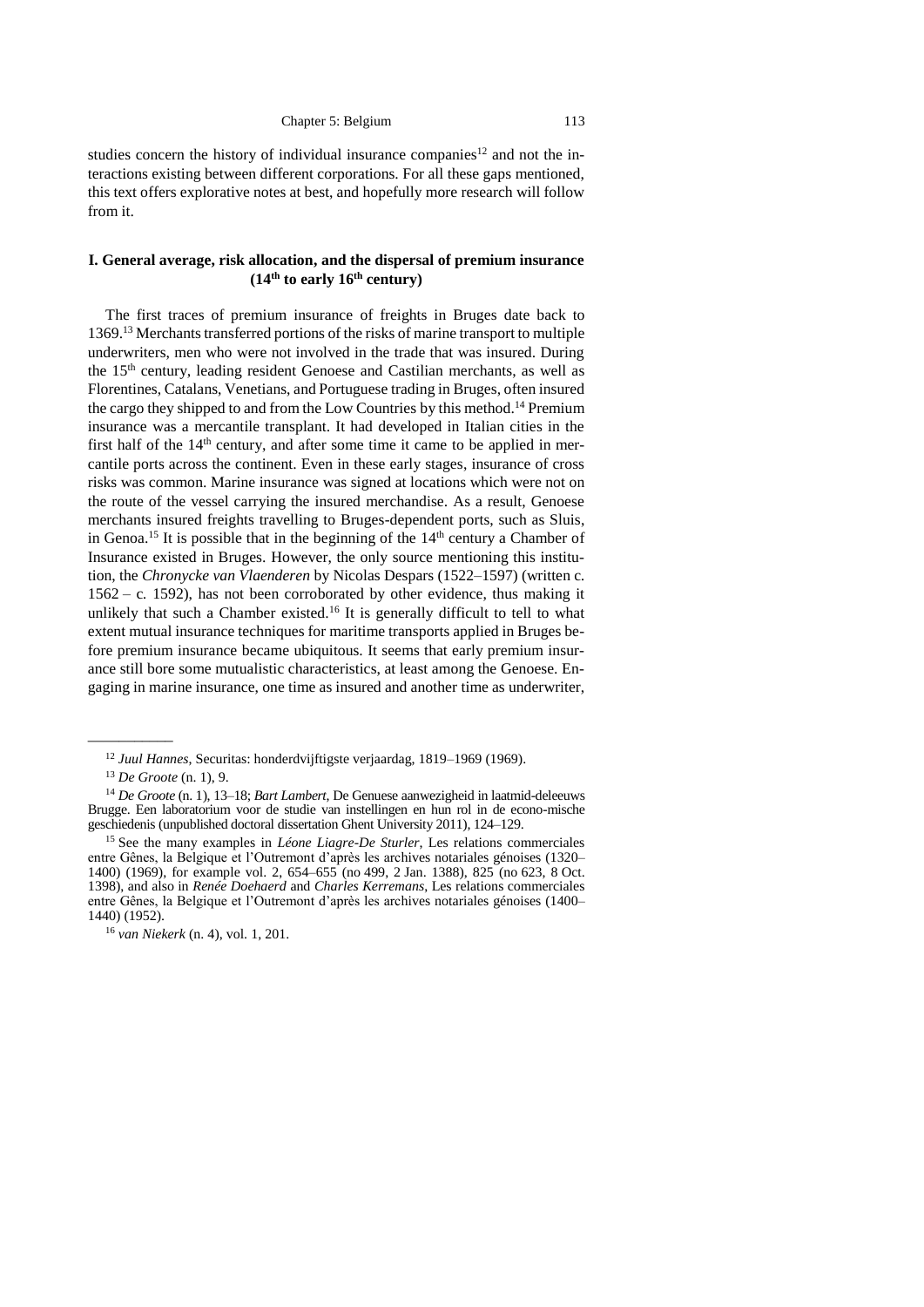studies concern the history of individual insurance companies[12] and not the interactions existing between different corporations. For all these gaps mentioned, this text offers explorative notes at best, and hopefully more research will follow from it.

## I. General average, risk allocation, and the dispersal of premium insurance (14th to early 16th century)

The first traces of premium insurance of freights in Bruges date back to 1369.[13] Merchants transferred portions of the risks of marine transport to multiple underwriters, men who were not involved in the trade that was insured. During the 15th century, leading resident Genoese and Castilian merchants, as well as Florentines, Catalans, Venetians, and Portuguese trading in Bruges, often insured the cargo they shipped to and from the Low Countries by this method.[14] Premium insurance was a mercantile transplant. It had developed in Italian cities in the first half of the 14th century, and after some time it came to be applied in mercantile ports across the continent. Even in these early stages, insurance of cross risks was common. Marine insurance was signed at locations which were not on the route of the vessel carrying the insured merchandise. As a result, Genoese merchants insured freights travelling to Bruges-dependent ports, such as Sluis, in Genoa.[15] It is possible that in the beginning of the 14th century a Chamber of Insurance existed in Bruges. However, the only source mentioning this institution, the *Chronycke van Vlaenderen* by Nicolas Despars (1522–1597) (written c. 1562 – c. 1592), has not been corroborated by other evidence, thus making it unlikely that such a Chamber existed.[16] It is generally difficult to tell to what extent mutual insurance techniques for maritime transports applied in Bruges before premium insurance became ubiquitous. It seems that early premium insurance still bore some mutualistic characteristics, at least among the Genoese. Engaging in marine insurance, one time as insured and another time as underwriter,

---

[12] *Juul Hannes*, Securitas: honderdvijftigste verjaardag, 1819–1969 (1969).

[13] *De Groote* (n. 1), 9.

[14] *De Groote* (n. 1), 13–18; *Bart Lambert*, De Genuese aanwezigheid in laatmid-deleeuws Brugge. Een laboratorium voor de studie van instellingen en hun rol in de econo-mische geschiedenis (unpublished doctoral dissertation Ghent University 2011), 124–129.

[15] See the many examples in *Léone Liagre-De Sturler*, Les relations commerciales entre Gênes, la Belgique et l'Outremont d'après les archives notariales génoises (1320–1400) (1969), for example vol. 2, 654–655 (no 499, 2 Jan. 1388), 825 (no 623, 8 Oct. 1398), and also in *Renée Doehaerd* and *Charles Kerremans*, Les relations commerciales entre Gênes, la Belgique et l'Outremont d'après les archives notariales génoises (1400–1440) (1952).

[16] *van Niekerk* (n. 4), vol. 1, 201.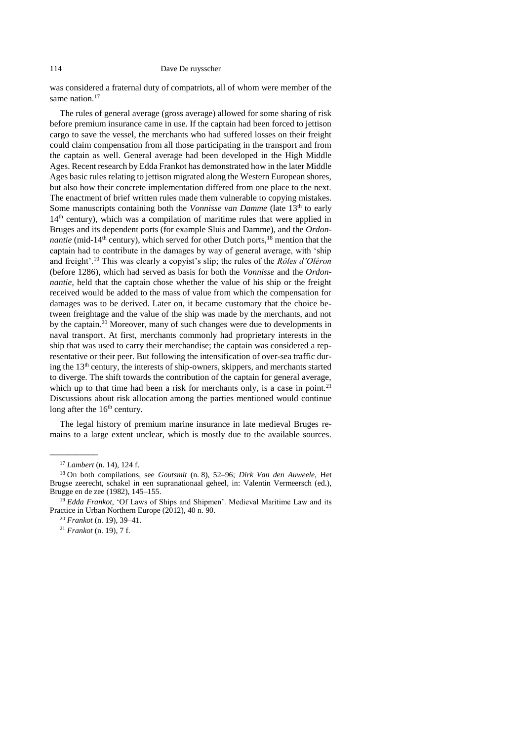was considered a fraternal duty of compatriots, all of whom were member of the same nation.[17]

The rules of general average (gross average) allowed for some sharing of risk before premium insurance came in use. If the captain had been forced to jettison cargo to save the vessel, the merchants who had suffered losses on their freight could claim compensation from all those participating in the transport and from the captain as well. General average had been developed in the High Middle Ages. Recent research by Edda Frankot has demonstrated how in the later Middle Ages basic rules relating to jettison migrated along the Western European shores, but also how their concrete implementation differed from one place to the next. The enactment of brief written rules made them vulnerable to copying mistakes. Some manuscripts containing both the *Vonnisse van Damme* (late 13th to early 14th century), which was a compilation of maritime rules that were applied in Bruges and its dependent ports (for example Sluis and Damme), and the *Ordonnantie* (mid-14th century), which served for other Dutch ports,[18] mention that the captain had to contribute in the damages by way of general average, with 'ship and freight'.[19] This was clearly a copyist's slip; the rules of the *Rôles d'Oléron* (before 1286), which had served as basis for both the *Vonnisse* and the *Ordonnantie*, held that the captain chose whether the value of his ship or the freight received would be added to the mass of value from which the compensation for damages was to be derived. Later on, it became customary that the choice between freightage and the value of the ship was made by the merchants, and not by the captain.[20] Moreover, many of such changes were due to developments in naval transport. At first, merchants commonly had proprietary interests in the ship that was used to carry their merchandise; the captain was considered a representative or their peer. But following the intensification of over-sea traffic during the 13th century, the interests of ship-owners, skippers, and merchants started to diverge. The shift towards the contribution of the captain for general average, which up to that time had been a risk for merchants only, is a case in point.[21] Discussions about risk allocation among the parties mentioned would continue long after the 16th century.

The legal history of premium marine insurance in late medieval Bruges remains to a large extent unclear, which is mostly due to the available sources.

---

[17] *Lambert* (n. 14), 124 f.

[18] On both compilations, see *Goutsmit* (n. 8), 52–96; *Dirk Van den Auweele*, Het Brugse zeerecht, schakel in een supranationaal geheel, in: Valentin Vermeersch (ed.), Brugge en de zee (1982), 145–155.

[19] *Edda Frankot*, 'Of Laws of Ships and Shipmen'. Medieval Maritime Law and its Practice in Urban Northern Europe (2012), 40 n. 90.

[20] *Frankot* (n. 19), 39–41.

[21] *Frankot* (n. 19), 7 f.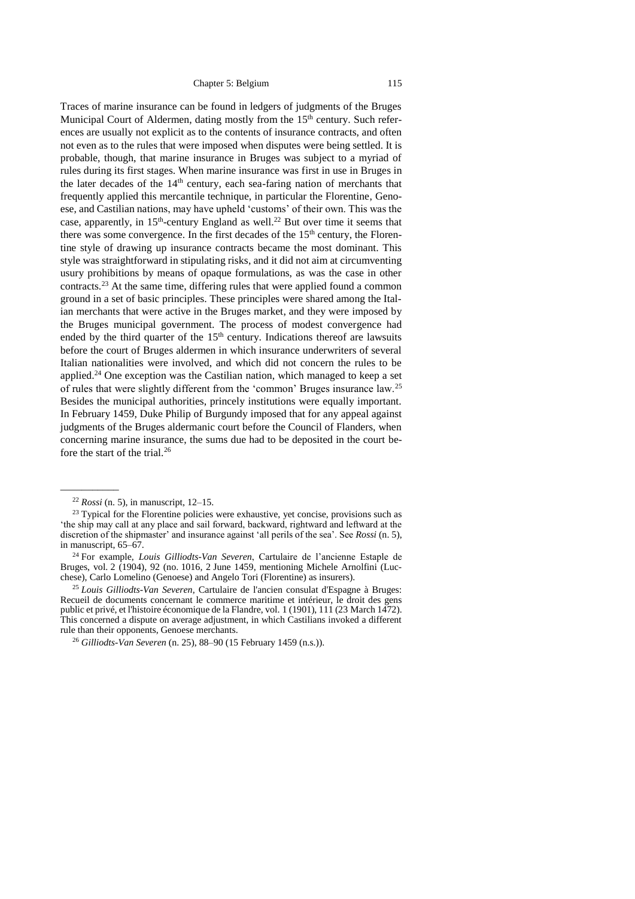Traces of marine insurance can be found in ledgers of judgments of the Bruges Municipal Court of Aldermen, dating mostly from the 15th century. Such references are usually not explicit as to the contents of insurance contracts, and often not even as to the rules that were imposed when disputes were being settled. It is probable, though, that marine insurance in Bruges was subject to a myriad of rules during its first stages. When marine insurance was first in use in Bruges in the later decades of the 14th century, each sea-faring nation of merchants that frequently applied this mercantile technique, in particular the Florentine, Genoese, and Castilian nations, may have upheld 'customs' of their own. This was the case, apparently, in 15th-century England as well.[22] But over time it seems that there was some convergence. In the first decades of the 15th century, the Florentine style of drawing up insurance contracts became the most dominant. This style was straightforward in stipulating risks, and it did not aim at circumventing usury prohibitions by means of opaque formulations, as was the case in other contracts.[23] At the same time, differing rules that were applied found a common ground in a set of basic principles. These principles were shared among the Italian merchants that were active in the Bruges market, and they were imposed by the Bruges municipal government. The process of modest convergence had ended by the third quarter of the 15th century. Indications thereof are lawsuits before the court of Bruges aldermen in which insurance underwriters of several Italian nationalities were involved, and which did not concern the rules to be applied.[24] One exception was the Castilian nation, which managed to keep a set of rules that were slightly different from the 'common' Bruges insurance law.[25] Besides the municipal authorities, princely institutions were equally important. In February 1459, Duke Philip of Burgundy imposed that for any appeal against judgments of the Bruges aldermanic court before the Council of Flanders, when concerning marine insurance, the sums due had to be deposited in the court before the start of the trial.[26]

---

[22] *Rossi* (n. 5), in manuscript, 12–15.

[23] Typical for the Florentine policies were exhaustive, yet concise, provisions such as 'the ship may call at any place and sail forward, backward, rightward and leftward at the discretion of the shipmaster' and insurance against 'all perils of the sea'. See *Rossi* (n. 5), in manuscript, 65–67.

[24] For example, *Louis Gilliodts-Van Severen*, Cartulaire de l'ancienne Estaple de Bruges, vol. 2 (1904), 92 (no. 1016, 2 June 1459, mentioning Michele Arnolfini (Lucchese), Carlo Lomelino (Genoese) and Angelo Tori (Florentine) as insurers).

[25] *Louis Gilliodts-Van Severen*, Cartulaire de l'ancien consulat d'Espagne à Bruges: Recueil de documents concernant le commerce maritime et intérieur, le droit des gens public et privé, et l'histoire économique de la Flandre, vol. 1 (1901), 111 (23 March 1472). This concerned a dispute on average adjustment, in which Castilians invoked a different rule than their opponents, Genoese merchants.

[26] *Gilliodts-Van Severen* (n. 25), 88–90 (15 February 1459 (n.s.)).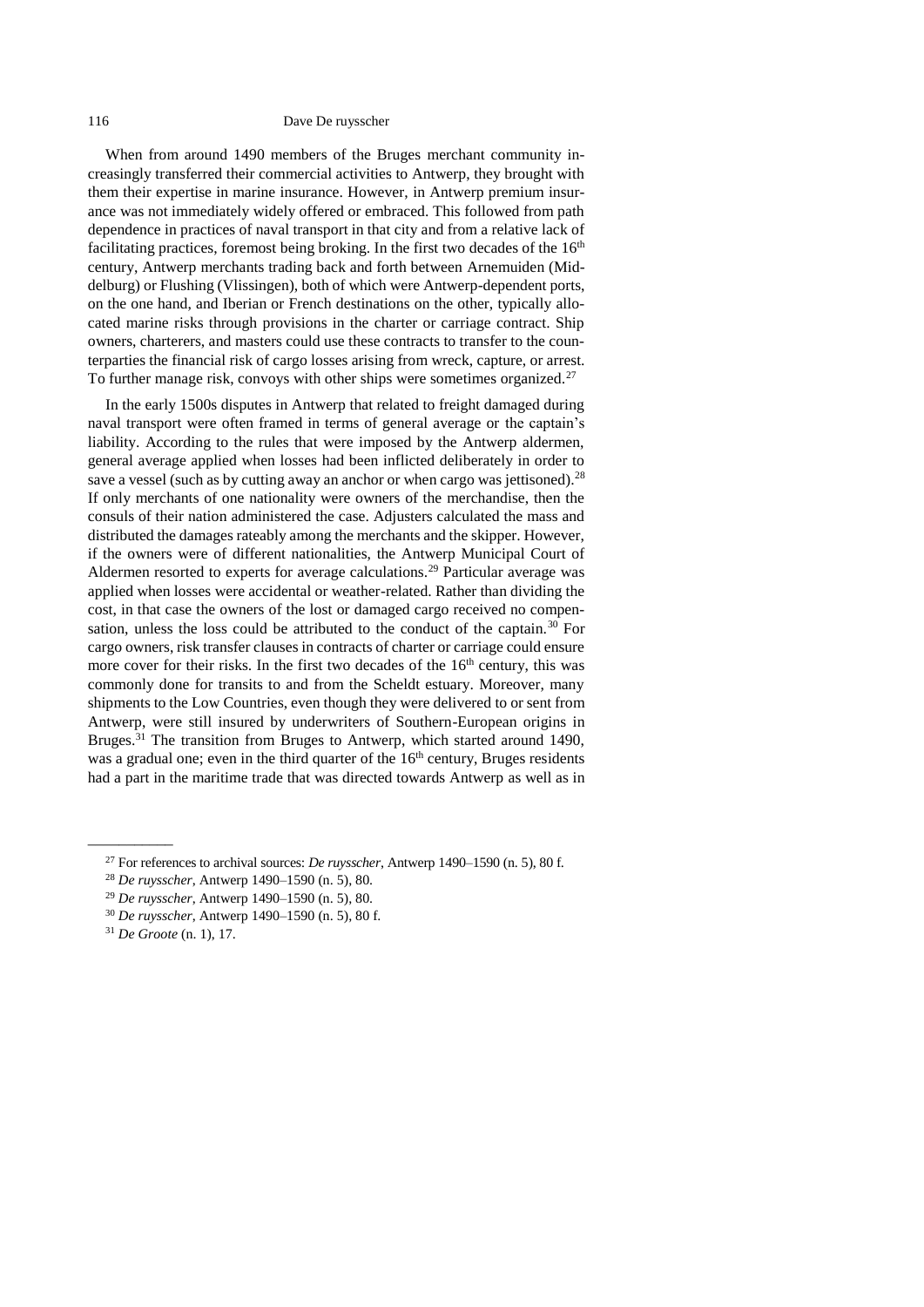When from around 1490 members of the Bruges merchant community increasingly transferred their commercial activities to Antwerp, they brought with them their expertise in marine insurance. However, in Antwerp premium insurance was not immediately widely offered or embraced. This followed from path dependence in practices of naval transport in that city and from a relative lack of facilitating practices, foremost being broking. In the first two decades of the 16th century, Antwerp merchants trading back and forth between Arnemuiden (Middelburg) or Flushing (Vlissingen), both of which were Antwerp-dependent ports, on the one hand, and Iberian or French destinations on the other, typically allocated marine risks through provisions in the charter or carriage contract. Ship owners, charterers, and masters could use these contracts to transfer to the counterparties the financial risk of cargo losses arising from wreck, capture, or arrest. To further manage risk, convoys with other ships were sometimes organized.[27]

In the early 1500s disputes in Antwerp that related to freight damaged during naval transport were often framed in terms of general average or the captain's liability. According to the rules that were imposed by the Antwerp aldermen, general average applied when losses had been inflicted deliberately in order to save a vessel (such as by cutting away an anchor or when cargo was jettisoned).[28] If only merchants of one nationality were owners of the merchandise, then the consuls of their nation administered the case. Adjusters calculated the mass and distributed the damages rateably among the merchants and the skipper. However, if the owners were of different nationalities, the Antwerp Municipal Court of Aldermen resorted to experts for average calculations.[29] Particular average was applied when losses were accidental or weather-related. Rather than dividing the cost, in that case the owners of the lost or damaged cargo received no compensation, unless the loss could be attributed to the conduct of the captain.[30] For cargo owners, risk transfer clauses in contracts of charter or carriage could ensure more cover for their risks. In the first two decades of the 16th century, this was commonly done for transits to and from the Scheldt estuary. Moreover, many shipments to the Low Countries, even though they were delivered to or sent from Antwerp, were still insured by underwriters of Southern-European origins in Bruges.[31] The transition from Bruges to Antwerp, which started around 1490, was a gradual one; even in the third quarter of the 16th century, Bruges residents had a part in the maritime trade that was directed towards Antwerp as well as in

---

[27] For references to archival sources: *De ruysscher*, Antwerp 1490–1590 (n. 5), 80 f.

[28] *De ruysscher*, Antwerp 1490–1590 (n. 5), 80.

[29] *De ruysscher*, Antwerp 1490–1590 (n. 5), 80.

[30] *De ruysscher*, Antwerp 1490–1590 (n. 5), 80 f.

[31] *De Groote* (n. 1), 17.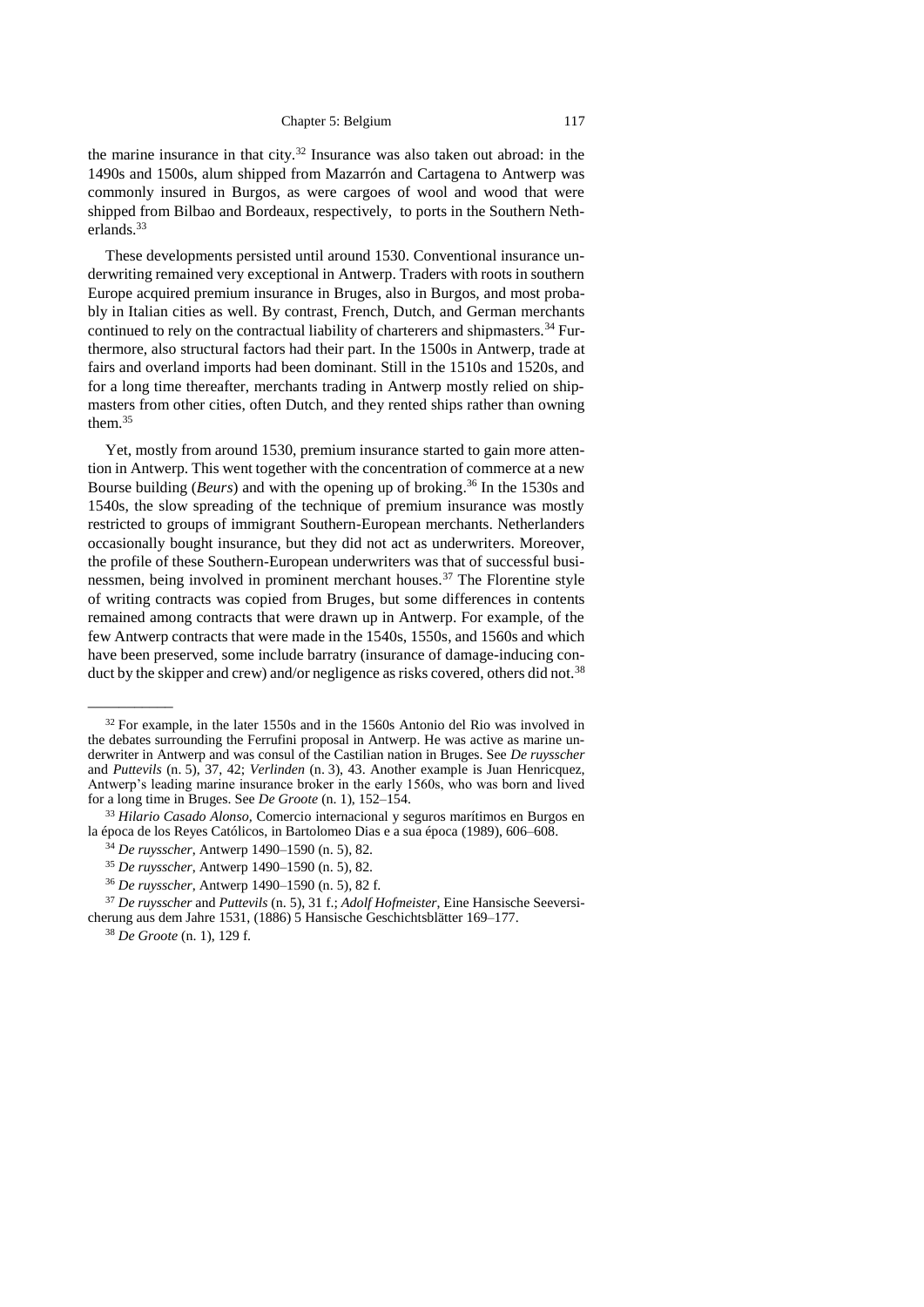the marine insurance in that city.[32] Insurance was also taken out abroad: in the 1490s and 1500s, alum shipped from Mazarrón and Cartagena to Antwerp was commonly insured in Burgos, as were cargoes of wool and wood that were shipped from Bilbao and Bordeaux, respectively, to ports in the Southern Netherlands.[33]

These developments persisted until around 1530. Conventional insurance underwriting remained very exceptional in Antwerp. Traders with roots in southern Europe acquired premium insurance in Bruges, also in Burgos, and most probably in Italian cities as well. By contrast, French, Dutch, and German merchants continued to rely on the contractual liability of charterers and shipmasters.[34] Furthermore, also structural factors had their part. In the 1500s in Antwerp, trade at fairs and overland imports had been dominant. Still in the 1510s and 1520s, and for a long time thereafter, merchants trading in Antwerp mostly relied on shipmasters from other cities, often Dutch, and they rented ships rather than owning them.[35]

Yet, mostly from around 1530, premium insurance started to gain more attention in Antwerp. This went together with the concentration of commerce at a new Bourse building (*Beurs*) and with the opening up of broking.[36] In the 1530s and 1540s, the slow spreading of the technique of premium insurance was mostly restricted to groups of immigrant Southern-European merchants. Netherlanders occasionally bought insurance, but they did not act as underwriters. Moreover, the profile of these Southern-European underwriters was that of successful businessmen, being involved in prominent merchant houses.[37] The Florentine style of writing contracts was copied from Bruges, but some differences in contents remained among contracts that were drawn up in Antwerp. For example, of the few Antwerp contracts that were made in the 1540s, 1550s, and 1560s and which have been preserved, some include barratry (insurance of damage-inducing conduct by the skipper and crew) and/or negligence as risks covered, others did not.[38]

---

[32] For example, in the later 1550s and in the 1560s Antonio del Rio was involved in the debates surrounding the Ferrufini proposal in Antwerp. He was active as marine underwriter in Antwerp and was consul of the Castilian nation in Bruges. See *De ruysscher* and *Puttevils* (n. 5), 37, 42; *Verlinden* (n. 3), 43. Another example is Juan Henricquez, Antwerp's leading marine insurance broker in the early 1560s, who was born and lived for a long time in Bruges. See *De Groote* (n. 1), 152–154.

[33] *Hilario Casado Alonso*, Comercio internacional y seguros marítimos en Burgos en la época de los Reyes Católicos, in Bartolomeo Dias e a sua época (1989), 606–608.

[34] *De ruysscher*, Antwerp 1490–1590 (n. 5), 82.

[35] *De ruysscher*, Antwerp 1490–1590 (n. 5), 82.

[36] *De ruysscher*, Antwerp 1490–1590 (n. 5), 82 f.

[37] *De ruysscher* and *Puttevils* (n. 5), 31 f.; *Adolf Hofmeister*, Eine Hansische Seeversicherung aus dem Jahre 1531, (1886) 5 Hansische Geschichtsblätter 169–177.

[38] *De Groote* (n. 1), 129 f.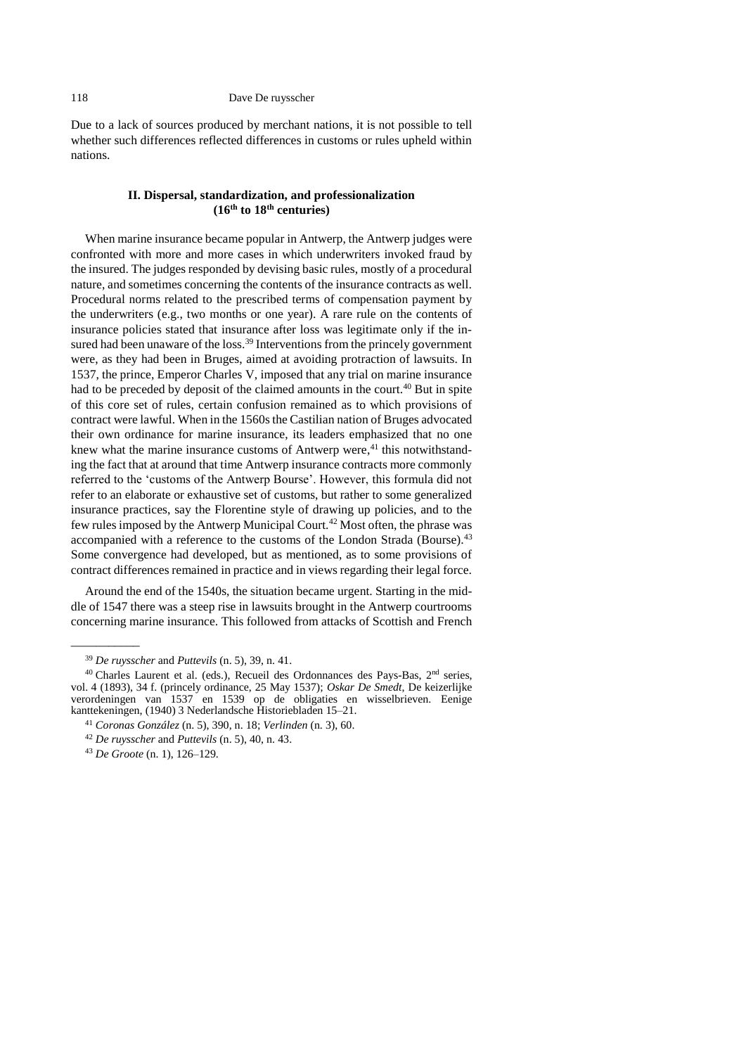Due to a lack of sources produced by merchant nations, it is not possible to tell whether such differences reflected differences in customs or rules upheld within nations.

## II. Dispersal, standardization, and professionalization (16th to 18th centuries)

When marine insurance became popular in Antwerp, the Antwerp judges were confronted with more and more cases in which underwriters invoked fraud by the insured. The judges responded by devising basic rules, mostly of a procedural nature, and sometimes concerning the contents of the insurance contracts as well. Procedural norms related to the prescribed terms of compensation payment by the underwriters (e.g., two months or one year). A rare rule on the contents of insurance policies stated that insurance after loss was legitimate only if the insured had been unaware of the loss.[39] Interventions from the princely government were, as they had been in Bruges, aimed at avoiding protraction of lawsuits. In 1537, the prince, Emperor Charles V, imposed that any trial on marine insurance had to be preceded by deposit of the claimed amounts in the court.[40] But in spite of this core set of rules, certain confusion remained as to which provisions of contract were lawful. When in the 1560s the Castilian nation of Bruges advocated their own ordinance for marine insurance, its leaders emphasized that no one knew what the marine insurance customs of Antwerp were,[41] this notwithstanding the fact that at around that time Antwerp insurance contracts more commonly referred to the 'customs of the Antwerp Bourse'. However, this formula did not refer to an elaborate or exhaustive set of customs, but rather to some generalized insurance practices, say the Florentine style of drawing up policies, and to the few rules imposed by the Antwerp Municipal Court.[42] Most often, the phrase was accompanied with a reference to the customs of the London Strada (Bourse).[43] Some convergence had developed, but as mentioned, as to some provisions of contract differences remained in practice and in views regarding their legal force.

Around the end of the 1540s, the situation became urgent. Starting in the middle of 1547 there was a steep rise in lawsuits brought in the Antwerp courtrooms concerning marine insurance. This followed from attacks of Scottish and French

---

[39] *De ruysscher* and *Puttevils* (n. 5), 39, n. 41.

[40] Charles Laurent et al. (eds.), Recueil des Ordonnances des Pays-Bas, 2nd series, vol. 4 (1893), 34 f. (princely ordinance, 25 May 1537); *Oskar De Smedt*, De keizerlijke verordeningen van 1537 en 1539 op de obligaties en wisselbrieven. Eenige kanttekeningen, (1940) 3 Nederlandsche Historiebladen 15–21.

[41] *Coronas González* (n. 5), 390, n. 18; *Verlinden* (n. 3), 60.

[42] *De ruysscher* and *Puttevils* (n. 5), 40, n. 43.

[43] *De Groote* (n. 1), 126–129.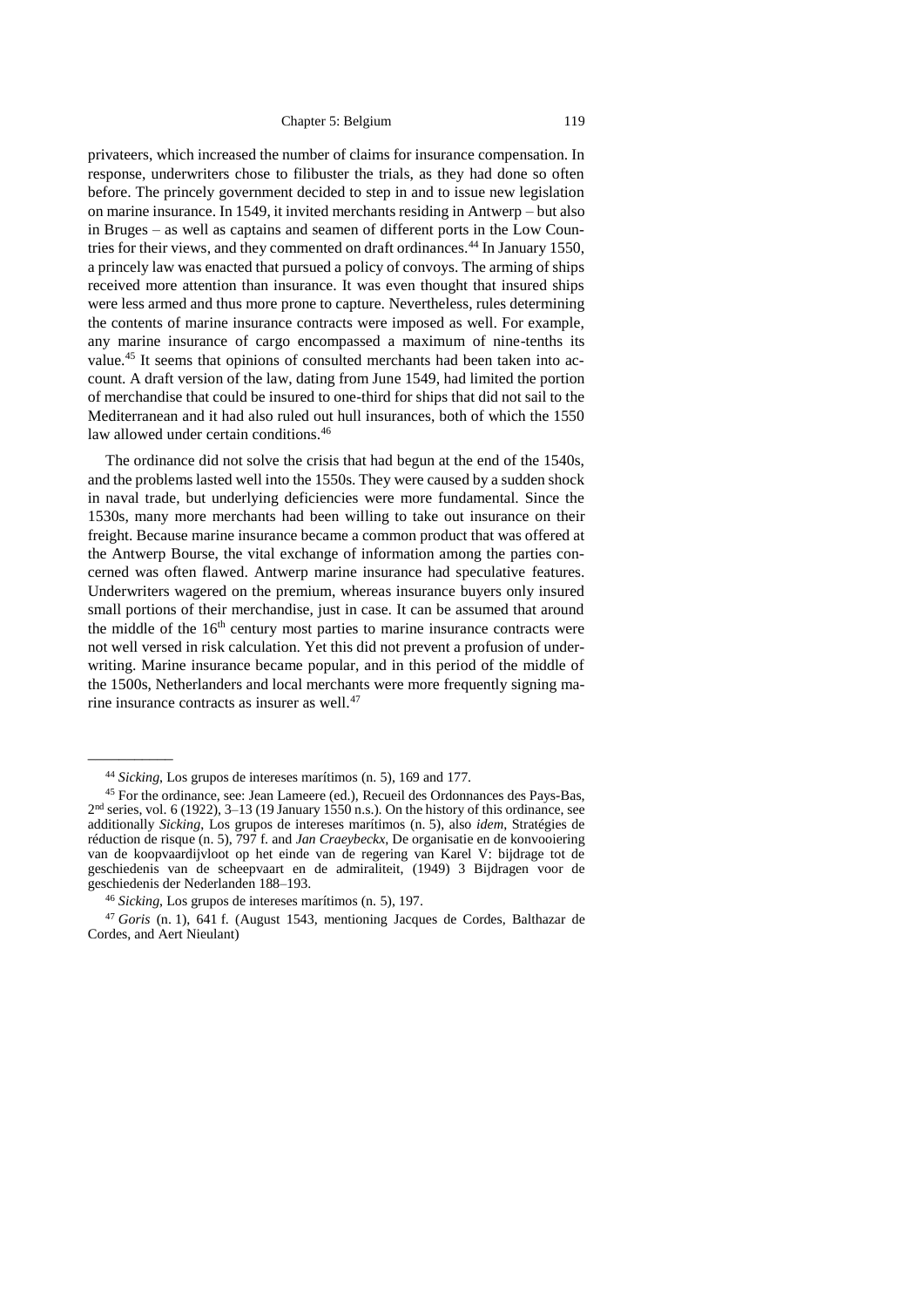privateers, which increased the number of claims for insurance compensation. In response, underwriters chose to filibuster the trials, as they had done so often before. The princely government decided to step in and to issue new legislation on marine insurance. In 1549, it invited merchants residing in Antwerp – but also in Bruges – as well as captains and seamen of different ports in the Low Countries for their views, and they commented on draft ordinances.[44] In January 1550, a princely law was enacted that pursued a policy of convoys. The arming of ships received more attention than insurance. It was even thought that insured ships were less armed and thus more prone to capture. Nevertheless, rules determining the contents of marine insurance contracts were imposed as well. For example, any marine insurance of cargo encompassed a maximum of nine-tenths its value.[45] It seems that opinions of consulted merchants had been taken into account. A draft version of the law, dating from June 1549, had limited the portion of merchandise that could be insured to one-third for ships that did not sail to the Mediterranean and it had also ruled out hull insurances, both of which the 1550 law allowed under certain conditions.[46]

The ordinance did not solve the crisis that had begun at the end of the 1540s, and the problems lasted well into the 1550s. They were caused by a sudden shock in naval trade, but underlying deficiencies were more fundamental. Since the 1530s, many more merchants had been willing to take out insurance on their freight. Because marine insurance became a common product that was offered at the Antwerp Bourse, the vital exchange of information among the parties concerned was often flawed. Antwerp marine insurance had speculative features. Underwriters wagered on the premium, whereas insurance buyers only insured small portions of their merchandise, just in case. It can be assumed that around the middle of the 16th century most parties to marine insurance contracts were not well versed in risk calculation. Yet this did not prevent a profusion of underwriting. Marine insurance became popular, and in this period of the middle of the 1500s, Netherlanders and local merchants were more frequently signing marine insurance contracts as insurer as well.[47]

---

[44] *Sicking*, Los grupos de intereses marítimos (n. 5), 169 and 177.

[45] For the ordinance, see: Jean Lameere (ed.), Recueil des Ordonnances des Pays-Bas, 2nd series, vol. 6 (1922), 3–13 (19 January 1550 n.s.). On the history of this ordinance, see additionally *Sicking*, Los grupos de intereses marítimos (n. 5), also *idem*, Stratégies de réduction de risque (n. 5), 797 f. and *Jan Craeybeckx*, De organisatie en de konvooiering van de koopvaardijvloot op het einde van de regering van Karel V: bijdrage tot de geschiedenis van de scheepvaart en de admiraliteit, (1949) 3 Bijdragen voor de geschiedenis der Nederlanden 188–193.

[46] *Sicking*, Los grupos de intereses marítimos (n. 5), 197.

[47] *Goris* (n. 1), 641 f. (August 1543, mentioning Jacques de Cordes, Balthazar de Cordes, and Aert Nieulant)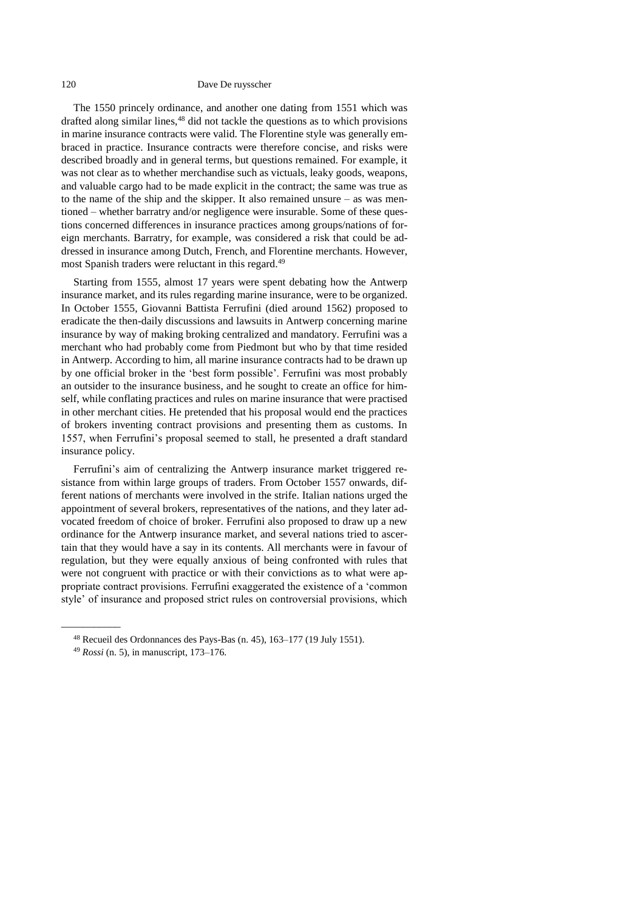The 1550 princely ordinance, and another one dating from 1551 which was drafted along similar lines,[48] did not tackle the questions as to which provisions in marine insurance contracts were valid. The Florentine style was generally embraced in practice. Insurance contracts were therefore concise, and risks were described broadly and in general terms, but questions remained. For example, it was not clear as to whether merchandise such as victuals, leaky goods, weapons, and valuable cargo had to be made explicit in the contract; the same was true as to the name of the ship and the skipper. It also remained unsure – as was mentioned – whether barratry and/or negligence were insurable. Some of these questions concerned differences in insurance practices among groups/nations of foreign merchants. Barratry, for example, was considered a risk that could be addressed in insurance among Dutch, French, and Florentine merchants. However, most Spanish traders were reluctant in this regard.[49]

Starting from 1555, almost 17 years were spent debating how the Antwerp insurance market, and its rules regarding marine insurance, were to be organized. In October 1555, Giovanni Battista Ferrufini (died around 1562) proposed to eradicate the then-daily discussions and lawsuits in Antwerp concerning marine insurance by way of making broking centralized and mandatory. Ferrufini was a merchant who had probably come from Piedmont but who by that time resided in Antwerp. According to him, all marine insurance contracts had to be drawn up by one official broker in the 'best form possible'. Ferrufini was most probably an outsider to the insurance business, and he sought to create an office for himself, while conflating practices and rules on marine insurance that were practised in other merchant cities. He pretended that his proposal would end the practices of brokers inventing contract provisions and presenting them as customs. In 1557, when Ferrufini's proposal seemed to stall, he presented a draft standard insurance policy.

Ferrufini's aim of centralizing the Antwerp insurance market triggered resistance from within large groups of traders. From October 1557 onwards, different nations of merchants were involved in the strife. Italian nations urged the appointment of several brokers, representatives of the nations, and they later advocated freedom of choice of broker. Ferrufini also proposed to draw up a new ordinance for the Antwerp insurance market, and several nations tried to ascertain that they would have a say in its contents. All merchants were in favour of regulation, but they were equally anxious of being confronted with rules that were not congruent with practice or with their convictions as to what were appropriate contract provisions. Ferrufini exaggerated the existence of a 'common style' of insurance and proposed strict rules on controversial provisions, which

---

[48] Recueil des Ordonnances des Pays-Bas (n. 45), 163–177 (19 July 1551).

[49] *Rossi* (n. 5), in manuscript, 173–176.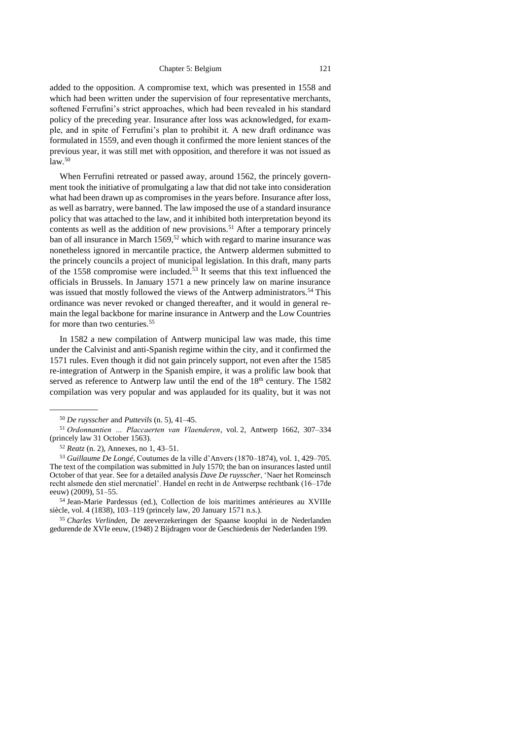added to the opposition. A compromise text, which was presented in 1558 and which had been written under the supervision of four representative merchants, softened Ferrufini's strict approaches, which had been revealed in his standard policy of the preceding year. Insurance after loss was acknowledged, for example, and in spite of Ferrufini's plan to prohibit it. A new draft ordinance was formulated in 1559, and even though it confirmed the more lenient stances of the previous year, it was still met with opposition, and therefore it was not issued as law.[50]

When Ferrufini retreated or passed away, around 1562, the princely government took the initiative of promulgating a law that did not take into consideration what had been drawn up as compromises in the years before. Insurance after loss, as well as barratry, were banned. The law imposed the use of a standard insurance policy that was attached to the law, and it inhibited both interpretation beyond its contents as well as the addition of new provisions.[51] After a temporary princely ban of all insurance in March 1569,[52] which with regard to marine insurance was nonetheless ignored in mercantile practice, the Antwerp aldermen submitted to the princely councils a project of municipal legislation. In this draft, many parts of the 1558 compromise were included.[53] It seems that this text influenced the officials in Brussels. In January 1571 a new princely law on marine insurance was issued that mostly followed the views of the Antwerp administrators.[54] This ordinance was never revoked or changed thereafter, and it would in general remain the legal backbone for marine insurance in Antwerp and the Low Countries for more than two centuries.[55]

In 1582 a new compilation of Antwerp municipal law was made, this time under the Calvinist and anti-Spanish regime within the city, and it confirmed the 1571 rules. Even though it did not gain princely support, not even after the 1585 re-integration of Antwerp in the Spanish empire, it was a prolific law book that served as reference to Antwerp law until the end of the 18th century. The 1582 compilation was very popular and was applauded for its quality, but it was not

---

[50] *De ruysscher* and *Puttevils* (n. 5), 41–45.

[51] *Ordonnantien … Placcaerten van Vlaenderen*, vol. 2, Antwerp 1662, 307–334 (princely law 31 October 1563).

[52] *Reatz* (n. 2), Annexes, no 1, 43–51.

[53] *Guillaume De Longé*, Coutumes de la ville d'Anvers (1870–1874), vol. 1, 429–705. The text of the compilation was submitted in July 1570; the ban on insurances lasted until October of that year. See for a detailed analysis *Dave De ruysscher*, 'Naer het Romeinsch recht alsmede den stiel mercnatiel'. Handel en recht in de Antwerpse rechtbank (16–17de eeuw) (2009), 51–55.

[54] Jean-Marie Pardessus (ed.), Collection de lois maritimes antérieures au XVIIIe siècle, vol. 4 (1838), 103–119 (princely law, 20 January 1571 n.s.).

[55] *Charles Verlinden*, De zeeverzekeringen der Spaanse kooplui in de Nederlanden gedurende de XVIe eeuw, (1948) 2 Bijdragen voor de Geschiedenis der Nederlanden 199.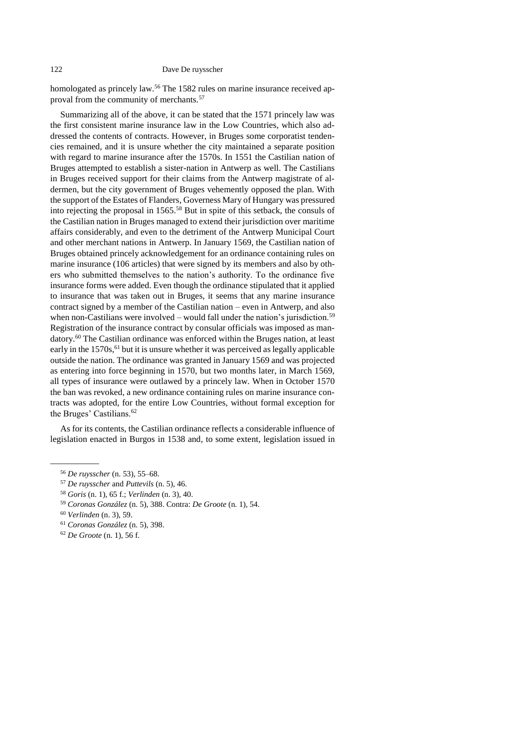homologated as princely law.[56] The 1582 rules on marine insurance received approval from the community of merchants.[57]

Summarizing all of the above, it can be stated that the 1571 princely law was the first consistent marine insurance law in the Low Countries, which also addressed the contents of contracts. However, in Bruges some corporatist tendencies remained, and it is unsure whether the city maintained a separate position with regard to marine insurance after the 1570s. In 1551 the Castilian nation of Bruges attempted to establish a sister-nation in Antwerp as well. The Castilians in Bruges received support for their claims from the Antwerp magistrate of aldermen, but the city government of Bruges vehemently opposed the plan. With the support of the Estates of Flanders, Governess Mary of Hungary was pressured into rejecting the proposal in 1565.[58] But in spite of this setback, the consuls of the Castilian nation in Bruges managed to extend their jurisdiction over maritime affairs considerably, and even to the detriment of the Antwerp Municipal Court and other merchant nations in Antwerp. In January 1569, the Castilian nation of Bruges obtained princely acknowledgement for an ordinance containing rules on marine insurance (106 articles) that were signed by its members and also by others who submitted themselves to the nation's authority. To the ordinance five insurance forms were added. Even though the ordinance stipulated that it applied to insurance that was taken out in Bruges, it seems that any marine insurance contract signed by a member of the Castilian nation – even in Antwerp, and also when non-Castilians were involved – would fall under the nation's jurisdiction.[59] Registration of the insurance contract by consular officials was imposed as mandatory.[60] The Castilian ordinance was enforced within the Bruges nation, at least early in the 1570s,[61] but it is unsure whether it was perceived as legally applicable outside the nation. The ordinance was granted in January 1569 and was projected as entering into force beginning in 1570, but two months later, in March 1569, all types of insurance were outlawed by a princely law. When in October 1570 the ban was revoked, a new ordinance containing rules on marine insurance contracts was adopted, for the entire Low Countries, without formal exception for the Bruges' Castilians.[62]

As for its contents, the Castilian ordinance reflects a considerable influence of legislation enacted in Burgos in 1538 and, to some extent, legislation issued in

---

[56] *De ruysscher* (n. 53), 55–68.

[57] *De ruysscher* and *Puttevils* (n. 5), 46.

[58] *Goris* (n. 1), 65 f.; *Verlinden* (n. 3), 40.

[59] *Coronas González* (n. 5), 388. Contra: *De Groote* (n. 1), 54.

[60] *Verlinden* (n. 3), 59.

[61] *Coronas González* (n. 5), 398.

[62] *De Groote* (n. 1), 56 f.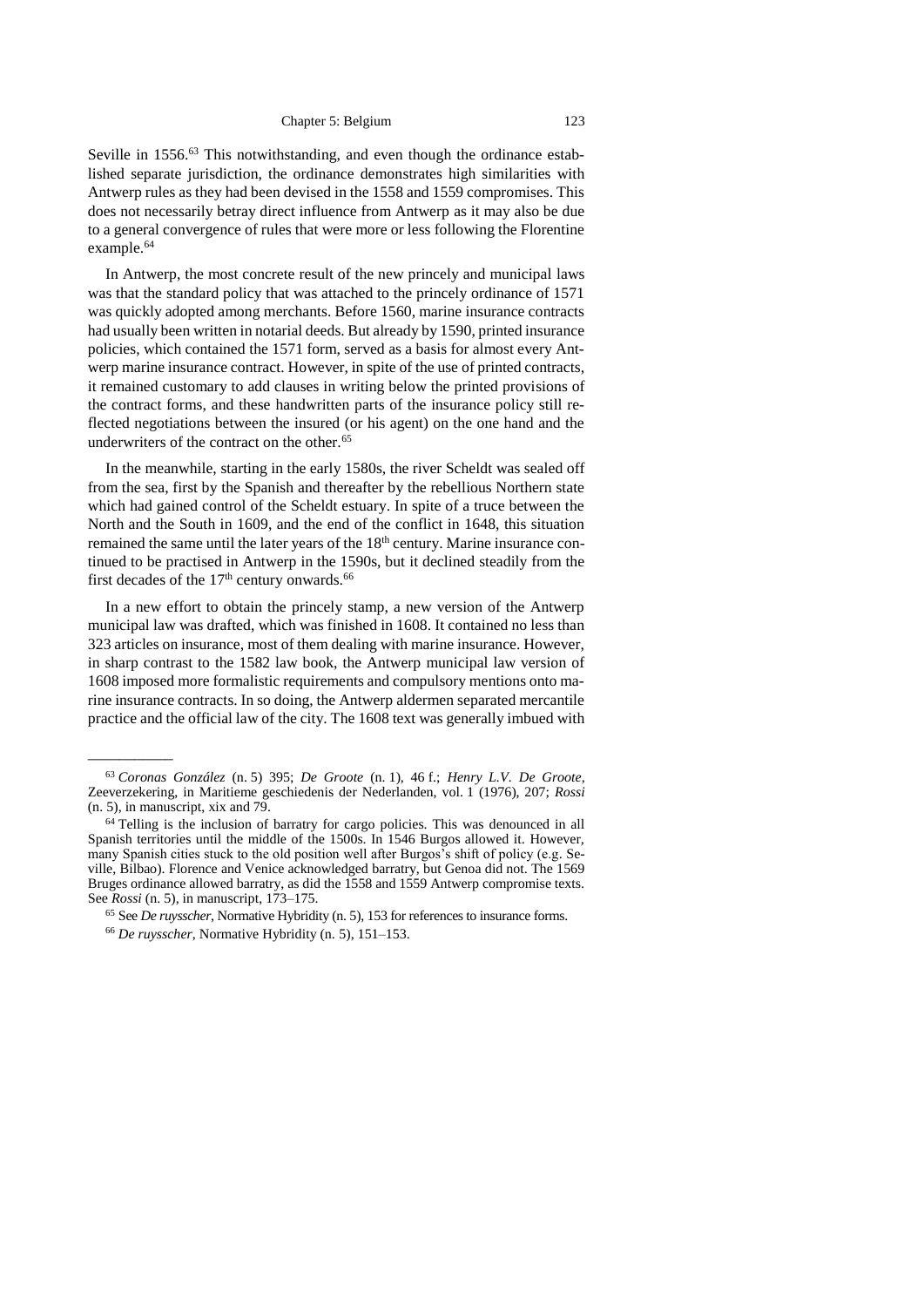Seville in 1556.[63] This notwithstanding, and even though the ordinance established separate jurisdiction, the ordinance demonstrates high similarities with Antwerp rules as they had been devised in the 1558 and 1559 compromises. This does not necessarily betray direct influence from Antwerp as it may also be due to a general convergence of rules that were more or less following the Florentine example.[64]

In Antwerp, the most concrete result of the new princely and municipal laws was that the standard policy that was attached to the princely ordinance of 1571 was quickly adopted among merchants. Before 1560, marine insurance contracts had usually been written in notarial deeds. But already by 1590, printed insurance policies, which contained the 1571 form, served as a basis for almost every Antwerp marine insurance contract. However, in spite of the use of printed contracts, it remained customary to add clauses in writing below the printed provisions of the contract forms, and these handwritten parts of the insurance policy still reflected negotiations between the insured (or his agent) on the one hand and the underwriters of the contract on the other.[65]

In the meanwhile, starting in the early 1580s, the river Scheldt was sealed off from the sea, first by the Spanish and thereafter by the rebellious Northern state which had gained control of the Scheldt estuary. In spite of a truce between the North and the South in 1609, and the end of the conflict in 1648, this situation remained the same until the later years of the 18th century. Marine insurance continued to be practised in Antwerp in the 1590s, but it declined steadily from the first decades of the 17th century onwards.[66]

In a new effort to obtain the princely stamp, a new version of the Antwerp municipal law was drafted, which was finished in 1608. It contained no less than 323 articles on insurance, most of them dealing with marine insurance. However, in sharp contrast to the 1582 law book, the Antwerp municipal law version of 1608 imposed more formalistic requirements and compulsory mentions onto marine insurance contracts. In so doing, the Antwerp aldermen separated mercantile practice and the official law of the city. The 1608 text was generally imbued with

---

[63] *Coronas González* (n. 5) 395; *De Groote* (n. 1), 46 f.; *Henry L.V. De Groote*, Zeeverzekering, in Maritieme geschiedenis der Nederlanden, vol. 1 (1976), 207; *Rossi* (n. 5), in manuscript, xix and 79.

[64] Telling is the inclusion of barratry for cargo policies. This was denounced in all Spanish territories until the middle of the 1500s. In 1546 Burgos allowed it. However, many Spanish cities stuck to the old position well after Burgos's shift of policy (e.g. Seville, Bilbao). Florence and Venice acknowledged barratry, but Genoa did not. The 1569 Bruges ordinance allowed barratry, as did the 1558 and 1559 Antwerp compromise texts. See *Rossi* (n. 5), in manuscript, 173–175.

[65] See *De ruysscher*, Normative Hybridity (n. 5), 153 for references to insurance forms.

[66] *De ruysscher*, Normative Hybridity (n. 5), 151–153.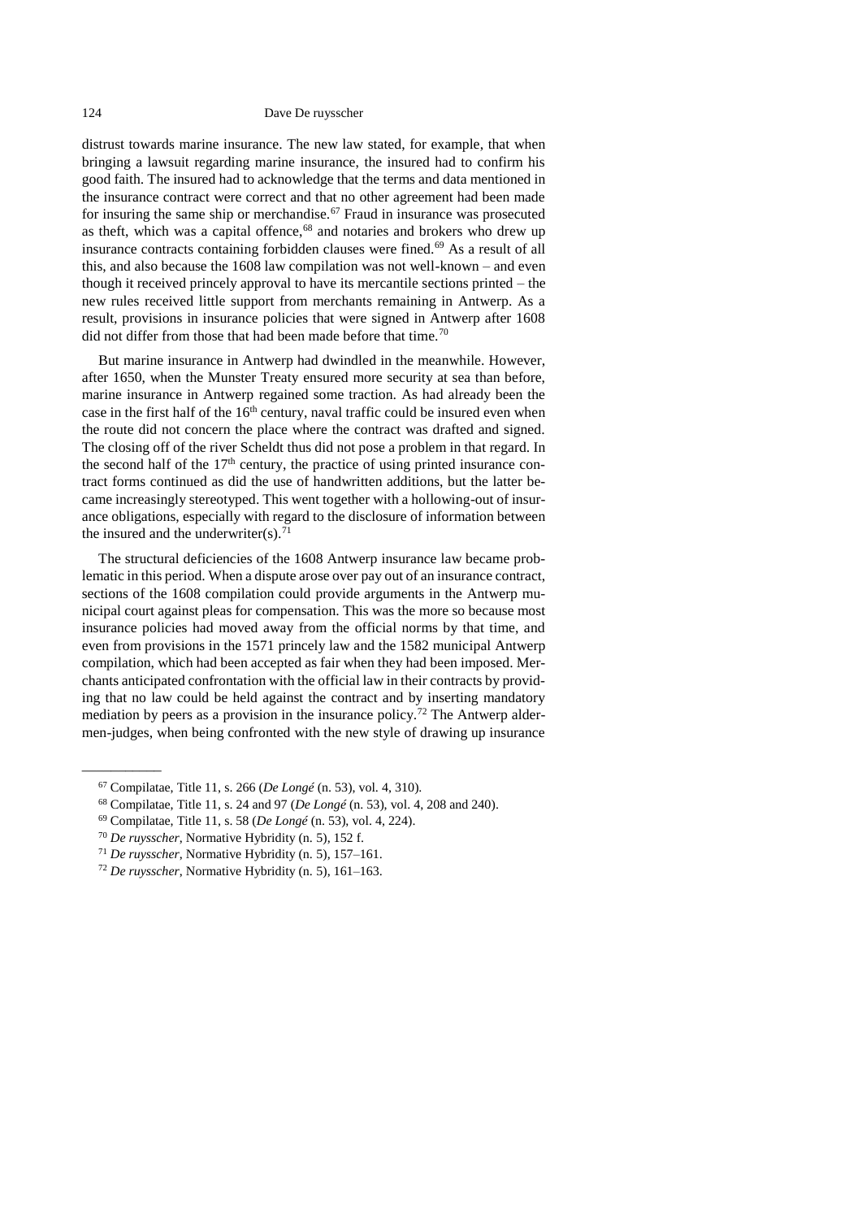distrust towards marine insurance. The new law stated, for example, that when bringing a lawsuit regarding marine insurance, the insured had to confirm his good faith. The insured had to acknowledge that the terms and data mentioned in the insurance contract were correct and that no other agreement had been made for insuring the same ship or merchandise.[67] Fraud in insurance was prosecuted as theft, which was a capital offence,[68] and notaries and brokers who drew up insurance contracts containing forbidden clauses were fined.[69] As a result of all this, and also because the 1608 law compilation was not well-known – and even though it received princely approval to have its mercantile sections printed – the new rules received little support from merchants remaining in Antwerp. As a result, provisions in insurance policies that were signed in Antwerp after 1608 did not differ from those that had been made before that time.[70]

But marine insurance in Antwerp had dwindled in the meanwhile. However, after 1650, when the Munster Treaty ensured more security at sea than before, marine insurance in Antwerp regained some traction. As had already been the case in the first half of the 16th century, naval traffic could be insured even when the route did not concern the place where the contract was drafted and signed. The closing off of the river Scheldt thus did not pose a problem in that regard. In the second half of the 17th century, the practice of using printed insurance contract forms continued as did the use of handwritten additions, but the latter became increasingly stereotyped. This went together with a hollowing-out of insurance obligations, especially with regard to the disclosure of information between the insured and the underwriter(s).[71]

The structural deficiencies of the 1608 Antwerp insurance law became problematic in this period. When a dispute arose over pay out of an insurance contract, sections of the 1608 compilation could provide arguments in the Antwerp municipal court against pleas for compensation. This was the more so because most insurance policies had moved away from the official norms by that time, and even from provisions in the 1571 princely law and the 1582 municipal Antwerp compilation, which had been accepted as fair when they had been imposed. Merchants anticipated confrontation with the official law in their contracts by providing that no law could be held against the contract and by inserting mandatory mediation by peers as a provision in the insurance policy.[72] The Antwerp aldermen-judges, when being confronted with the new style of drawing up insurance

---

[67] Compilatae, Title 11, s. 266 (*De Longé* (n. 53), vol. 4, 310).

[68] Compilatae, Title 11, s. 24 and 97 (*De Longé* (n. 53), vol. 4, 208 and 240).

[69] Compilatae, Title 11, s. 58 (*De Longé* (n. 53), vol. 4, 224).

[70] *De ruysscher*, Normative Hybridity (n. 5), 152 f.

[71] *De ruysscher*, Normative Hybridity (n. 5), 157–161.

[72] *De ruysscher*, Normative Hybridity (n. 5), 161–163.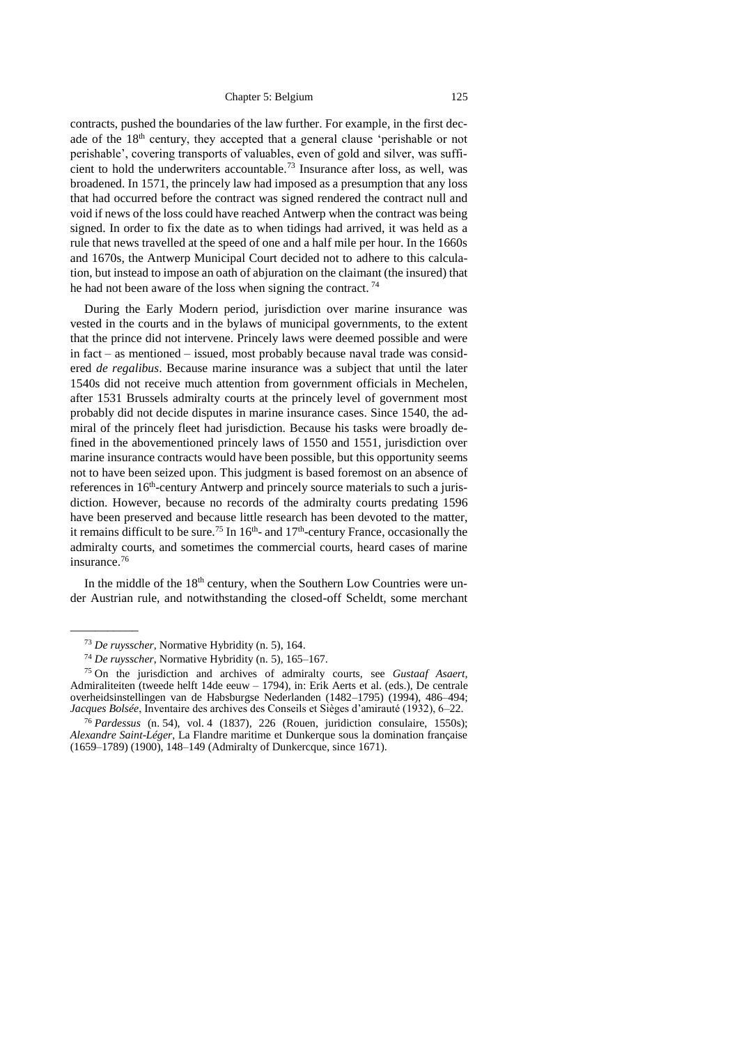contracts, pushed the boundaries of the law further. For example, in the first decade of the 18th century, they accepted that a general clause 'perishable or not perishable', covering transports of valuables, even of gold and silver, was sufficient to hold the underwriters accountable.[73] Insurance after loss, as well, was broadened. In 1571, the princely law had imposed as a presumption that any loss that had occurred before the contract was signed rendered the contract null and void if news of the loss could have reached Antwerp when the contract was being signed. In order to fix the date as to when tidings had arrived, it was held as a rule that news travelled at the speed of one and a half mile per hour. In the 1660s and 1670s, the Antwerp Municipal Court decided not to adhere to this calculation, but instead to impose an oath of abjuration on the claimant (the insured) that he had not been aware of the loss when signing the contract.[74]

During the Early Modern period, jurisdiction over marine insurance was vested in the courts and in the bylaws of municipal governments, to the extent that the prince did not intervene. Princely laws were deemed possible and were in fact – as mentioned – issued, most probably because naval trade was considered *de regalibus*. Because marine insurance was a subject that until the later 1540s did not receive much attention from government officials in Mechelen, after 1531 Brussels admiralty courts at the princely level of government most probably did not decide disputes in marine insurance cases. Since 1540, the admiral of the princely fleet had jurisdiction. Because his tasks were broadly defined in the abovementioned princely laws of 1550 and 1551, jurisdiction over marine insurance contracts would have been possible, but this opportunity seems not to have been seized upon. This judgment is based foremost on an absence of references in 16th-century Antwerp and princely source materials to such a jurisdiction. However, because no records of the admiralty courts predating 1596 have been preserved and because little research has been devoted to the matter, it remains difficult to be sure.[75] In 16th- and 17th-century France, occasionally the admiralty courts, and sometimes the commercial courts, heard cases of marine insurance.[76]

In the middle of the 18th century, when the Southern Low Countries were under Austrian rule, and notwithstanding the closed-off Scheldt, some merchant

---

[73] *De ruysscher*, Normative Hybridity (n. 5), 164.

[74] *De ruysscher*, Normative Hybridity (n. 5), 165–167.

[75] On the jurisdiction and archives of admiralty courts, see *Gustaaf Asaert*, Admiraliteiten (tweede helft 14de eeuw – 1794), in: Erik Aerts et al. (eds.), De centrale overheidsinstellingen van de Habsburgse Nederlanden (1482–1795) (1994), 486–494; *Jacques Bolsée*, Inventaire des archives des Conseils et Sièges d'amirauté (1932), 6–22.

[76] *Pardessus* (n. 54), vol. 4 (1837), 226 (Rouen, juridiction consulaire, 1550s); *Alexandre Saint-Léger*, La Flandre maritime et Dunkerque sous la domination française (1659–1789) (1900), 148–149 (Admiralty of Dunkercque, since 1671).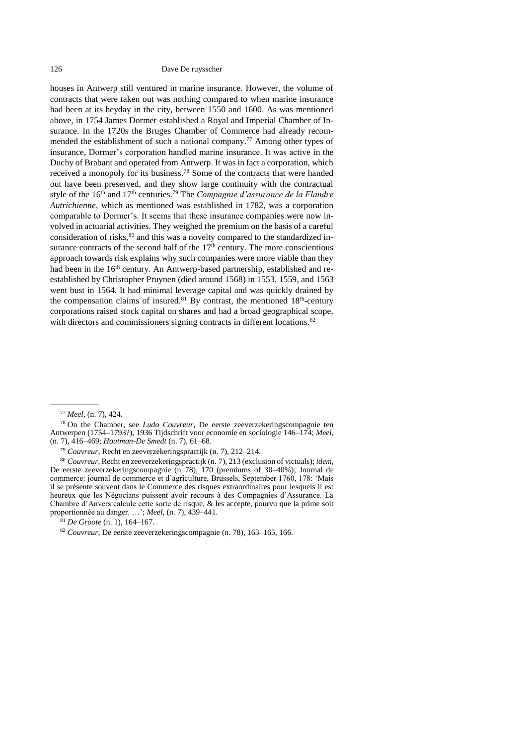houses in Antwerp still ventured in marine insurance. However, the volume of contracts that were taken out was nothing compared to when marine insurance had been at its heyday in the city, between 1550 and 1600. As was mentioned above, in 1754 James Dormer established a Royal and Imperial Chamber of Insurance. In the 1720s the Bruges Chamber of Commerce had already recommended the establishment of such a national company.[77] Among other types of insurance, Dormer's corporation handled marine insurance. It was active in the Duchy of Brabant and operated from Antwerp. It was in fact a corporation, which received a monopoly for its business.[78] Some of the contracts that were handed out have been preserved, and they show large continuity with the contractual style of the 16th and 17th centuries.[79] The *Compagnie d'assurance de la Flandre Autrichienne*, which as mentioned was established in 1782, was a corporation comparable to Dormer's. It seems that these insurance companies were now involved in actuarial activities. They weighed the premium on the basis of a careful consideration of risks,[80] and this was a novelty compared to the standardized insurance contracts of the second half of the 17th century. The more conscientious approach towards risk explains why such companies were more viable than they had been in the 16th century. An Antwerp-based partnership, established and re-established by Christopher Pruynen (died around 1568) in 1553, 1559, and 1563 went bust in 1564. It had minimal leverage capital and was quickly drained by the compensation claims of insured.[81] By contrast, the mentioned 18th-century corporations raised stock capital on shares and had a broad geographical scope, with directors and commissioners signing contracts in different locations.[82]

---

[77] *Meel*, (n. 7), 424.

[78] On the Chamber, see *Ludo Couvreur*, De eerste zeeverzekeringscompagnie ten Antwerpen (1754–1793?), 1936 Tijdschrift voor economie en sociologie 146–174; *Meel*, (n. 7), 416–469; *Houtman-De Smedt* (n. 7), 61–68.

[79] *Couvreur*, Recht en zeeverzekeringspractijk (n. 7), 212–214.

[80] *Couvreur*, Recht en zeeverzekeringspractijk (n. 7), 213 (exclusion of victuals); *idem*, De eerste zeeverzekeringscompagnie (n. 78), 170 (premiums of 30–40%); Journal de commerce: journal de commerce et d'agriculture, Brussels, September 1760, 178: 'Mais il se présente souvent dans le Commerce des risques extraordinaires pour lesquels il est heureux que les Négocians puissent avoir recours à des Compagnies d'Assurance. La Chambre d'Anvers calcule cette sorte de risque, & les accepte, pourvu que la prime soit proportionnée au danger. …'; *Meel*, (n. 7), 439–441.

[81] *De Groote* (n. 1), 164–167.

[82] *Couvreur*, De eerste zeeverzekeringscompagnie (n. 78), 163–165, 166.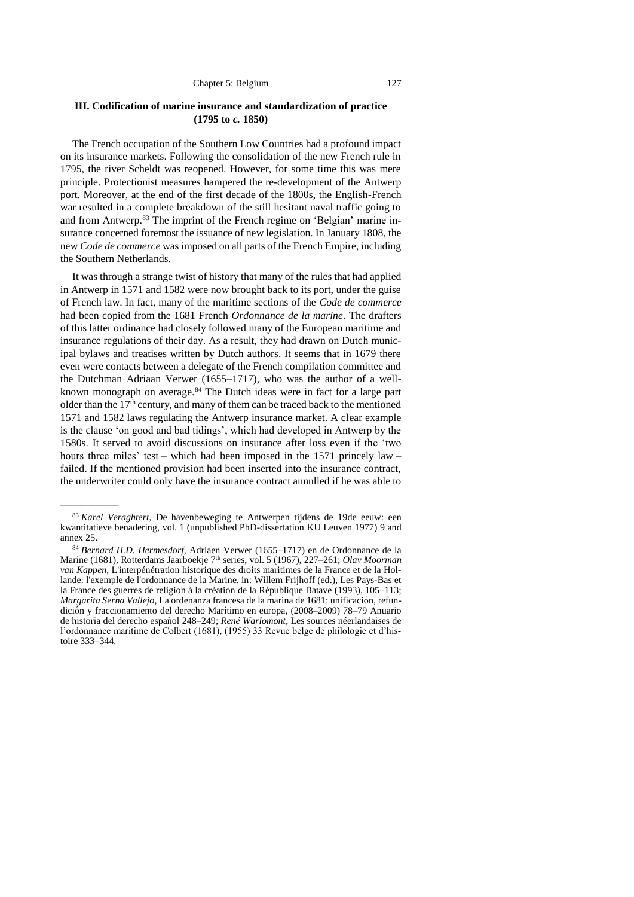### III. Codification of marine insurance and standardization of practice (1795 to *c.* 1850)

The French occupation of the Southern Low Countries had a profound impact on its insurance markets. Following the consolidation of the new French rule in 1795, the river Scheldt was reopened. However, for some time this was mere principle. Protectionist measures hampered the re-development of the Antwerp port. Moreover, at the end of the first decade of the 1800s, the English-French war resulted in a complete breakdown of the still hesitant naval traffic going to and from Antwerp.[83] The imprint of the French regime on 'Belgian' marine insurance concerned foremost the issuance of new legislation. In January 1808, the new *Code de commerce* was imposed on all parts of the French Empire, including the Southern Netherlands.

It was through a strange twist of history that many of the rules that had applied in Antwerp in 1571 and 1582 were now brought back to its port, under the guise of French law. In fact, many of the maritime sections of the *Code de commerce* had been copied from the 1681 French *Ordonnance de la marine*. The drafters of this latter ordinance had closely followed many of the European maritime and insurance regulations of their day. As a result, they had drawn on Dutch municipal bylaws and treatises written by Dutch authors. It seems that in 1679 there even were contacts between a delegate of the French compilation committee and the Dutchman Adriaan Verwer (1655–1717), who was the author of a well-known monograph on average.[84] The Dutch ideas were in fact for a large part older than the 17th century, and many of them can be traced back to the mentioned 1571 and 1582 laws regulating the Antwerp insurance market. A clear example is the clause 'on good and bad tidings', which had developed in Antwerp by the 1580s. It served to avoid discussions on insurance after loss even if the 'two hours three miles' test – which had been imposed in the 1571 princely law – failed. If the mentioned provision had been inserted into the insurance contract, the underwriter could only have the insurance contract annulled if he was able to

---

[83] *Karel Veraghtert*, De havenbeweging te Antwerpen tijdens de 19de eeuw: een kwantitatieve benadering, vol. 1 (unpublished PhD-dissertation KU Leuven 1977) 9 and annex 25.

[84] *Bernard H.D. Hermesdorf*, Adriaen Verwer (1655–1717) en de Ordonnance de la Marine (1681), Rotterdams Jaarboekje 7th series, vol. 5 (1967), 227–261; *Olav Moorman van Kappen*, L'interpénétration historique des droits maritimes de la France et de la Hollande: l'exemple de l'ordonnance de la Marine, in: Willem Frijhoff (ed.), Les Pays-Bas et la France des guerres de religion à la création de la République Batave (1993), 105–113; *Margarita Serna Vallejo*, La ordenanza francesa de la marina de 1681: unificación, refundición y fraccionamiento del derecho Marítimo en europa, (2008–2009) 78–79 Anuario de historia del derecho español 248–249; *René Warlomont*, Les sources néerlandaises de l'ordonnance maritime de Colbert (1681), (1955) 33 Revue belge de philologie et d'histoire 333–344.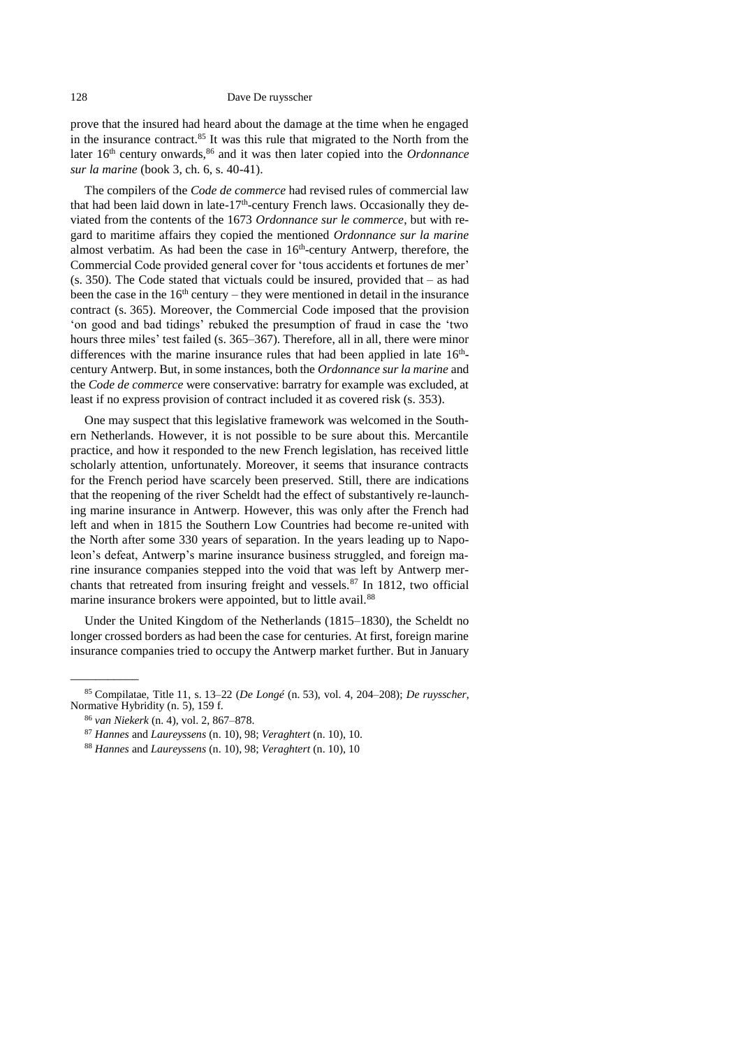prove that the insured had heard about the damage at the time when he engaged in the insurance contract.[85] It was this rule that migrated to the North from the later 16th century onwards,[86] and it was then later copied into the *Ordonnance sur la marine* (book 3, ch. 6, s. 40-41).

The compilers of the *Code de commerce* had revised rules of commercial law that had been laid down in late-17th-century French laws. Occasionally they deviated from the contents of the 1673 *Ordonnance sur le commerce*, but with regard to maritime affairs they copied the mentioned *Ordonnance sur la marine* almost verbatim. As had been the case in 16th-century Antwerp, therefore, the Commercial Code provided general cover for 'tous accidents et fortunes de mer' (s. 350). The Code stated that victuals could be insured, provided that – as had been the case in the 16th century – they were mentioned in detail in the insurance contract (s. 365). Moreover, the Commercial Code imposed that the provision 'on good and bad tidings' rebuked the presumption of fraud in case the 'two hours three miles' test failed (s. 365–367). Therefore, all in all, there were minor differences with the marine insurance rules that had been applied in late 16th-century Antwerp. But, in some instances, both the *Ordonnance sur la marine* and the *Code de commerce* were conservative: barratry for example was excluded, at least if no express provision of contract included it as covered risk (s. 353).

One may suspect that this legislative framework was welcomed in the Southern Netherlands. However, it is not possible to be sure about this. Mercantile practice, and how it responded to the new French legislation, has received little scholarly attention, unfortunately. Moreover, it seems that insurance contracts for the French period have scarcely been preserved. Still, there are indications that the reopening of the river Scheldt had the effect of substantively re-launching marine insurance in Antwerp. However, this was only after the French had left and when in 1815 the Southern Low Countries had become re-united with the North after some 330 years of separation. In the years leading up to Napoleon's defeat, Antwerp's marine insurance business struggled, and foreign marine insurance companies stepped into the void that was left by Antwerp merchants that retreated from insuring freight and vessels.[87] In 1812, two official marine insurance brokers were appointed, but to little avail.[88]

Under the United Kingdom of the Netherlands (1815–1830), the Scheldt no longer crossed borders as had been the case for centuries. At first, foreign marine insurance companies tried to occupy the Antwerp market further. But in January

---

[85] Compilatae, Title 11, s. 13–22 (*De Longé* (n. 53), vol. 4, 204–208); *De ruysscher*, Normative Hybridity (n. 5), 159 f.

[86] *van Niekerk* (n. 4), vol. 2, 867–878.

[87] *Hannes* and *Laureyssens* (n. 10), 98; *Veraghtert* (n. 10), 10.

[88] *Hannes* and *Laureyssens* (n. 10), 98; *Veraghtert* (n. 10), 10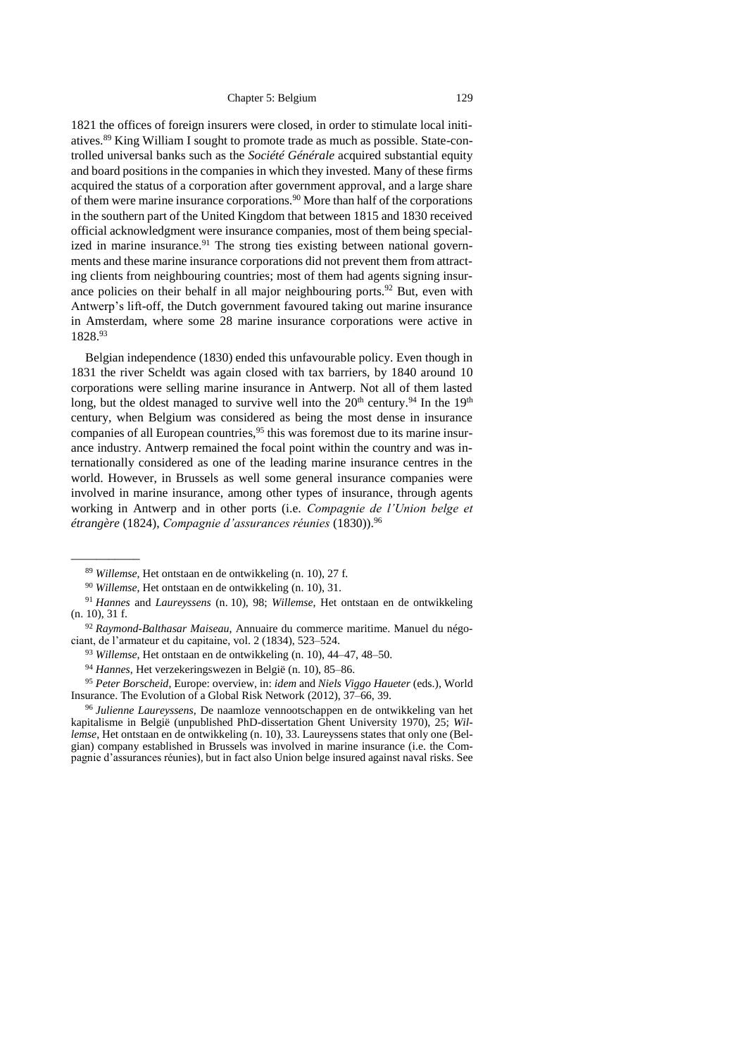1821 the offices of foreign insurers were closed, in order to stimulate local initiatives.[89] King William I sought to promote trade as much as possible. State-controlled universal banks such as the *Société Générale* acquired substantial equity and board positions in the companies in which they invested. Many of these firms acquired the status of a corporation after government approval, and a large share of them were marine insurance corporations.[90] More than half of the corporations in the southern part of the United Kingdom that between 1815 and 1830 received official acknowledgment were insurance companies, most of them being specialized in marine insurance.[91] The strong ties existing between national governments and these marine insurance corporations did not prevent them from attracting clients from neighbouring countries; most of them had agents signing insurance policies on their behalf in all major neighbouring ports.[92] But, even with Antwerp's lift-off, the Dutch government favoured taking out marine insurance in Amsterdam, where some 28 marine insurance corporations were active in 1828.[93]

Belgian independence (1830) ended this unfavourable policy. Even though in 1831 the river Scheldt was again closed with tax barriers, by 1840 around 10 corporations were selling marine insurance in Antwerp. Not all of them lasted long, but the oldest managed to survive well into the 20th century.[94] In the 19th century, when Belgium was considered as being the most dense in insurance companies of all European countries,[95] this was foremost due to its marine insurance industry. Antwerp remained the focal point within the country and was internationally considered as one of the leading marine insurance centres in the world. However, in Brussels as well some general insurance companies were involved in marine insurance, among other types of insurance, through agents working in Antwerp and in other ports (i.e. *Compagnie de l'Union belge et étrangère* (1824), *Compagnie d'assurances réunies* (1830)).[96]

---

[89] *Willemse*, Het ontstaan en de ontwikkeling (n. 10), 27 f.

[90] *Willemse*, Het ontstaan en de ontwikkeling (n. 10), 31.

[91] *Hannes* and *Laureyssens* (n. 10), 98; *Willemse*, Het ontstaan en de ontwikkeling (n. 10), 31 f.

[92] *Raymond-Balthasar Maiseau*, Annuaire du commerce maritime. Manuel du négociant, de l'armateur et du capitaine, vol. 2 (1834), 523–524.

[93] *Willemse*, Het ontstaan en de ontwikkeling (n. 10), 44–47, 48–50.

[94] *Hannes*, Het verzekeringswezen in België (n. 10), 85–86.

[95] *Peter Borscheid*, Europe: overview, in: *idem* and *Niels Viggo Haueter* (eds.), World Insurance. The Evolution of a Global Risk Network (2012), 37–66, 39.

[96] *Julienne Laureyssens*, De naamloze vennootschappen en de ontwikkeling van het kapitalisme in België (unpublished PhD-dissertation Ghent University 1970), 25; *Willemse*, Het ontstaan en de ontwikkeling (n. 10), 33. Laureyssens states that only one (Belgian) company established in Brussels was involved in marine insurance (i.e. the Compagnie d'assurances réunies), but in fact also Union belge insured against naval risks. See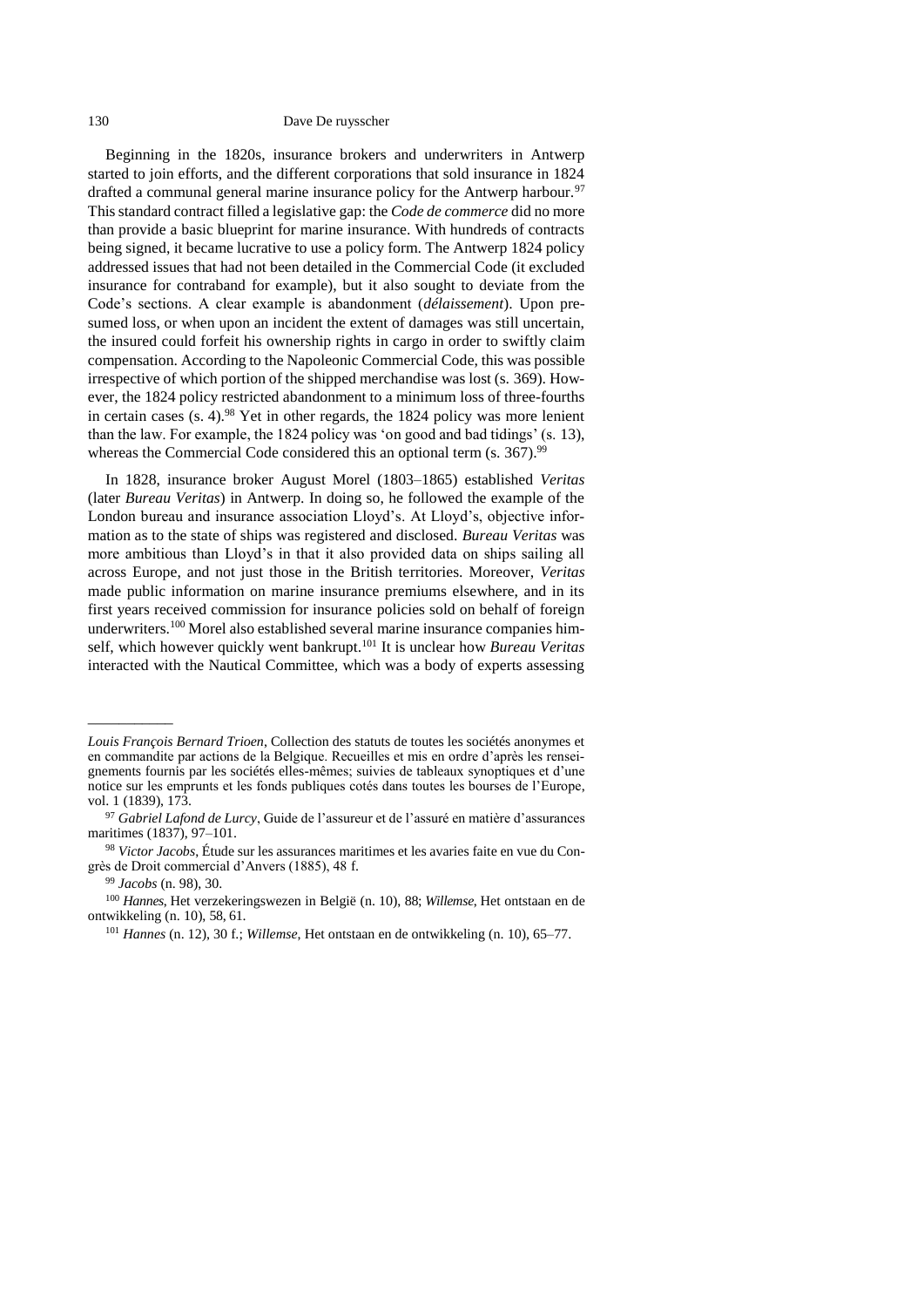Beginning in the 1820s, insurance brokers and underwriters in Antwerp started to join efforts, and the different corporations that sold insurance in 1824 drafted a communal general marine insurance policy for the Antwerp harbour.[97] This standard contract filled a legislative gap: the *Code de commerce* did no more than provide a basic blueprint for marine insurance. With hundreds of contracts being signed, it became lucrative to use a policy form. The Antwerp 1824 policy addressed issues that had not been detailed in the Commercial Code (it excluded insurance for contraband for example), but it also sought to deviate from the Code's sections. A clear example is abandonment (*délaissement*). Upon presumed loss, or when upon an incident the extent of damages was still uncertain, the insured could forfeit his ownership rights in cargo in order to swiftly claim compensation. According to the Napoleonic Commercial Code, this was possible irrespective of which portion of the shipped merchandise was lost (s. 369). However, the 1824 policy restricted abandonment to a minimum loss of three-fourths in certain cases (s. 4).[98] Yet in other regards, the 1824 policy was more lenient than the law. For example, the 1824 policy was 'on good and bad tidings' (s. 13), whereas the Commercial Code considered this an optional term (s. 367).[99]

In 1828, insurance broker August Morel (1803–1865) established *Veritas* (later *Bureau Veritas*) in Antwerp. In doing so, he followed the example of the London bureau and insurance association Lloyd's. At Lloyd's, objective information as to the state of ships was registered and disclosed. *Bureau Veritas* was more ambitious than Lloyd's in that it also provided data on ships sailing all across Europe, and not just those in the British territories. Moreover, *Veritas* made public information on marine insurance premiums elsewhere, and in its first years received commission for insurance policies sold on behalf of foreign underwriters.[100] Morel also established several marine insurance companies himself, which however quickly went bankrupt.[101] It is unclear how *Bureau Veritas* interacted with the Nautical Committee, which was a body of experts assessing

---

*Louis François Bernard Trioen*, Collection des statuts de toutes les sociétés anonymes et en commandite par actions de la Belgique. Recueilles et mis en ordre d'après les renseignements fournis par les sociétés elles-mêmes; suivies de tableaux synoptiques et d'une notice sur les emprunts et les fonds publiques cotés dans toutes les bourses de l'Europe, vol. 1 (1839), 173.

[97] *Gabriel Lafond de Lurcy*, Guide de l'assureur et de l'assuré en matière d'assurances maritimes (1837), 97–101.

[98] *Victor Jacobs*, Étude sur les assurances maritimes et les avaries faite en vue du Congrès de Droit commercial d'Anvers (1885), 48 f.

[99] *Jacobs* (n. 98), 30.

[100] *Hannes*, Het verzekeringswezen in België (n. 10), 88; *Willemse*, Het ontstaan en de ontwikkeling (n. 10), 58, 61.

[101] *Hannes* (n. 12), 30 f.; *Willemse*, Het ontstaan en de ontwikkeling (n. 10), 65–77.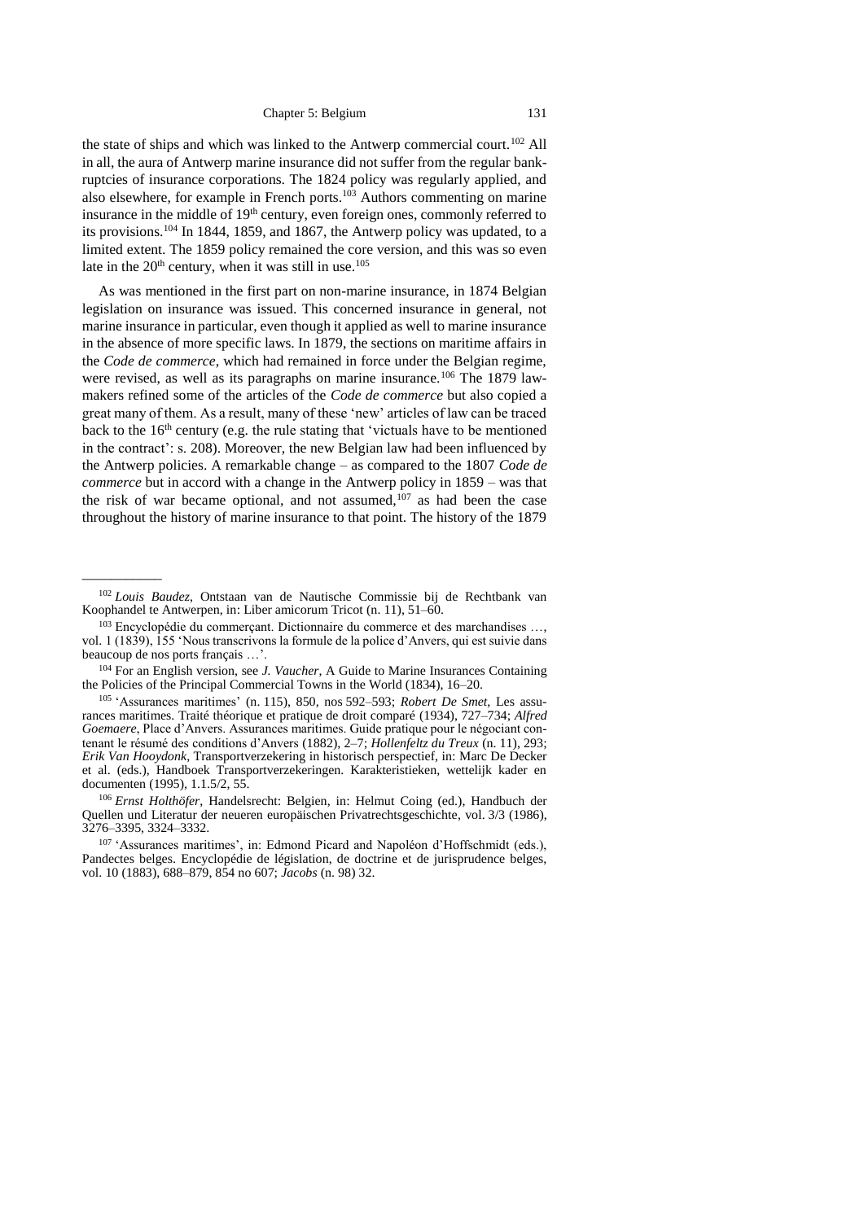the state of ships and which was linked to the Antwerp commercial court.[102] All in all, the aura of Antwerp marine insurance did not suffer from the regular bankruptcies of insurance corporations. The 1824 policy was regularly applied, and also elsewhere, for example in French ports.[103] Authors commenting on marine insurance in the middle of 19th century, even foreign ones, commonly referred to its provisions.[104] In 1844, 1859, and 1867, the Antwerp policy was updated, to a limited extent. The 1859 policy remained the core version, and this was so even late in the 20th century, when it was still in use.[105]

As was mentioned in the first part on non-marine insurance, in 1874 Belgian legislation on insurance was issued. This concerned insurance in general, not marine insurance in particular, even though it applied as well to marine insurance in the absence of more specific laws. In 1879, the sections on maritime affairs in the *Code de commerce*, which had remained in force under the Belgian regime, were revised, as well as its paragraphs on marine insurance.[106] The 1879 lawmakers refined some of the articles of the *Code de commerce* but also copied a great many of them. As a result, many of these 'new' articles of law can be traced back to the 16th century (e.g. the rule stating that 'victuals have to be mentioned in the contract': s. 208). Moreover, the new Belgian law had been influenced by the Antwerp policies. A remarkable change – as compared to the 1807 *Code de commerce* but in accord with a change in the Antwerp policy in 1859 – was that the risk of war became optional, and not assumed,[107] as had been the case throughout the history of marine insurance to that point. The history of the 1879

---

[102] *Louis Baudez*, Ontstaan van de Nautische Commissie bij de Rechtbank van Koophandel te Antwerpen, in: Liber amicorum Tricot (n. 11), 51–60.

[103] Encyclopédie du commerçant. Dictionnaire du commerce et des marchandises …, vol. 1 (1839), 155 'Nous transcrivons la formule de la police d'Anvers, qui est suivie dans beaucoup de nos ports français …'.

[104] For an English version, see *J. Vaucher*, A Guide to Marine Insurances Containing the Policies of the Principal Commercial Towns in the World (1834), 16–20.

[105] 'Assurances maritimes' (n. 115), 850, nos 592–593; *Robert De Smet*, Les assurances maritimes. Traité théorique et pratique de droit comparé (1934), 727–734; *Alfred Goemaere*, Place d'Anvers. Assurances maritimes. Guide pratique pour le négociant contenant le résumé des conditions d'Anvers (1882), 2–7; *Hollenfeltz du Treux* (n. 11), 293; *Erik Van Hooydonk*, Transportverzekering in historisch perspectief, in: Marc De Decker et al. (eds.), Handboek Transportverzekeringen. Karakteristieken, wettelijk kader en documenten (1995), 1.1.5/2, 55.

[106] *Ernst Holthöfer*, Handelsrecht: Belgien, in: Helmut Coing (ed.), Handbuch der Quellen und Literatur der neueren europäischen Privatrechtsgeschichte, vol. 3/3 (1986), 3276–3395, 3324–3332.

[107] 'Assurances maritimes', in: Edmond Picard and Napoléon d'Hoffschmidt (eds.), Pandectes belges. Encyclopédie de législation, de doctrine et de jurisprudence belges, vol. 10 (1883), 688–879, 854 no 607; *Jacobs* (n. 98) 32.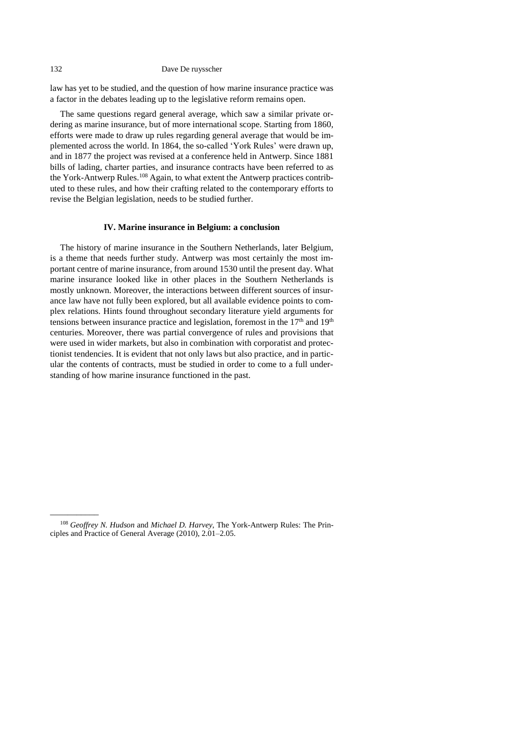law has yet to be studied, and the question of how marine insurance practice was a factor in the debates leading up to the legislative reform remains open.

The same questions regard general average, which saw a similar private ordering as marine insurance, but of more international scope. Starting from 1860, efforts were made to draw up rules regarding general average that would be implemented across the world. In 1864, the so-called 'York Rules' were drawn up, and in 1877 the project was revised at a conference held in Antwerp. Since 1881 bills of lading, charter parties, and insurance contracts have been referred to as the York-Antwerp Rules.[108] Again, to what extent the Antwerp practices contributed to these rules, and how their crafting related to the contemporary efforts to revise the Belgian legislation, needs to be studied further.

## IV. Marine insurance in Belgium: a conclusion

The history of marine insurance in the Southern Netherlands, later Belgium, is a theme that needs further study. Antwerp was most certainly the most important centre of marine insurance, from around 1530 until the present day. What marine insurance looked like in other places in the Southern Netherlands is mostly unknown. Moreover, the interactions between different sources of insurance law have not fully been explored, but all available evidence points to complex relations. Hints found throughout secondary literature yield arguments for tensions between insurance practice and legislation, foremost in the 17th and 19th centuries. Moreover, there was partial convergence of rules and provisions that were used in wider markets, but also in combination with corporatist and protectionist tendencies. It is evident that not only laws but also practice, and in particular the contents of contracts, must be studied in order to come to a full understanding of how marine insurance functioned in the past.

---

[108] *Geoffrey N. Hudson* and *Michael D. Harvey*, The York-Antwerp Rules: The Principles and Practice of General Average (2010), 2.01–2.05.